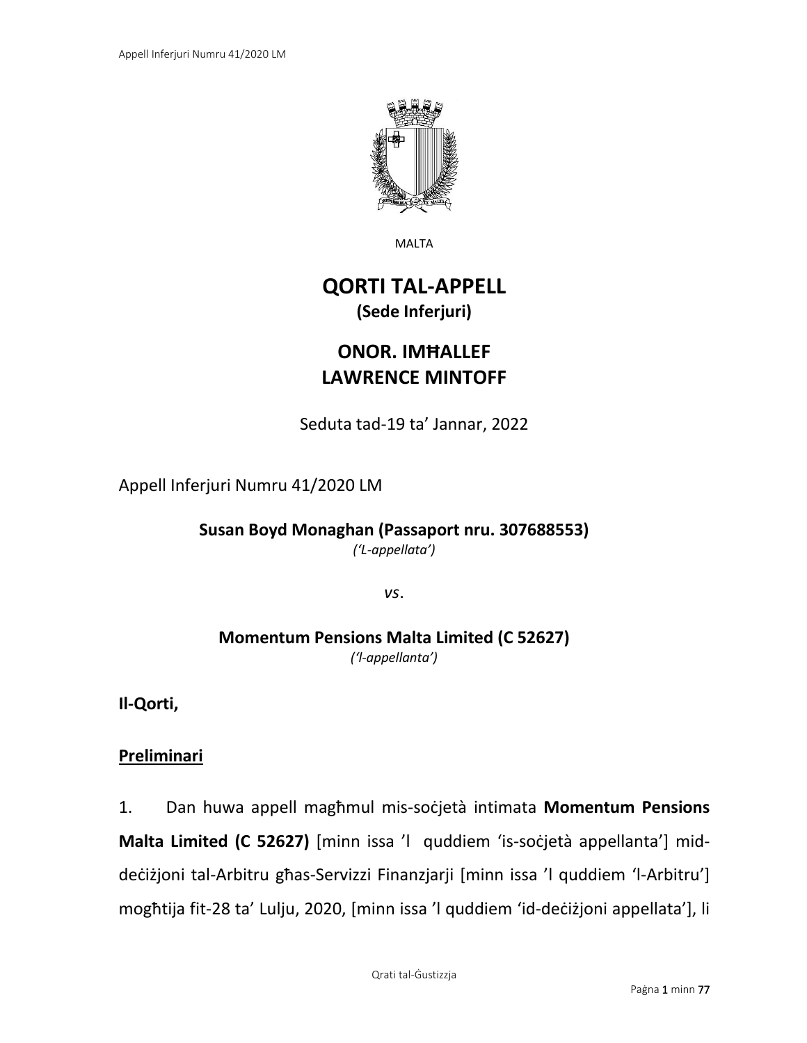MALTA

# QORTI TAL-APPELL

**(Sede Inferjuri)**

## ONOR. IMĦALLEF LAWRENCE MINTOFF

Seduta tad-19 ta' Jannar, 2022

Appell Inferjuri Numru 41/2020 LM

**Susan Boyd Monaghan (Passaport nru. 307688553)**
*('L-appellata')*

*vs*.

**Momentum Pensions Malta Limited (C 52627)**
*('l-appellanta')*

**Il-Qorti,**

**Preliminari**

1. Dan huwa appell magħmul mis-soċjetà intimata **Momentum Pensions Malta Limited (C 52627)** [minn issa 'l quddiem 'is-soċjetà appellanta'] mid-deċiżjoni tal-Arbitru għas-Servizzi Finanzjarji [minn issa 'l quddiem 'l-Arbitru'] mogħtija fit-28 ta' Lulju, 2020, [minn issa 'l quddiem 'id-deċiżjoni appellata'], li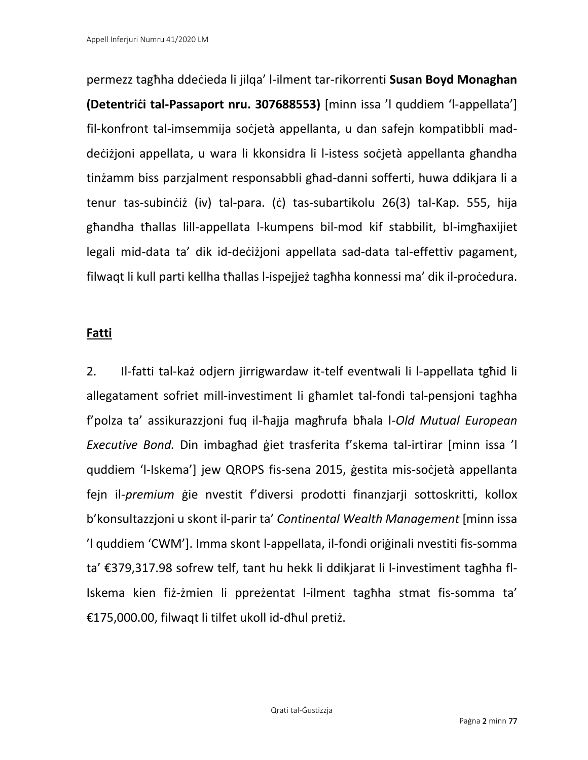permezz tagħha ddeċieda li jilqa' l-ilment tar-rikorrenti **Susan Boyd Monaghan (Detentriċi tal-Passaport nru. 307688553)** [minn issa 'l quddiem 'l-appellata'] fil-konfront tal-imsemmija soċjetà appellanta, u dan safejn kompatibbli mad-deċiżjoni appellata, u wara li kkonsidra li l-istess soċjetà appellanta għandha tinżamm biss parzjalment responsabbli għad-danni sofferti, huwa ddikjara li a tenur tas-subinċiż (iv) tal-para. (ċ) tas-subartikolu 26(3) tal-Kap. 555, hija għandha tħallas lill-appellata l-kumpens bil-mod kif stabbilit, bl-imgħaxijiet legali mid-data ta' dik id-deċiżjoni appellata sad-data tal-effettiv pagament, filwaqt li kull parti kellha tħallas l-ispejjeż tagħha konnessi ma' dik il-proċedura.

**Fatti**

2. Il-fatti tal-każ odjern jirrigwardaw it-telf eventwali li l-appellata tgħid li allegatament sofriet mill-investiment li għamlet tal-fondi tal-pensjoni tagħha f'polza ta' assikurazzjoni fuq il-ħajja magħrufa bħala l-*Old Mutual European Executive Bond.* Din imbagħad ġiet trasferita f'skema tal-irtirar [minn issa 'l quddiem 'l-Iskema'] jew QROPS fis-sena 2015, ġestita mis-soċjetà appellanta fejn il-*premium* ġie nvestit f'diversi prodotti finanzjarji sottoskritti, kollox b'konsultazzjoni u skont il-parir ta' *Continental Wealth Management* [minn issa 'l quddiem 'CWM']. Imma skont l-appellata, il-fondi oriġinali nvestiti fis-somma ta' €379,317.98 sofrew telf, tant hu hekk li ddikjarat li l-investiment tagħha fl-Iskema kien fiż-żmien li ppreżentat l-ilment tagħha stmat fis-somma ta' €175,000.00, filwaqt li tilfet ukoll id-dħul pretiż.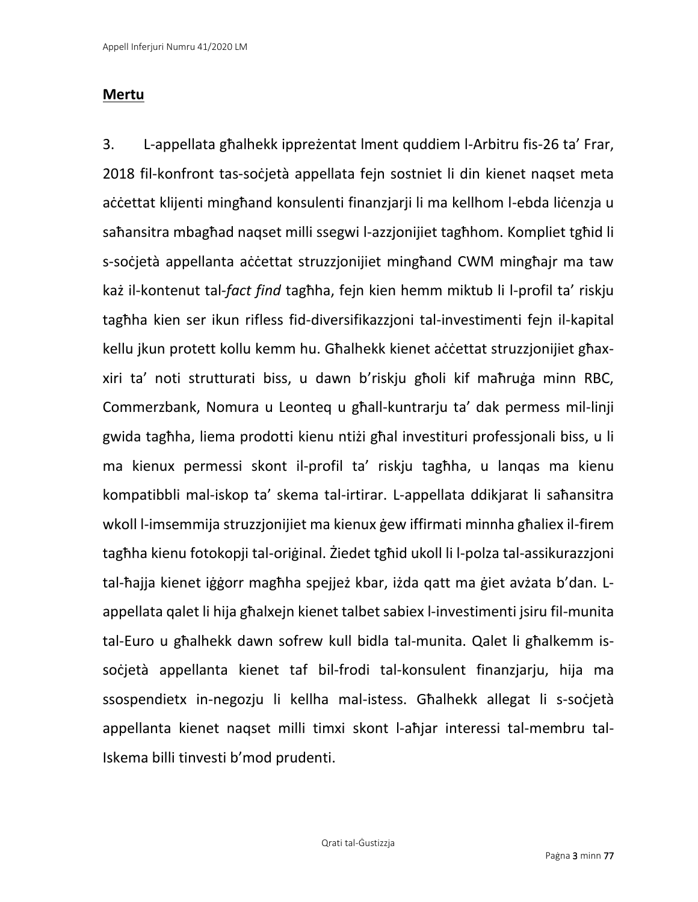**Mertu**

3. L-appellata għalhekk ippreżentat lment quddiem l-Arbitru fis-26 ta' Frar, 2018 fil-konfront tas-soċjetà appellata fejn sostniet li din kienet naqset meta aċċettat klijenti mingħand konsulenti finanzjarji li ma kellhom l-ebda liċenzja u saħansitra mbagħad naqset milli ssegwi l-azzjonijiet tagħhom. Kompliet tgħid li s-soċjetà appellanta aċċettat struzzjonijiet mingħand CWM mingħajr ma taw każ il-kontenut tal-*fact find* tagħha, fejn kien hemm miktub li l-profil ta' riskju tagħha kien ser ikun rifless fid-diversifikazzjoni tal-investimenti fejn il-kapital kellu jkun protett kollu kemm hu. Għalhekk kienet aċċettat struzzjonijiet għax-xiri ta' noti strutturati biss, u dawn b'riskju għoli kif maħruġa minn RBC, Commerzbank, Nomura u Leonteq u għall-kuntrarju ta' dak permess mil-linji gwida tagħha, liema prodotti kienu ntiżi għal investituri professjonali biss, u li ma kienux permessi skont il-profil ta' riskju tagħha, u lanqas ma kienu kompatibbli mal-iskop ta' skema tal-irtirar. L-appellata ddikjarat li saħansitra wkoll l-imsemmija struzzjonijiet ma kienux ġew iffirmati minnha għaliex il-firem tagħha kienu fotokopji tal-oriġinal. Żiedet tgħid ukoll li l-polza tal-assikurazzjoni tal-ħajja kienet iġġorr magħha spejjeż kbar, iżda qatt ma ġiet avżata b'dan. L-appellata qalet li hija għalxejn kienet talbet sabiex l-investimenti jsiru fil-munita tal-Euro u għalhekk dawn sofrew kull bidla tal-munita. Qalet li għalkemm is-soċjetà appellanta kienet taf bil-frodi tal-konsulent finanzjarju, hija ma ssospendietx in-negozju li kellha mal-istess. Għalhekk allegat li s-soċjetà appellanta kienet naqset milli timxi skont l-aħjar interessi tal-membru tal-Iskema billi tinvesti b'mod prudenti.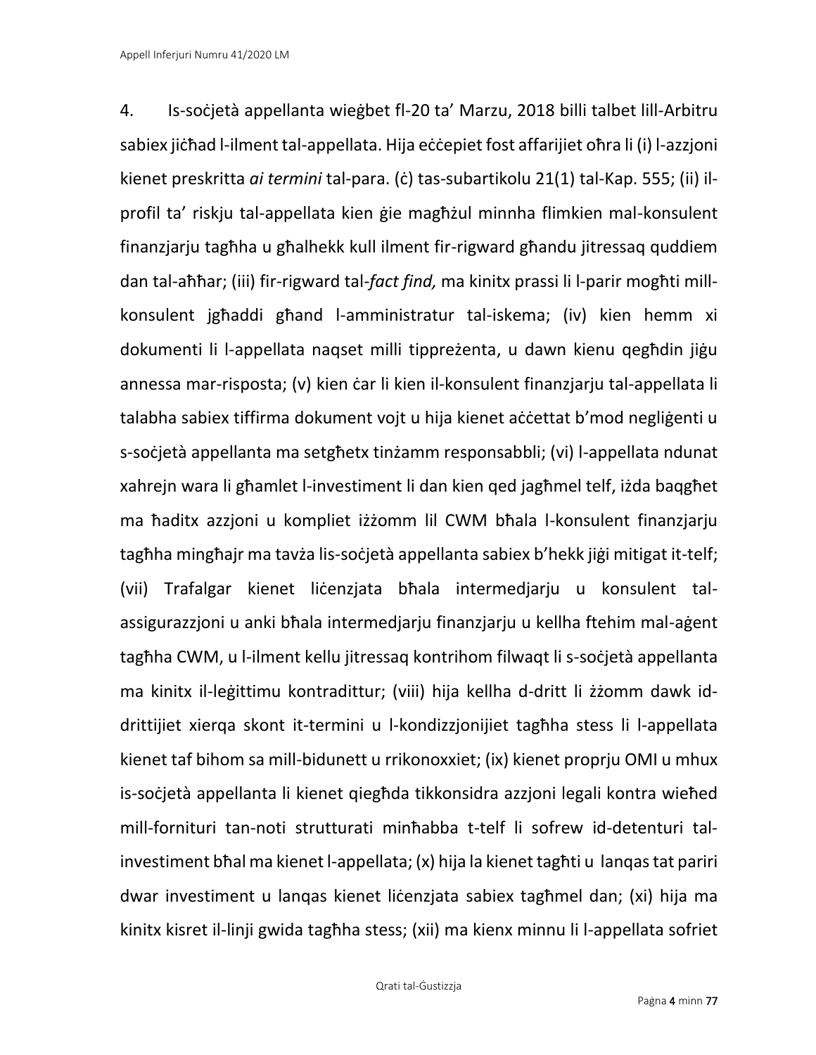4. Is-soċjetà appellanta wieġbet fl-20 ta' Marzu, 2018 billi talbet lill-Arbitru sabiex jiċħad l-ilment tal-appellata. Hija eċċepiet fost affarijiet oħra li (i) l-azzjoni kienet preskritta *ai termini* tal-para. (ċ) tas-subartikolu 21(1) tal-Kap. 555; (ii) il-profil ta' riskju tal-appellata kien ġie magħżul minnha flimkien mal-konsulent finanzjarju tagħha u għalhekk kull ilment fir-rigward għandu jitressaq quddiem dan tal-aħħar; (iii) fir-rigward tal-*fact find,* ma kinitx prassi li l-parir mogħti mill-konsulent jgħaddi għand l-amministratur tal-iskema; (iv) kien hemm xi dokumenti li l-appellata naqset milli tippreżenta, u dawn kienu qegħdin jiġu annessa mar-risposta; (v) kien ċar li kien il-konsulent finanzjarju tal-appellata li talabha sabiex tiffirma dokument vojt u hija kienet aċċettat b'mod negliġenti u s-soċjetà appellanta ma setgħetx tinżamm responsabbli; (vi) l-appellata ndunat xahrejn wara li għamlet l-investiment li dan kien qed jagħmel telf, iżda baqgħet ma ħaditx azzjoni u kompliet iżżomm lil CWM bħala l-konsulent finanzjarju tagħha mingħajr ma tavża lis-soċjetà appellanta sabiex b'hekk jiġi mitigat it-telf; (vii) Trafalgar kienet liċenzjata bħala intermedjarju u konsulent tal-assigurazzjoni u anki bħala intermedjarju finanzjarju u kellha ftehim mal-aġent tagħha CWM, u l-ilment kellu jitressaq kontrihom filwaqt li s-soċjetà appellanta ma kinitx il-leġittimu kontradittur; (viii) hija kellha d-dritt li żżomm dawk id-drittijiet xierqa skont it-termini u l-kondizzjonijiet tagħha stess li l-appellata kienet taf bihom sa mill-bidunett u rrikonoxxiet; (ix) kienet proprju OMI u mhux is-soċjetà appellanta li kienet qiegħda tikkonsidra azzjoni legali kontra wieħed mill-fornituri tan-noti strutturati minħabba t-telf li sofrew id-detenturi tal-investiment bħal ma kienet l-appellata; (x) hija la kienet tagħti u lanqas tat pariri dwar investiment u lanqas kienet liċenzjata sabiex tagħmel dan; (xi) hija ma kinitx kisret il-linji gwida tagħha stess; (xii) ma kienx minnu li l-appellata sofriet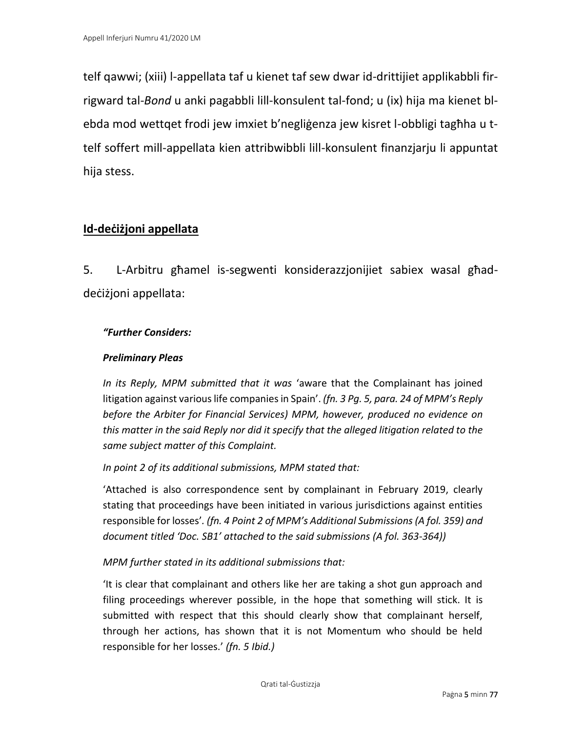telf qawwi; (xiii) l-appellata taf u kienet taf sew dwar id-drittijiet applikabbli fir-rigward tal-*Bond* u anki pagabbli lill-konsulent tal-fond; u (ix) hija ma kienet bl-ebda mod wettqet frodi jew imxiet b'negliġenza jew kisret l-obbligi tagħha u t-telf soffert mill-appellata kien attribwibbli lill-konsulent finanzjarju li appuntat hija stess.

## Id-deċiżjoni appellata

5. L-Arbitru għamel is-segwenti konsiderazzjonijiet sabiex wasal għad-deċiżjoni appellata:

> ***"Further Considers:***
>
> ***Preliminary Pleas***
>
> *In its Reply, MPM submitted that it was* 'aware that the Complainant has joined litigation against various life companies in Spain'. *(fn. 3 Pg. 5, para. 24 of MPM's Reply before the Arbiter for Financial Services) MPM, however, produced no evidence on this matter in the said Reply nor did it specify that the alleged litigation related to the same subject matter of this Complaint.*
>
> *In point 2 of its additional submissions, MPM stated that:*
>
> 'Attached is also correspondence sent by complainant in February 2019, clearly stating that proceedings have been initiated in various jurisdictions against entities responsible for losses'. *(fn. 4 Point 2 of MPM's Additional Submissions (A fol. 359) and document titled 'Doc. SB1' attached to the said submissions (A fol. 363-364))*
>
> *MPM further stated in its additional submissions that:*
>
> 'It is clear that complainant and others like her are taking a shot gun approach and filing proceedings wherever possible, in the hope that something will stick. It is submitted with respect that this should clearly show that complainant herself, through her actions, has shown that it is not Momentum who should be held responsible for her losses.' *(fn. 5 Ibid.)*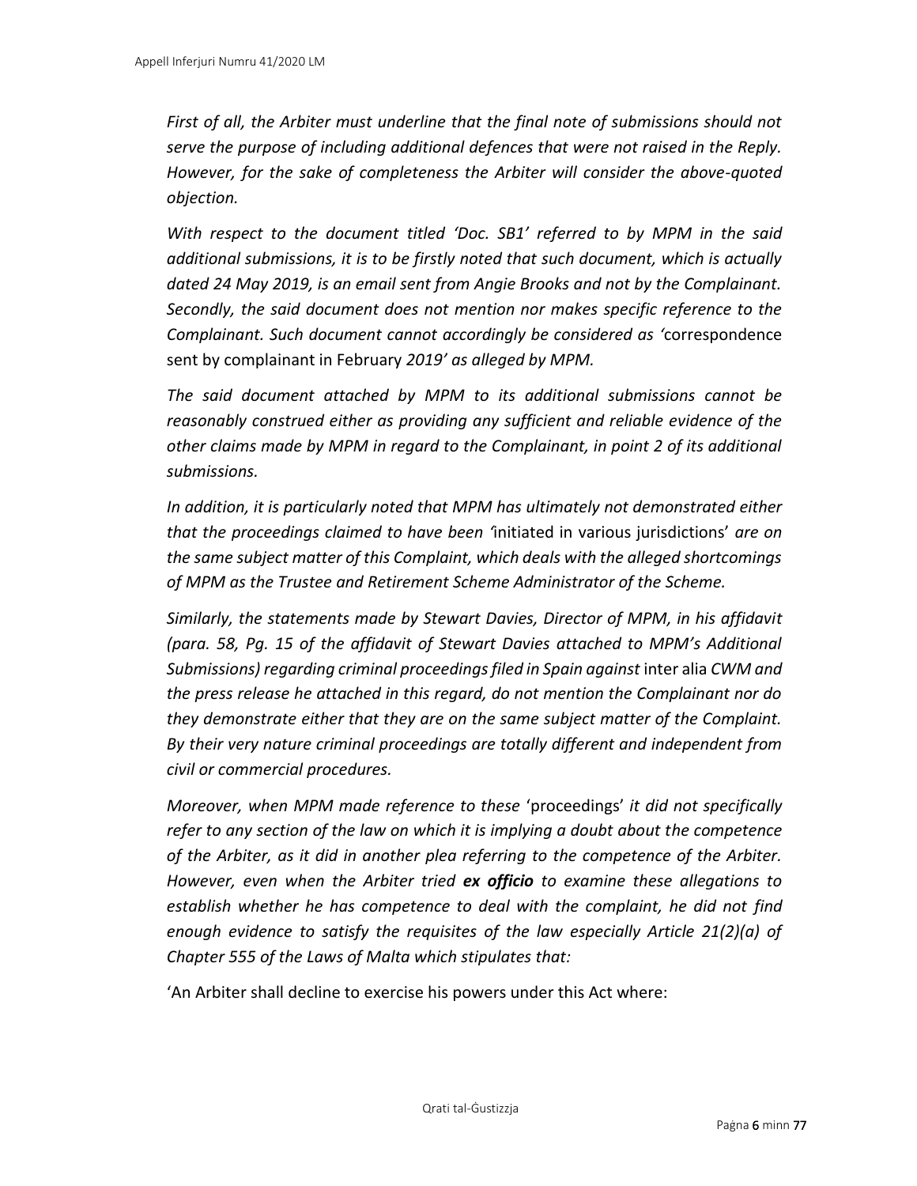*First of all, the Arbiter must underline that the final note of submissions should not serve the purpose of including additional defences that were not raised in the Reply. However, for the sake of completeness the Arbiter will consider the above-quoted objection.*

*With respect to the document titled 'Doc. SB1' referred to by MPM in the said additional submissions, it is to be firstly noted that such document, which is actually dated 24 May 2019, is an email sent from Angie Brooks and not by the Complainant. Secondly, the said document does not mention nor makes specific reference to the Complainant. Such document cannot accordingly be considered as '*correspondence sent by complainant in February *2019' as alleged by MPM.*

*The said document attached by MPM to its additional submissions cannot be reasonably construed either as providing any sufficient and reliable evidence of the other claims made by MPM in regard to the Complainant, in point 2 of its additional submissions.*

*In addition, it is particularly noted that MPM has ultimately not demonstrated either that the proceedings claimed to have been '*initiated in various jurisdictions' *are on the same subject matter of this Complaint, which deals with the alleged shortcomings of MPM as the Trustee and Retirement Scheme Administrator of the Scheme.*

*Similarly, the statements made by Stewart Davies, Director of MPM, in his affidavit (para. 58, Pg. 15 of the affidavit of Stewart Davies attached to MPM's Additional Submissions) regarding criminal proceedings filed in Spain against* inter alia *CWM and the press release he attached in this regard, do not mention the Complainant nor do they demonstrate either that they are on the same subject matter of the Complaint. By their very nature criminal proceedings are totally different and independent from civil or commercial procedures.*

*Moreover, when MPM made reference to these* 'proceedings' *it did not specifically refer to any section of the law on which it is implying a doubt about the competence of the Arbiter, as it did in another plea referring to the competence of the Arbiter. However, even when the Arbiter tried **ex officio** to examine these allegations to establish whether he has competence to deal with the complaint, he did not find enough evidence to satisfy the requisites of the law especially Article 21(2)(a) of Chapter 555 of the Laws of Malta which stipulates that:*

'An Arbiter shall decline to exercise his powers under this Act where: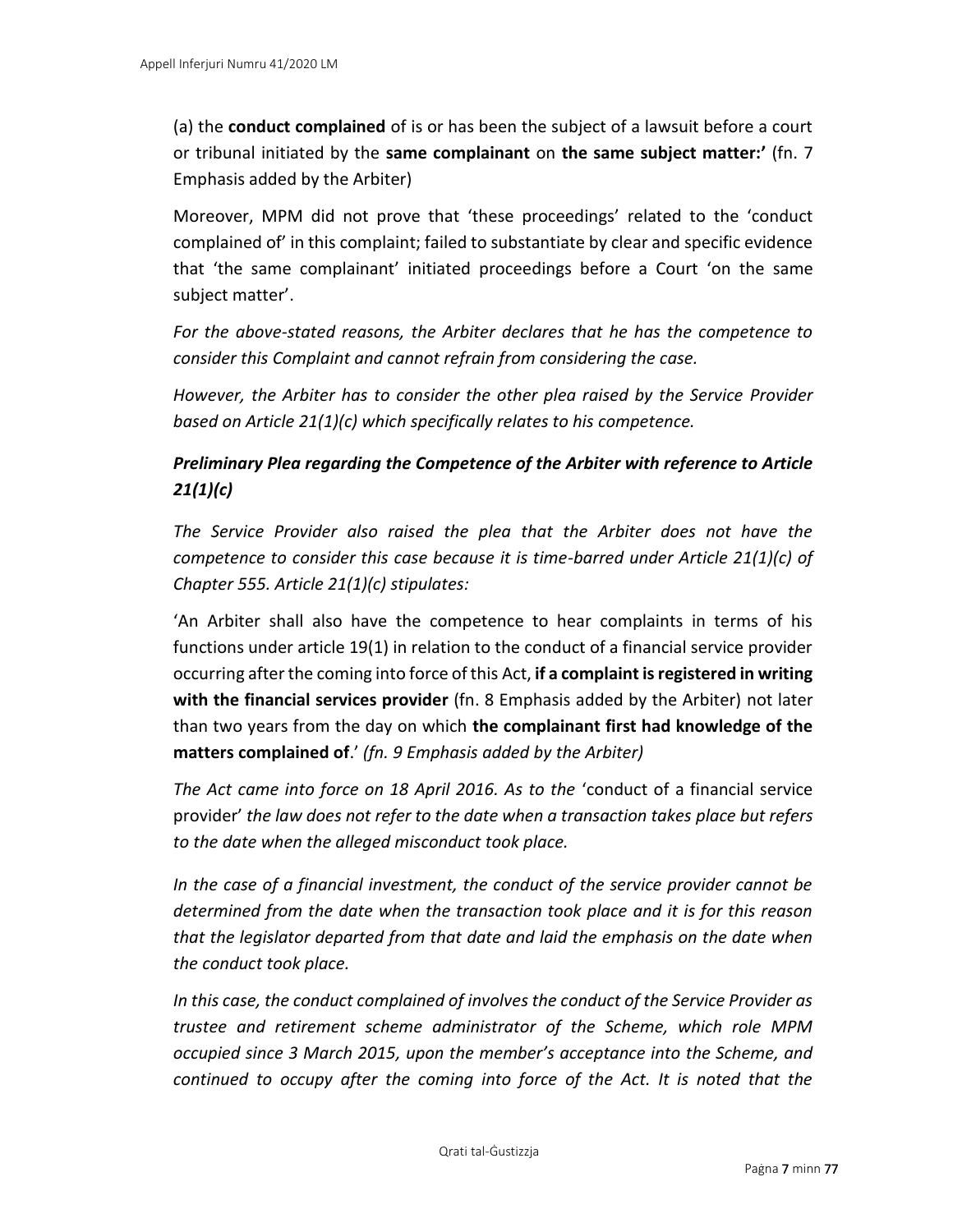(a) the **conduct complained** of is or has been the subject of a lawsuit before a court or tribunal initiated by the **same complainant** on **the same subject matter:'** (fn. 7 Emphasis added by the Arbiter)

Moreover, MPM did not prove that 'these proceedings' related to the 'conduct complained of' in this complaint; failed to substantiate by clear and specific evidence that 'the same complainant' initiated proceedings before a Court 'on the same subject matter'.

*For the above-stated reasons, the Arbiter declares that he has the competence to consider this Complaint and cannot refrain from considering the case.*

*However, the Arbiter has to consider the other plea raised by the Service Provider based on Article 21(1)(c) which specifically relates to his competence.*

***Preliminary Plea regarding the Competence of the Arbiter with reference to Article 21(1)(c)***

*The Service Provider also raised the plea that the Arbiter does not have the competence to consider this case because it is time-barred under Article 21(1)(c) of Chapter 555. Article 21(1)(c) stipulates:*

'An Arbiter shall also have the competence to hear complaints in terms of his functions under article 19(1) in relation to the conduct of a financial service provider occurring after the coming into force of this Act, **if a complaint is registered in writing with the financial services provider** (fn. 8 Emphasis added by the Arbiter) not later than two years from the day on which **the complainant first had knowledge of the matters complained of**.' *(fn. 9 Emphasis added by the Arbiter)*

*The Act came into force on 18 April 2016. As to the* 'conduct of a financial service provider' *the law does not refer to the date when a transaction takes place but refers to the date when the alleged misconduct took place.*

*In the case of a financial investment, the conduct of the service provider cannot be determined from the date when the transaction took place and it is for this reason that the legislator departed from that date and laid the emphasis on the date when the conduct took place.*

*In this case, the conduct complained of involves the conduct of the Service Provider as trustee and retirement scheme administrator of the Scheme, which role MPM occupied since 3 March 2015, upon the member's acceptance into the Scheme, and continued to occupy after the coming into force of the Act. It is noted that the*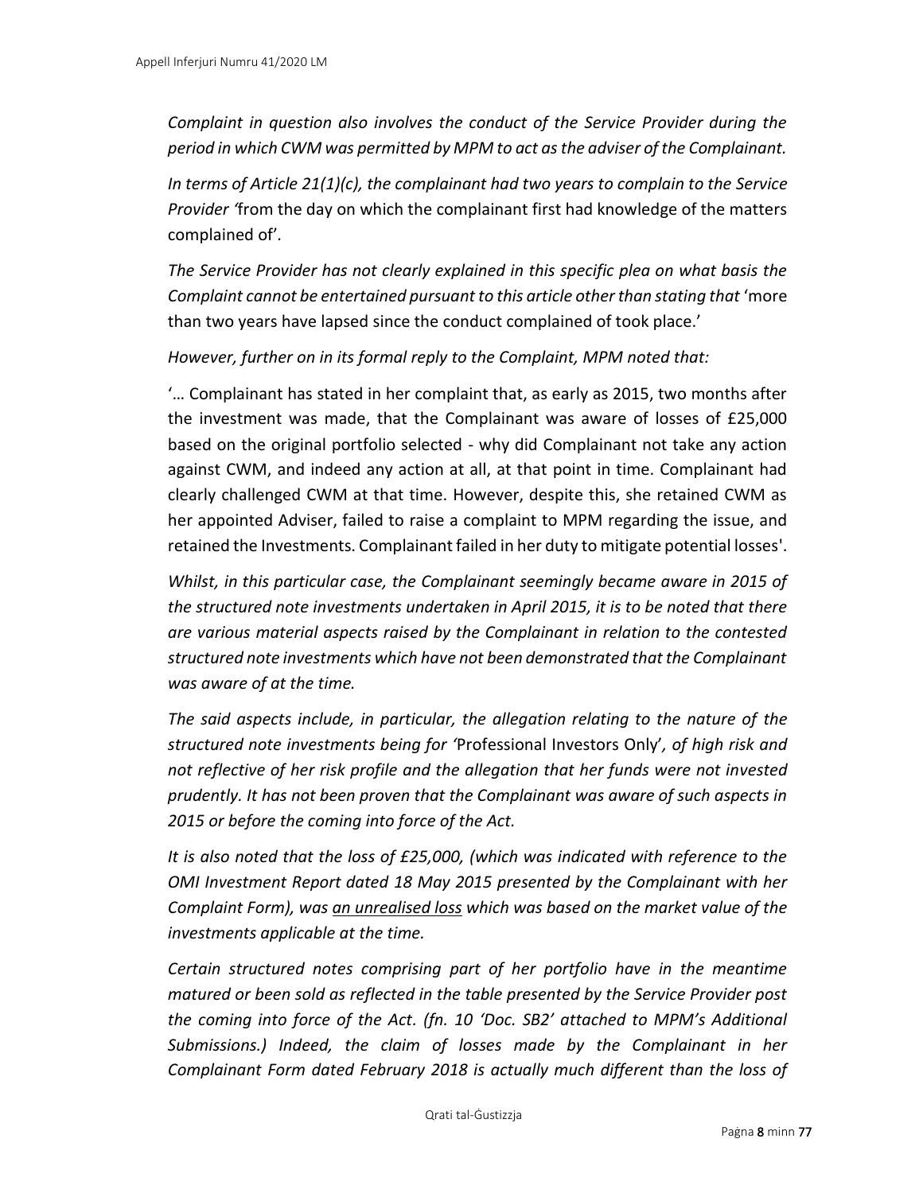*Complaint in question also involves the conduct of the Service Provider during the period in which CWM was permitted by MPM to act as the adviser of the Complainant.*

*In terms of Article 21(1)(c), the complainant had two years to complain to the Service Provider '*from the day on which the complainant first had knowledge of the matters complained of'*.*

*The Service Provider has not clearly explained in this specific plea on what basis the Complaint cannot be entertained pursuant to this article other than stating that* 'more than two years have lapsed since the conduct complained of took place.'

*However, further on in its formal reply to the Complaint, MPM noted that:*

'… Complainant has stated in her complaint that, as early as 2015, two months after the investment was made, that the Complainant was aware of losses of £25,000 based on the original portfolio selected - why did Complainant not take any action against CWM, and indeed any action at all, at that point in time. Complainant had clearly challenged CWM at that time. However, despite this, she retained CWM as her appointed Adviser, failed to raise a complaint to MPM regarding the issue, and retained the Investments. Complainant failed in her duty to mitigate potential losses'.

*Whilst, in this particular case, the Complainant seemingly became aware in 2015 of the structured note investments undertaken in April 2015, it is to be noted that there are various material aspects raised by the Complainant in relation to the contested structured note investments which have not been demonstrated that the Complainant was aware of at the time.*

*The said aspects include, in particular, the allegation relating to the nature of the structured note investments being for '*Professional Investors Only'*, of high risk and not reflective of her risk profile and the allegation that her funds were not invested prudently. It has not been proven that the Complainant was aware of such aspects in 2015 or before the coming into force of the Act.*

*It is also noted that the loss of £25,000, (which was indicated with reference to the OMI Investment Report dated 18 May 2015 presented by the Complainant with her Complaint Form), was <u>an unrealised loss</u> which was based on the market value of the investments applicable at the time.*

*Certain structured notes comprising part of her portfolio have in the meantime matured or been sold as reflected in the table presented by the Service Provider post the coming into force of the Act. (fn. 10 'Doc. SB2' attached to MPM's Additional Submissions.) Indeed, the claim of losses made by the Complainant in her Complainant Form dated February 2018 is actually much different than the loss of*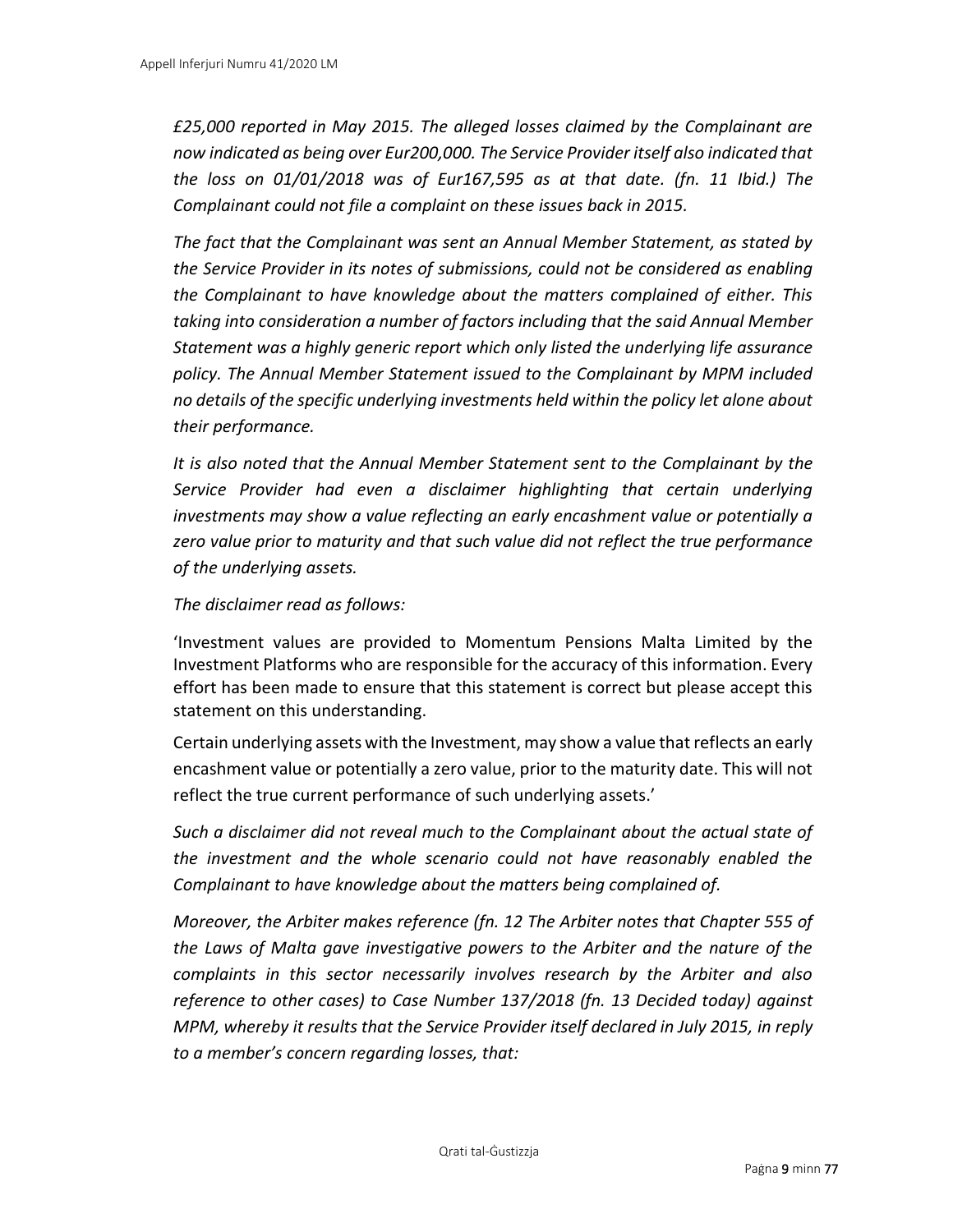*£25,000 reported in May 2015. The alleged losses claimed by the Complainant are now indicated as being over Eur200,000. The Service Provider itself also indicated that the loss on 01/01/2018 was of Eur167,595 as at that date. (fn. 11 Ibid.) The Complainant could not file a complaint on these issues back in 2015.*

*The fact that the Complainant was sent an Annual Member Statement, as stated by the Service Provider in its notes of submissions, could not be considered as enabling the Complainant to have knowledge about the matters complained of either. This taking into consideration a number of factors including that the said Annual Member Statement was a highly generic report which only listed the underlying life assurance policy. The Annual Member Statement issued to the Complainant by MPM included no details of the specific underlying investments held within the policy let alone about their performance.*

*It is also noted that the Annual Member Statement sent to the Complainant by the Service Provider had even a disclaimer highlighting that certain underlying investments may show a value reflecting an early encashment value or potentially a zero value prior to maturity and that such value did not reflect the true performance of the underlying assets.*

*The disclaimer read as follows:*

'Investment values are provided to Momentum Pensions Malta Limited by the Investment Platforms who are responsible for the accuracy of this information. Every effort has been made to ensure that this statement is correct but please accept this statement on this understanding.

Certain underlying assets with the Investment, may show a value that reflects an early encashment value or potentially a zero value, prior to the maturity date. This will not reflect the true current performance of such underlying assets.'

*Such a disclaimer did not reveal much to the Complainant about the actual state of the investment and the whole scenario could not have reasonably enabled the Complainant to have knowledge about the matters being complained of.*

*Moreover, the Arbiter makes reference (fn. 12 The Arbiter notes that Chapter 555 of the Laws of Malta gave investigative powers to the Arbiter and the nature of the complaints in this sector necessarily involves research by the Arbiter and also reference to other cases) to Case Number 137/2018 (fn. 13 Decided today) against MPM, whereby it results that the Service Provider itself declared in July 2015, in reply to a member's concern regarding losses, that:*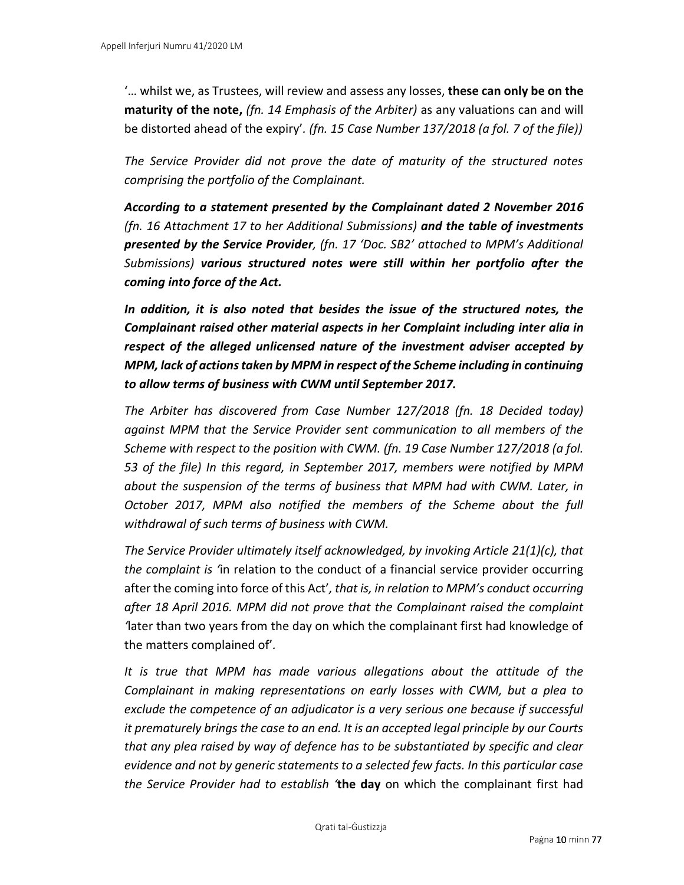'… whilst we, as Trustees, will review and assess any losses, **these can only be on the maturity of the note,** *(fn. 14 Emphasis of the Arbiter)* as any valuations can and will be distorted ahead of the expiry'. *(fn. 15 Case Number 137/2018 (a fol. 7 of the file))*

*The Service Provider did not prove the date of maturity of the structured notes comprising the portfolio of the Complainant.*

***According to a statement presented by the Complainant dated 2 November 2016*** *(fn. 16 Attachment 17 to her Additional Submissions)* ***and the table of investments presented by the Service Provider****, (fn. 17 'Doc. SB2' attached to MPM's Additional Submissions)* ***various structured notes were still within her portfolio after the coming into force of the Act.***

***In addition, it is also noted that besides the issue of the structured notes, the Complainant raised other material aspects in her Complaint including inter alia in respect of the alleged unlicensed nature of the investment adviser accepted by MPM, lack of actions taken by MPM in respect of the Scheme including in continuing to allow terms of business with CWM until September 2017.***

*The Arbiter has discovered from Case Number 127/2018 (fn. 18 Decided today) against MPM that the Service Provider sent communication to all members of the Scheme with respect to the position with CWM. (fn. 19 Case Number 127/2018 (a fol. 53 of the file) In this regard, in September 2017, members were notified by MPM about the suspension of the terms of business that MPM had with CWM. Later, in October 2017, MPM also notified the members of the Scheme about the full withdrawal of such terms of business with CWM.*

*The Service Provider ultimately itself acknowledged, by invoking Article 21(1)(c), that the complaint is '*in relation to the conduct of a financial service provider occurring after the coming into force of this Act'*, that is, in relation to MPM's conduct occurring after 18 April 2016. MPM did not prove that the Complainant raised the complaint '*later than two years from the day on which the complainant first had knowledge of the matters complained of'.

*It is true that MPM has made various allegations about the attitude of the Complainant in making representations on early losses with CWM, but a plea to exclude the competence of an adjudicator is a very serious one because if successful it prematurely brings the case to an end. It is an accepted legal principle by our Courts that any plea raised by way of defence has to be substantiated by specific and clear evidence and not by generic statements to a selected few facts. In this particular case the Service Provider had to establish '***the day** on which the complainant first had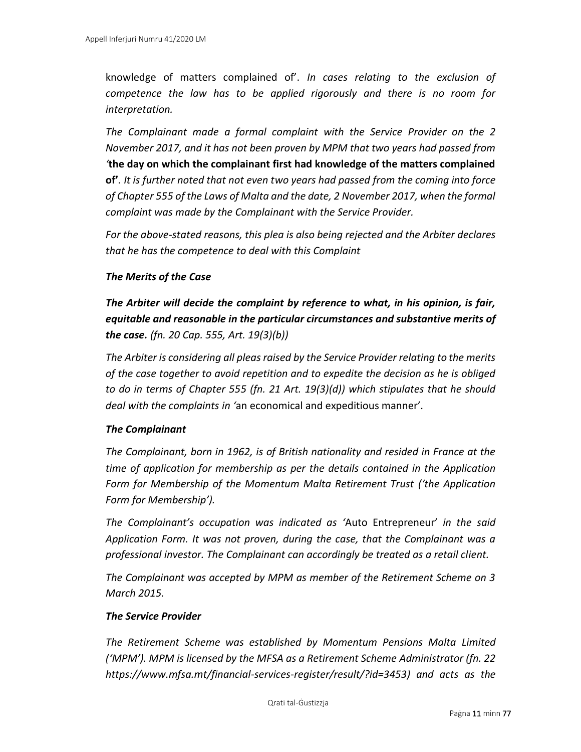knowledge of matters complained of'. *In cases relating to the exclusion of competence the law has to be applied rigorously and there is no room for interpretation.*

*The Complainant made a formal complaint with the Service Provider on the 2 November 2017, and it has not been proven by MPM that two years had passed from '***the day on which the complainant first had knowledge of the matters complained of'**. *It is further noted that not even two years had passed from the coming into force of Chapter 555 of the Laws of Malta and the date, 2 November 2017, when the formal complaint was made by the Complainant with the Service Provider.*

*For the above-stated reasons, this plea is also being rejected and the Arbiter declares that he has the competence to deal with this Complaint*

***The Merits of the Case***

***The Arbiter will decide the complaint by reference to what, in his opinion, is fair, equitable and reasonable in the particular circumstances and substantive merits of the case.*** *(fn. 20 Cap. 555, Art. 19(3)(b))*

*The Arbiter is considering all pleas raised by the Service Provider relating to the merits of the case together to avoid repetition and to expedite the decision as he is obliged to do in terms of Chapter 555 (fn. 21 Art. 19(3)(d)) which stipulates that he should deal with the complaints in '*an economical and expeditious manner'.

***The Complainant***

*The Complainant, born in 1962, is of British nationality and resided in France at the time of application for membership as per the details contained in the Application Form for Membership of the Momentum Malta Retirement Trust ('the Application Form for Membership').*

*The Complainant's occupation was indicated as '*Auto Entrepreneur' *in the said Application Form. It was not proven, during the case, that the Complainant was a professional investor. The Complainant can accordingly be treated as a retail client.*

*The Complainant was accepted by MPM as member of the Retirement Scheme on 3 March 2015.*

***The Service Provider***

*The Retirement Scheme was established by Momentum Pensions Malta Limited ('MPM'). MPM is licensed by the MFSA as a Retirement Scheme Administrator (fn. 22 https://www.mfsa.mt/financial-services-register/result/?id=3453) and acts as the*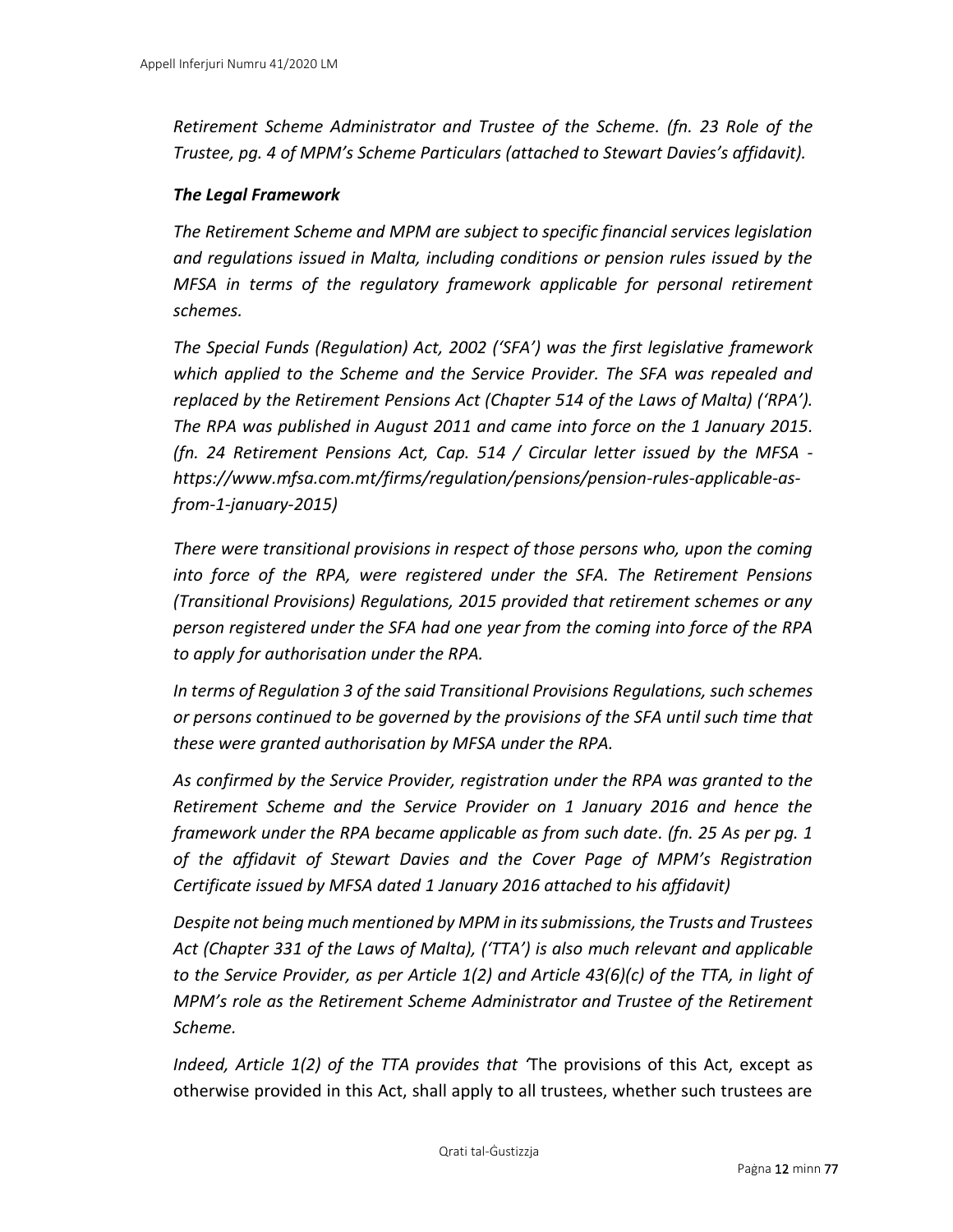*Retirement Scheme Administrator and Trustee of the Scheme. (fn. 23 Role of the Trustee, pg. 4 of MPM's Scheme Particulars (attached to Stewart Davies's affidavit).*

***The Legal Framework***

*The Retirement Scheme and MPM are subject to specific financial services legislation and regulations issued in Malta, including conditions or pension rules issued by the MFSA in terms of the regulatory framework applicable for personal retirement schemes.*

*The Special Funds (Regulation) Act, 2002 ('SFA') was the first legislative framework which applied to the Scheme and the Service Provider. The SFA was repealed and replaced by the Retirement Pensions Act (Chapter 514 of the Laws of Malta) ('RPA'). The RPA was published in August 2011 and came into force on the 1 January 2015. (fn. 24 Retirement Pensions Act, Cap. 514 / Circular letter issued by the MFSA - https://www.mfsa.com.mt/firms/regulation/pensions/pension-rules-applicable-as-from-1-january-2015)*

*There were transitional provisions in respect of those persons who, upon the coming into force of the RPA, were registered under the SFA. The Retirement Pensions (Transitional Provisions) Regulations, 2015 provided that retirement schemes or any person registered under the SFA had one year from the coming into force of the RPA to apply for authorisation under the RPA.*

*In terms of Regulation 3 of the said Transitional Provisions Regulations, such schemes or persons continued to be governed by the provisions of the SFA until such time that these were granted authorisation by MFSA under the RPA.*

*As confirmed by the Service Provider, registration under the RPA was granted to the Retirement Scheme and the Service Provider on 1 January 2016 and hence the framework under the RPA became applicable as from such date. (fn. 25 As per pg. 1 of the affidavit of Stewart Davies and the Cover Page of MPM's Registration Certificate issued by MFSA dated 1 January 2016 attached to his affidavit)*

*Despite not being much mentioned by MPM in its submissions, the Trusts and Trustees Act (Chapter 331 of the Laws of Malta), ('TTA') is also much relevant and applicable to the Service Provider, as per Article 1(2) and Article 43(6)(c) of the TTA, in light of MPM's role as the Retirement Scheme Administrator and Trustee of the Retirement Scheme.*

*Indeed, Article 1(2) of the TTA provides that '*The provisions of this Act, except as otherwise provided in this Act, shall apply to all trustees, whether such trustees are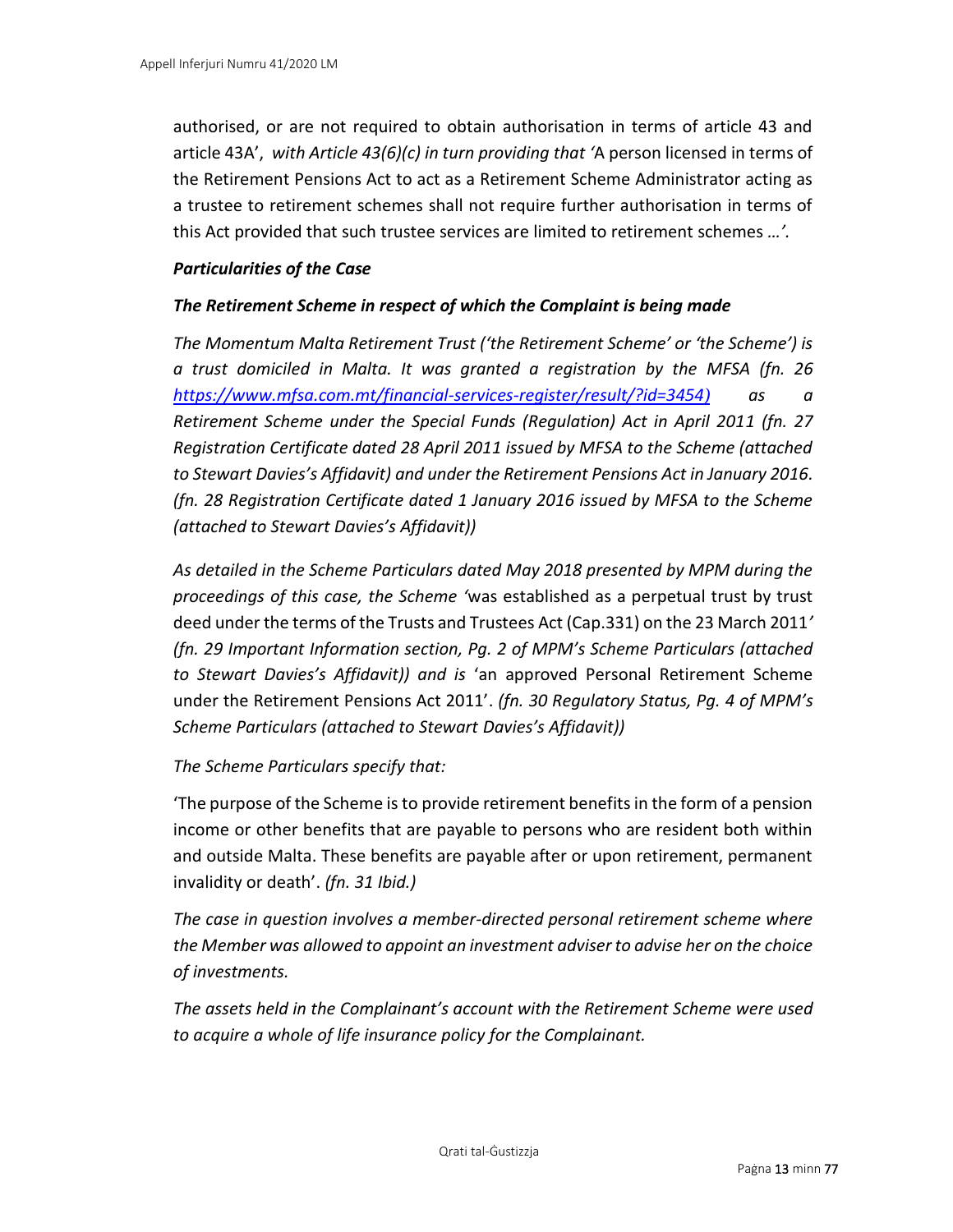authorised, or are not required to obtain authorisation in terms of article 43 and article 43A', *with Article 43(6)(c) in turn providing that '*A person licensed in terms of the Retirement Pensions Act to act as a Retirement Scheme Administrator acting as a trustee to retirement schemes shall not require further authorisation in terms of this Act provided that such trustee services are limited to retirement schemes *…'.*

***Particularities of the Case***

***The Retirement Scheme in respect of which the Complaint is being made***

*The Momentum Malta Retirement Trust ('the Retirement Scheme' or 'the Scheme') is a trust domiciled in Malta. It was granted a registration by the MFSA (fn. 26 https://www.mfsa.com.mt/financial-services-register/result/?id=3454) as a Retirement Scheme under the Special Funds (Regulation) Act in April 2011 (fn. 27 Registration Certificate dated 28 April 2011 issued by MFSA to the Scheme (attached to Stewart Davies's Affidavit) and under the Retirement Pensions Act in January 2016. (fn. 28 Registration Certificate dated 1 January 2016 issued by MFSA to the Scheme (attached to Stewart Davies's Affidavit))*

*As detailed in the Scheme Particulars dated May 2018 presented by MPM during the proceedings of this case, the Scheme '*was established as a perpetual trust by trust deed under the terms of the Trusts and Trustees Act (Cap.331) on the 23 March 2011*' (fn. 29 Important Information section, Pg. 2 of MPM's Scheme Particulars (attached to Stewart Davies's Affidavit)) and is* 'an approved Personal Retirement Scheme under the Retirement Pensions Act 2011'. *(fn. 30 Regulatory Status, Pg. 4 of MPM's Scheme Particulars (attached to Stewart Davies's Affidavit))*

*The Scheme Particulars specify that:*

'The purpose of the Scheme is to provide retirement benefits in the form of a pension income or other benefits that are payable to persons who are resident both within and outside Malta. These benefits are payable after or upon retirement, permanent invalidity or death'. *(fn. 31 Ibid.)*

*The case in question involves a member-directed personal retirement scheme where the Member was allowed to appoint an investment adviser to advise her on the choice of investments.*

*The assets held in the Complainant's account with the Retirement Scheme were used to acquire a whole of life insurance policy for the Complainant.*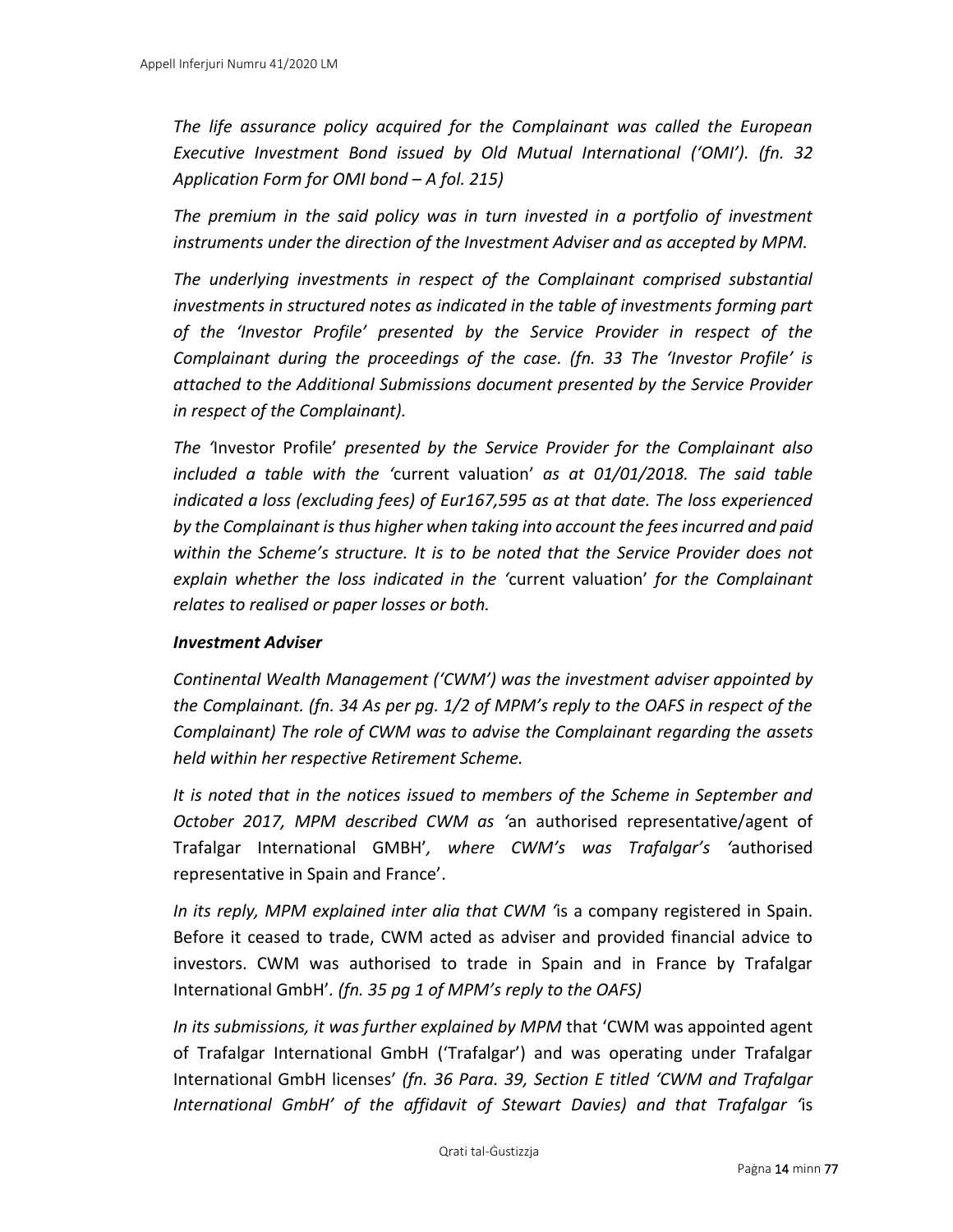*The life assurance policy acquired for the Complainant was called the European Executive Investment Bond issued by Old Mutual International ('OMI'). (fn. 32 Application Form for OMI bond – A fol. 215)*

*The premium in the said policy was in turn invested in a portfolio of investment instruments under the direction of the Investment Adviser and as accepted by MPM.*

*The underlying investments in respect of the Complainant comprised substantial investments in structured notes as indicated in the table of investments forming part of the 'Investor Profile' presented by the Service Provider in respect of the Complainant during the proceedings of the case. (fn. 33 The 'Investor Profile' is attached to the Additional Submissions document presented by the Service Provider in respect of the Complainant).*

*The '*Investor Profile*' presented by the Service Provider for the Complainant also included a table with the '*current valuation*' as at 01/01/2018. The said table indicated a loss (excluding fees) of Eur167,595 as at that date. The loss experienced by the Complainant is thus higher when taking into account the fees incurred and paid within the Scheme's structure. It is to be noted that the Service Provider does not explain whether the loss indicated in the '*current valuation*' for the Complainant relates to realised or paper losses or both.*

***Investment Adviser***

*Continental Wealth Management ('CWM') was the investment adviser appointed by the Complainant. (fn. 34 As per pg. 1/2 of MPM's reply to the OAFS in respect of the Complainant) The role of CWM was to advise the Complainant regarding the assets held within her respective Retirement Scheme.*

*It is noted that in the notices issued to members of the Scheme in September and October 2017, MPM described CWM as '*an authorised representative/agent of Trafalgar International GMBH'*, where CWM's was Trafalgar's '*authorised representative in Spain and France'.

*In its reply, MPM explained inter alia that CWM '*is a company registered in Spain. Before it ceased to trade, CWM acted as adviser and provided financial advice to investors. CWM was authorised to trade in Spain and in France by Trafalgar International GmbH'. *(fn. 35 pg 1 of MPM's reply to the OAFS)*

*In its submissions, it was further explained by MPM* that 'CWM was appointed agent of Trafalgar International GmbH ('Trafalgar') and was operating under Trafalgar International GmbH licenses' *(fn. 36 Para. 39, Section E titled 'CWM and Trafalgar International GmbH' of the affidavit of Stewart Davies) and that Trafalgar '*is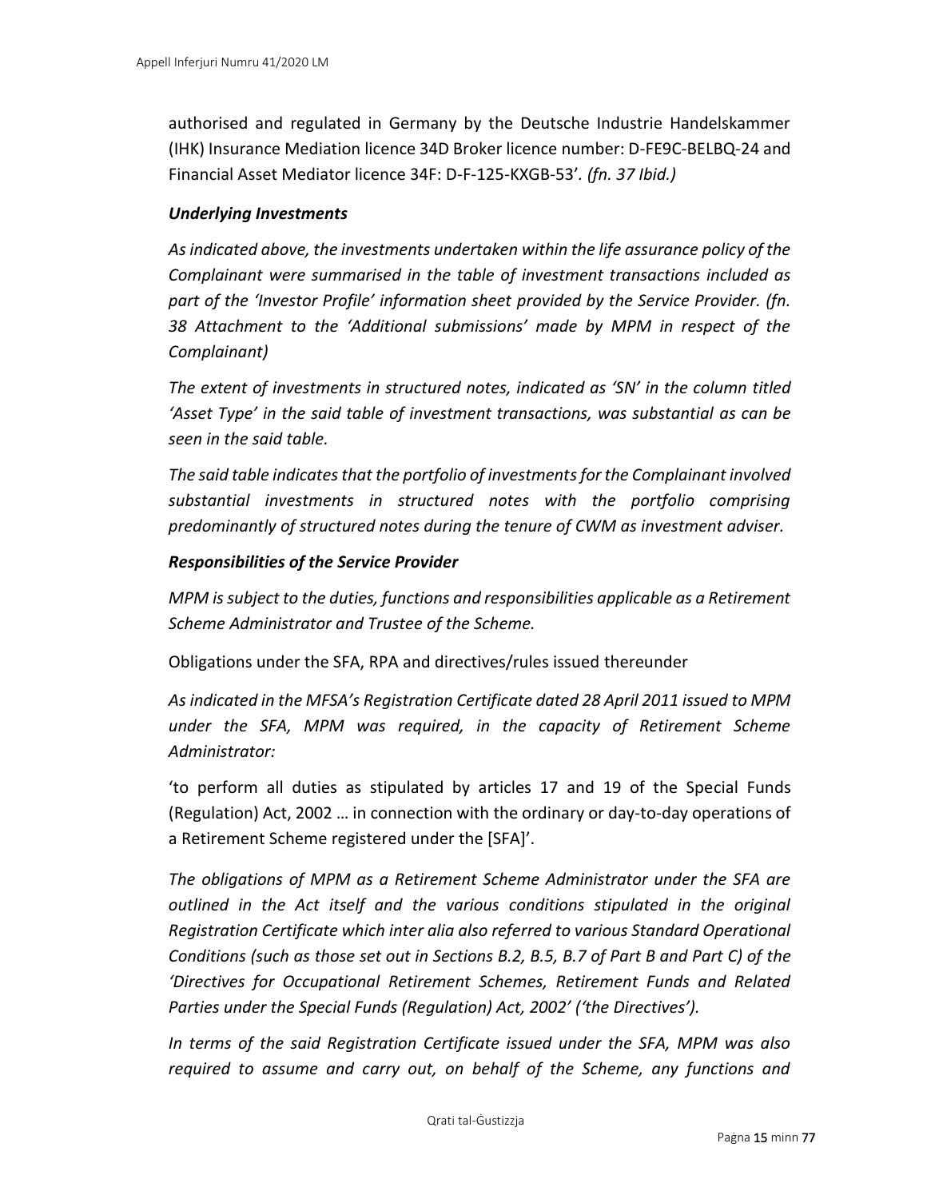authorised and regulated in Germany by the Deutsche Industrie Handelskammer (IHK) Insurance Mediation licence 34D Broker licence number: D-FE9C-BELBQ-24 and Financial Asset Mediator licence 34F: D-F-125-KXGB-53'. *(fn. 37 Ibid.)*

***Underlying Investments***

*As indicated above, the investments undertaken within the life assurance policy of the Complainant were summarised in the table of investment transactions included as part of the 'Investor Profile' information sheet provided by the Service Provider. (fn. 38 Attachment to the 'Additional submissions' made by MPM in respect of the Complainant)*

*The extent of investments in structured notes, indicated as 'SN' in the column titled 'Asset Type' in the said table of investment transactions, was substantial as can be seen in the said table.*

*The said table indicates that the portfolio of investments for the Complainant involved substantial investments in structured notes with the portfolio comprising predominantly of structured notes during the tenure of CWM as investment adviser.*

***Responsibilities of the Service Provider***

*MPM is subject to the duties, functions and responsibilities applicable as a Retirement Scheme Administrator and Trustee of the Scheme.*

Obligations under the SFA, RPA and directives/rules issued thereunder

*As indicated in the MFSA's Registration Certificate dated 28 April 2011 issued to MPM under the SFA, MPM was required, in the capacity of Retirement Scheme Administrator:*

'to perform all duties as stipulated by articles 17 and 19 of the Special Funds (Regulation) Act, 2002 … in connection with the ordinary or day-to-day operations of a Retirement Scheme registered under the [SFA]'.

*The obligations of MPM as a Retirement Scheme Administrator under the SFA are outlined in the Act itself and the various conditions stipulated in the original Registration Certificate which inter alia also referred to various Standard Operational Conditions (such as those set out in Sections B.2, B.5, B.7 of Part B and Part C) of the 'Directives for Occupational Retirement Schemes, Retirement Funds and Related Parties under the Special Funds (Regulation) Act, 2002' ('the Directives').*

*In terms of the said Registration Certificate issued under the SFA, MPM was also required to assume and carry out, on behalf of the Scheme, any functions and*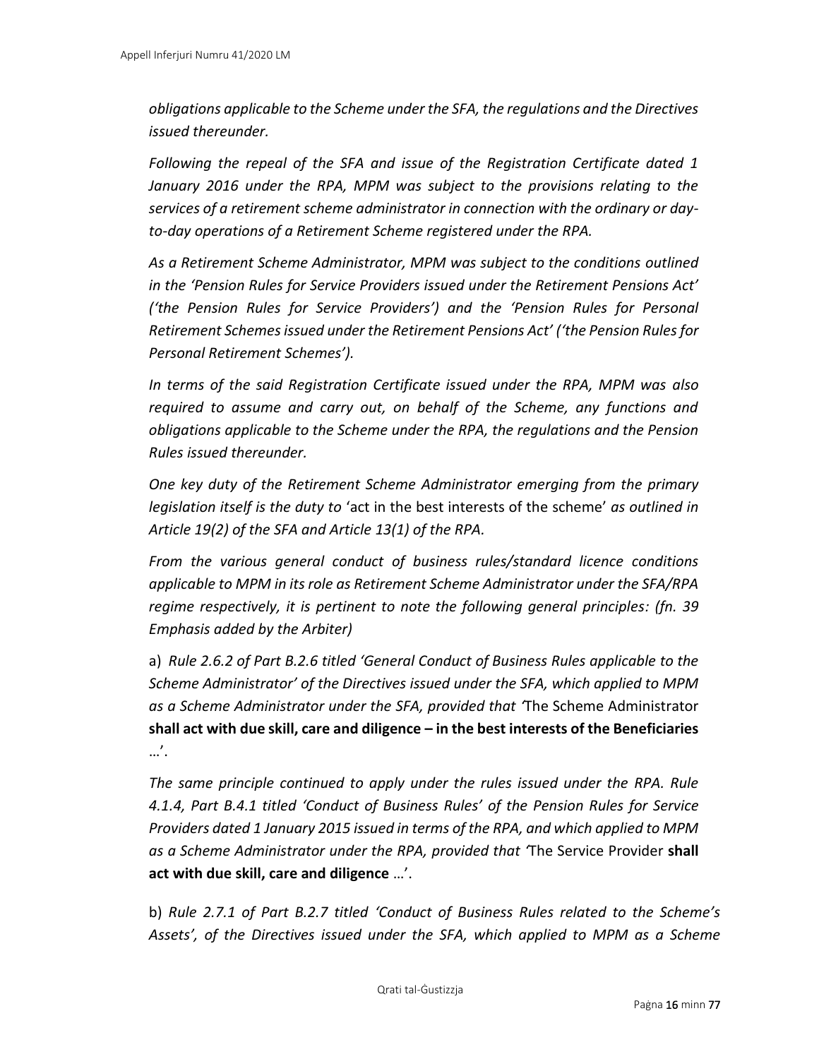*obligations applicable to the Scheme under the SFA, the regulations and the Directives issued thereunder.*

*Following the repeal of the SFA and issue of the Registration Certificate dated 1 January 2016 under the RPA, MPM was subject to the provisions relating to the services of a retirement scheme administrator in connection with the ordinary or day-to-day operations of a Retirement Scheme registered under the RPA.*

*As a Retirement Scheme Administrator, MPM was subject to the conditions outlined in the 'Pension Rules for Service Providers issued under the Retirement Pensions Act' ('the Pension Rules for Service Providers') and the 'Pension Rules for Personal Retirement Schemes issued under the Retirement Pensions Act' ('the Pension Rules for Personal Retirement Schemes').*

*In terms of the said Registration Certificate issued under the RPA, MPM was also required to assume and carry out, on behalf of the Scheme, any functions and obligations applicable to the Scheme under the RPA, the regulations and the Pension Rules issued thereunder.*

*One key duty of the Retirement Scheme Administrator emerging from the primary legislation itself is the duty to* 'act in the best interests of the scheme' *as outlined in Article 19(2) of the SFA and Article 13(1) of the RPA.*

*From the various general conduct of business rules/standard licence conditions applicable to MPM in its role as Retirement Scheme Administrator under the SFA/RPA regime respectively, it is pertinent to note the following general principles: (fn. 39 Emphasis added by the Arbiter)*

a) *Rule 2.6.2 of Part B.2.6 titled 'General Conduct of Business Rules applicable to the Scheme Administrator' of the Directives issued under the SFA, which applied to MPM as a Scheme Administrator under the SFA, provided that '*The Scheme Administrator **shall act with due skill, care and diligence – in the best interests of the Beneficiaries** …'.

*The same principle continued to apply under the rules issued under the RPA. Rule 4.1.4, Part B.4.1 titled 'Conduct of Business Rules' of the Pension Rules for Service Providers dated 1 January 2015 issued in terms of the RPA, and which applied to MPM as a Scheme Administrator under the RPA, provided that '*The Service Provider **shall act with due skill, care and diligence** …'.

b) *Rule 2.7.1 of Part B.2.7 titled 'Conduct of Business Rules related to the Scheme's Assets', of the Directives issued under the SFA, which applied to MPM as a Scheme*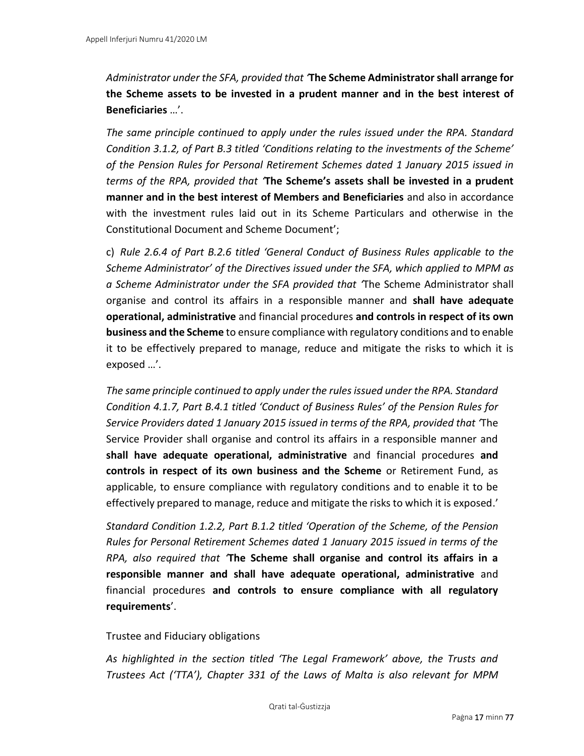*Administrator under the SFA, provided that '***The Scheme Administrator shall arrange for the Scheme assets to be invested in a prudent manner and in the best interest of Beneficiaries** …'.

*The same principle continued to apply under the rules issued under the RPA. Standard Condition 3.1.2, of Part B.3 titled 'Conditions relating to the investments of the Scheme' of the Pension Rules for Personal Retirement Schemes dated 1 January 2015 issued in terms of the RPA, provided that '***The Scheme's assets shall be invested in a prudent manner and in the best interest of Members and Beneficiaries** and also in accordance with the investment rules laid out in its Scheme Particulars and otherwise in the Constitutional Document and Scheme Document';

c) *Rule 2.6.4 of Part B.2.6 titled 'General Conduct of Business Rules applicable to the Scheme Administrator' of the Directives issued under the SFA, which applied to MPM as a Scheme Administrator under the SFA provided that '*The Scheme Administrator shall organise and control its affairs in a responsible manner and **shall have adequate operational, administrative** and financial procedures **and controls in respect of its own business and the Scheme** to ensure compliance with regulatory conditions and to enable it to be effectively prepared to manage, reduce and mitigate the risks to which it is exposed …'.

*The same principle continued to apply under the rules issued under the RPA. Standard Condition 4.1.7, Part B.4.1 titled 'Conduct of Business Rules' of the Pension Rules for Service Providers dated 1 January 2015 issued in terms of the RPA, provided that '*The Service Provider shall organise and control its affairs in a responsible manner and **shall have adequate operational, administrative** and financial procedures **and controls in respect of its own business and the Scheme** or Retirement Fund, as applicable, to ensure compliance with regulatory conditions and to enable it to be effectively prepared to manage, reduce and mitigate the risks to which it is exposed.'

*Standard Condition 1.2.2, Part B.1.2 titled 'Operation of the Scheme, of the Pension Rules for Personal Retirement Schemes dated 1 January 2015 issued in terms of the RPA, also required that '***The Scheme shall organise and control its affairs in a responsible manner and shall have adequate operational, administrative** and financial procedures **and controls to ensure compliance with all regulatory requirements**'.

Trustee and Fiduciary obligations

*As highlighted in the section titled 'The Legal Framework' above, the Trusts and Trustees Act ('TTA'), Chapter 331 of the Laws of Malta is also relevant for MPM*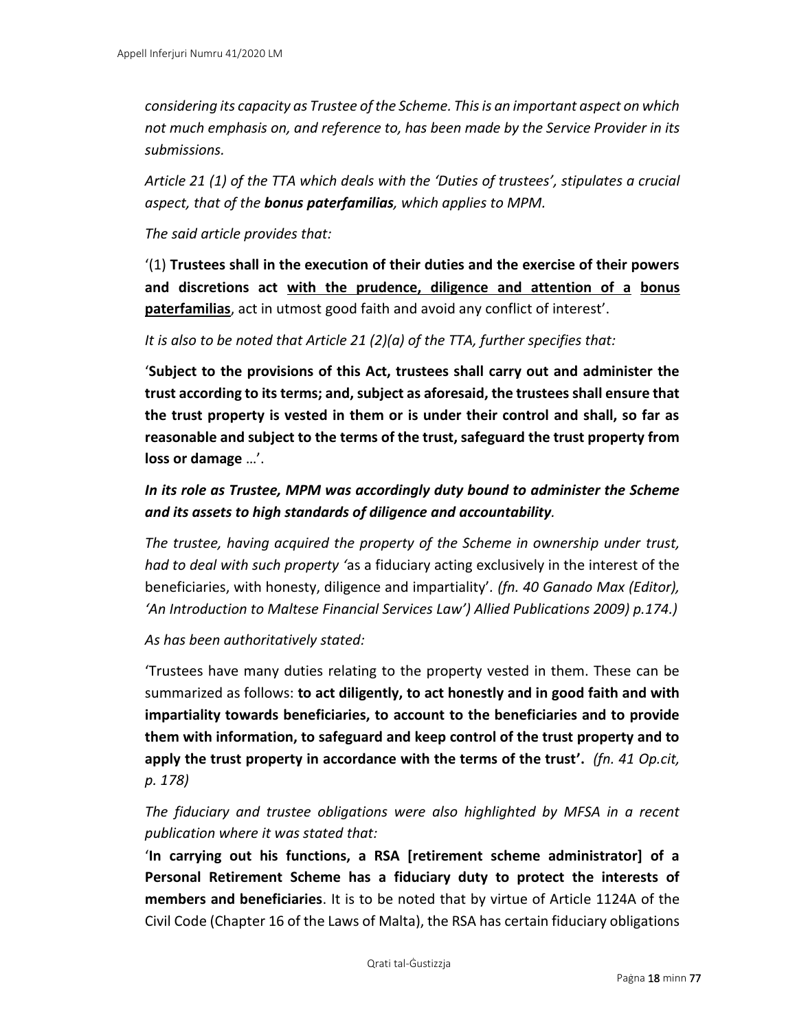*considering its capacity as Trustee of the Scheme. This is an important aspect on which not much emphasis on, and reference to, has been made by the Service Provider in its submissions.*

*Article 21 (1) of the TTA which deals with the 'Duties of trustees', stipulates a crucial aspect, that of the **bonus paterfamilias**, which applies to MPM.*

*The said article provides that:*

'(1) **Trustees shall in the execution of their duties and the exercise of their powers and discretions act <u>with the prudence, diligence and attention of a</u> <u>bonus paterfamilias</u>**, act in utmost good faith and avoid any conflict of interest'.

*It is also to be noted that Article 21 (2)(a) of the TTA, further specifies that:*

'**Subject to the provisions of this Act, trustees shall carry out and administer the trust according to its terms; and, subject as aforesaid, the trustees shall ensure that the trust property is vested in them or is under their control and shall, so far as reasonable and subject to the terms of the trust, safeguard the trust property from loss or damage** …'.

***In its role as Trustee, MPM was accordingly duty bound to administer the Scheme and its assets to high standards of diligence and accountability.***

*The trustee, having acquired the property of the Scheme in ownership under trust, had to deal with such property '*as a fiduciary acting exclusively in the interest of the beneficiaries, with honesty, diligence and impartiality'. *(fn. 40 Ganado Max (Editor), 'An Introduction to Maltese Financial Services Law') Allied Publications 2009) p.174.)*

*As has been authoritatively stated:*

'Trustees have many duties relating to the property vested in them. These can be summarized as follows: **to act diligently, to act honestly and in good faith and with impartiality towards beneficiaries, to account to the beneficiaries and to provide them with information, to safeguard and keep control of the trust property and to apply the trust property in accordance with the terms of the trust'.** *(fn. 41 Op.cit, p. 178)*

*The fiduciary and trustee obligations were also highlighted by MFSA in a recent publication where it was stated that:*

'**In carrying out his functions, a RSA [retirement scheme administrator] of a Personal Retirement Scheme has a fiduciary duty to protect the interests of members and beneficiaries**. It is to be noted that by virtue of Article 1124A of the Civil Code (Chapter 16 of the Laws of Malta), the RSA has certain fiduciary obligations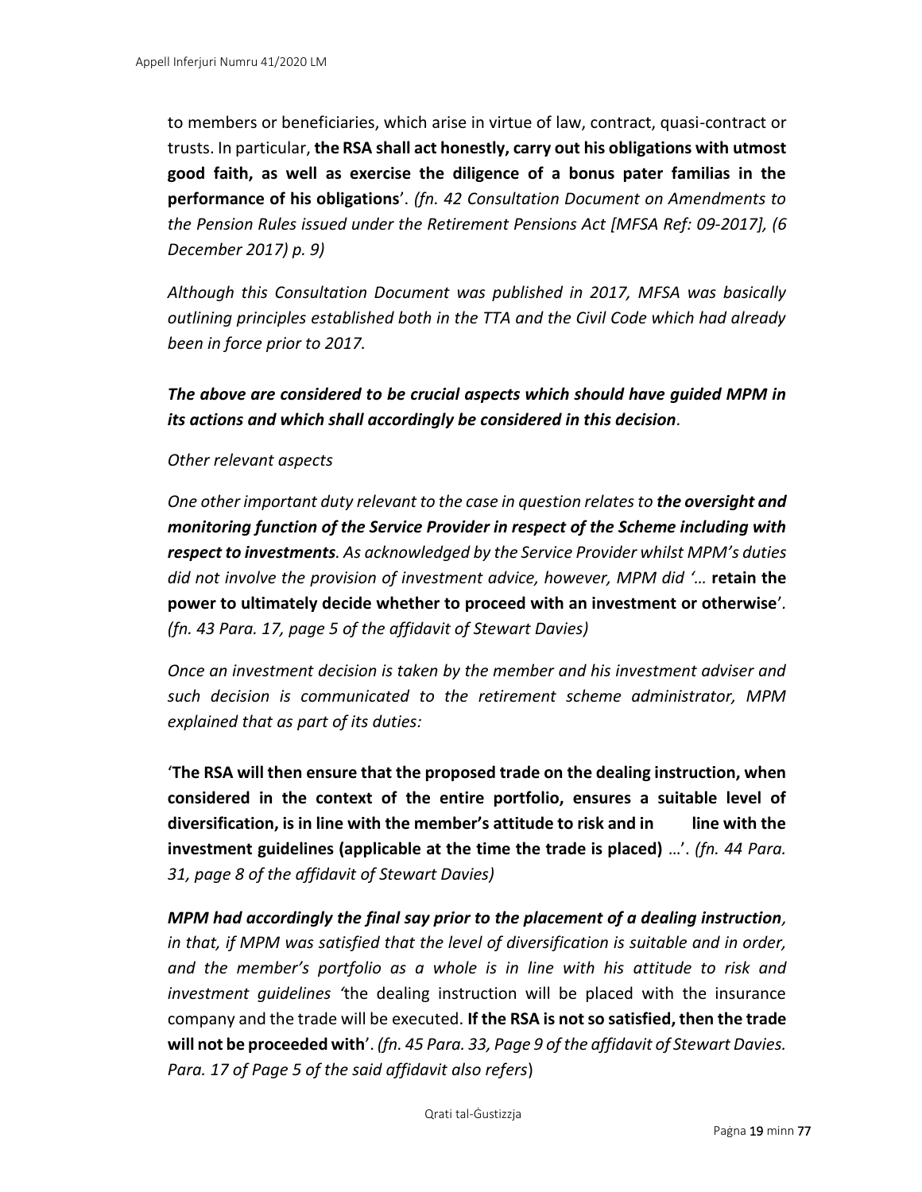to members or beneficiaries, which arise in virtue of law, contract, quasi-contract or trusts. In particular, **the RSA shall act honestly, carry out his obligations with utmost good faith, as well as exercise the diligence of a bonus pater familias in the performance of his obligations**'. *(fn. 42 Consultation Document on Amendments to the Pension Rules issued under the Retirement Pensions Act [MFSA Ref: 09-2017], (6 December 2017) p. 9)*

*Although this Consultation Document was published in 2017, MFSA was basically outlining principles established both in the TTA and the Civil Code which had already been in force prior to 2017.*

***The above are considered to be crucial aspects which should have guided MPM in its actions and which shall accordingly be considered in this decision****.*

*Other relevant aspects*

*One other important duty relevant to the case in question relates to **the oversight and monitoring function of the Service Provider in respect of the Scheme including with respect to investments**. As acknowledged by the Service Provider whilst MPM's duties did not involve the provision of investment advice, however, MPM did '…* **retain the power to ultimately decide whether to proceed with an investment or otherwise**'. *(fn. 43 Para. 17, page 5 of the affidavit of Stewart Davies)*

*Once an investment decision is taken by the member and his investment adviser and such decision is communicated to the retirement scheme administrator, MPM explained that as part of its duties:*

'**The RSA will then ensure that the proposed trade on the dealing instruction, when considered in the context of the entire portfolio, ensures a suitable level of diversification, is in line with the member's attitude to risk and in line with the investment guidelines (applicable at the time the trade is placed)** …'. *(fn. 44 Para. 31, page 8 of the affidavit of Stewart Davies)*

***MPM had accordingly the final say prior to the placement of a dealing instruction****, in that, if MPM was satisfied that the level of diversification is suitable and in order, and the member's portfolio as a whole is in line with his attitude to risk and investment guidelines '*the dealing instruction will be placed with the insurance company and the trade will be executed. **If the RSA is not so satisfied, then the trade will not be proceeded with**'. *(fn. 45 Para. 33, Page 9 of the affidavit of Stewart Davies. Para. 17 of Page 5 of the said affidavit also refers*)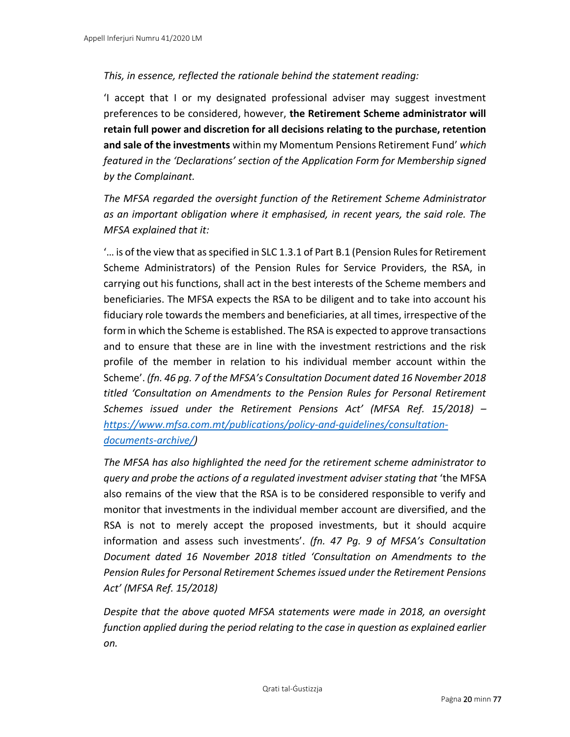*This, in essence, reflected the rationale behind the statement reading:*

'I accept that I or my designated professional adviser may suggest investment preferences to be considered, however, **the Retirement Scheme administrator will retain full power and discretion for all decisions relating to the purchase, retention and sale of the investments** within my Momentum Pensions Retirement Fund' *which featured in the 'Declarations' section of the Application Form for Membership signed by the Complainant.*

*The MFSA regarded the oversight function of the Retirement Scheme Administrator as an important obligation where it emphasised, in recent years, the said role. The MFSA explained that it:*

'… is of the view that as specified in SLC 1.3.1 of Part B.1 (Pension Rules for Retirement Scheme Administrators) of the Pension Rules for Service Providers, the RSA, in carrying out his functions, shall act in the best interests of the Scheme members and beneficiaries. The MFSA expects the RSA to be diligent and to take into account his fiduciary role towards the members and beneficiaries, at all times, irrespective of the form in which the Scheme is established. The RSA is expected to approve transactions and to ensure that these are in line with the investment restrictions and the risk profile of the member in relation to his individual member account within the Scheme'. *(fn. 46 pg. 7 of the MFSA's Consultation Document dated 16 November 2018 titled 'Consultation on Amendments to the Pension Rules for Personal Retirement Schemes issued under the Retirement Pensions Act' (MFSA Ref. 15/2018) – [https://www.mfsa.com.mt/publications/policy-and-guidelines/consultation-documents-archive/](https://www.mfsa.com.mt/publications/policy-and-guidelines/consultation-documents-archive/))*

*The MFSA has also highlighted the need for the retirement scheme administrator to query and probe the actions of a regulated investment adviser stating that* 'the MFSA also remains of the view that the RSA is to be considered responsible to verify and monitor that investments in the individual member account are diversified, and the RSA is not to merely accept the proposed investments, but it should acquire information and assess such investments'. *(fn. 47 Pg. 9 of MFSA's Consultation Document dated 16 November 2018 titled 'Consultation on Amendments to the Pension Rules for Personal Retirement Schemes issued under the Retirement Pensions Act' (MFSA Ref. 15/2018)*

*Despite that the above quoted MFSA statements were made in 2018, an oversight function applied during the period relating to the case in question as explained earlier on.*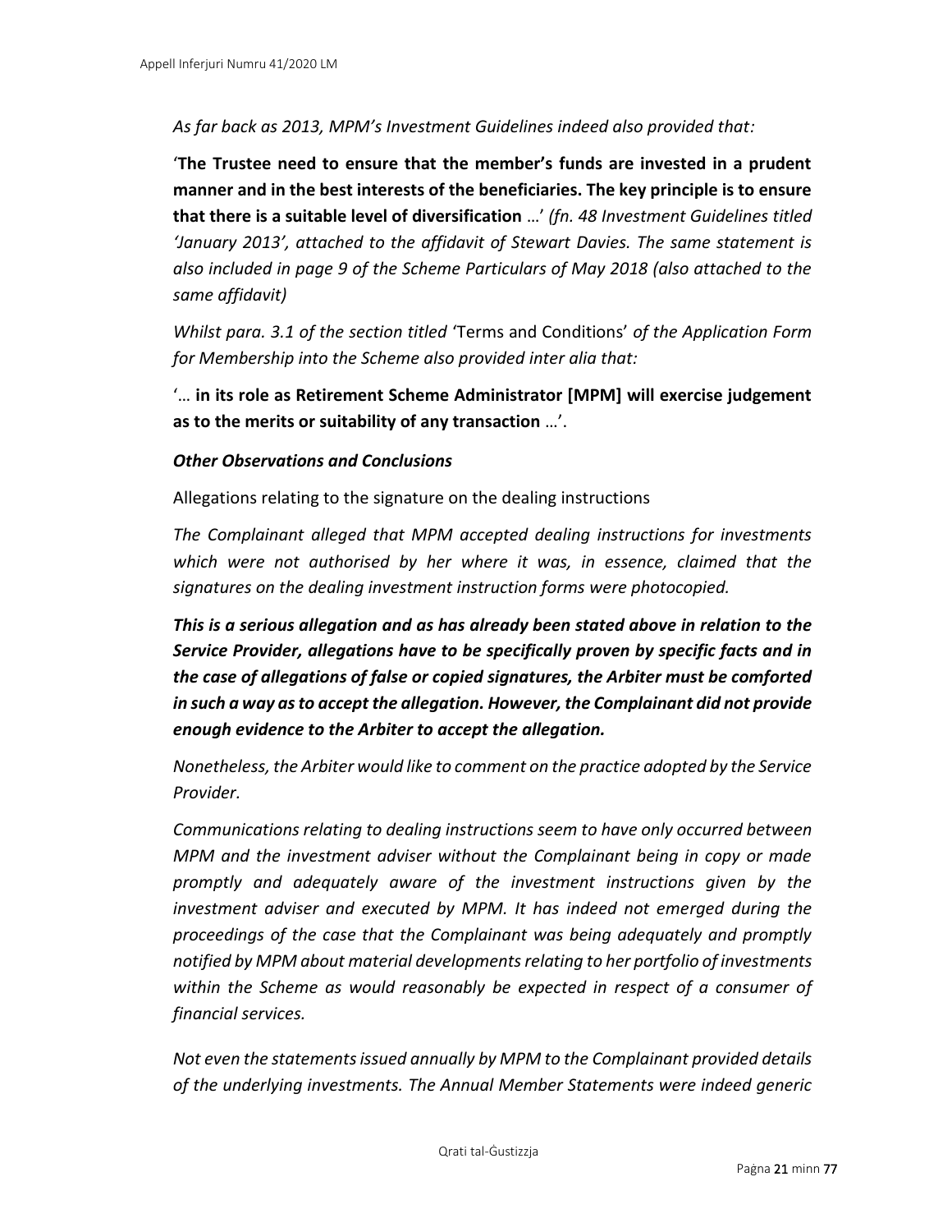*As far back as 2013, MPM's Investment Guidelines indeed also provided that:*

'**The Trustee need to ensure that the member's funds are invested in a prudent manner and in the best interests of the beneficiaries. The key principle is to ensure that there is a suitable level of diversification** …' *(fn. 48 Investment Guidelines titled 'January 2013', attached to the affidavit of Stewart Davies. The same statement is also included in page 9 of the Scheme Particulars of May 2018 (also attached to the same affidavit)*

*Whilst para. 3.1 of the section titled* 'Terms and Conditions' *of the Application Form for Membership into the Scheme also provided inter alia that:*

'… **in its role as Retirement Scheme Administrator [MPM] will exercise judgement as to the merits or suitability of any transaction** …'.

***Other Observations and Conclusions***

Allegations relating to the signature on the dealing instructions

*The Complainant alleged that MPM accepted dealing instructions for investments which were not authorised by her where it was, in essence, claimed that the signatures on the dealing investment instruction forms were photocopied.*

***This is a serious allegation and as has already been stated above in relation to the Service Provider, allegations have to be specifically proven by specific facts and in the case of allegations of false or copied signatures, the Arbiter must be comforted in such a way as to accept the allegation. However, the Complainant did not provide enough evidence to the Arbiter to accept the allegation.***

*Nonetheless, the Arbiter would like to comment on the practice adopted by the Service Provider.*

*Communications relating to dealing instructions seem to have only occurred between MPM and the investment adviser without the Complainant being in copy or made promptly and adequately aware of the investment instructions given by the investment adviser and executed by MPM. It has indeed not emerged during the proceedings of the case that the Complainant was being adequately and promptly notified by MPM about material developments relating to her portfolio of investments within the Scheme as would reasonably be expected in respect of a consumer of financial services.*

*Not even the statements issued annually by MPM to the Complainant provided details of the underlying investments. The Annual Member Statements were indeed generic*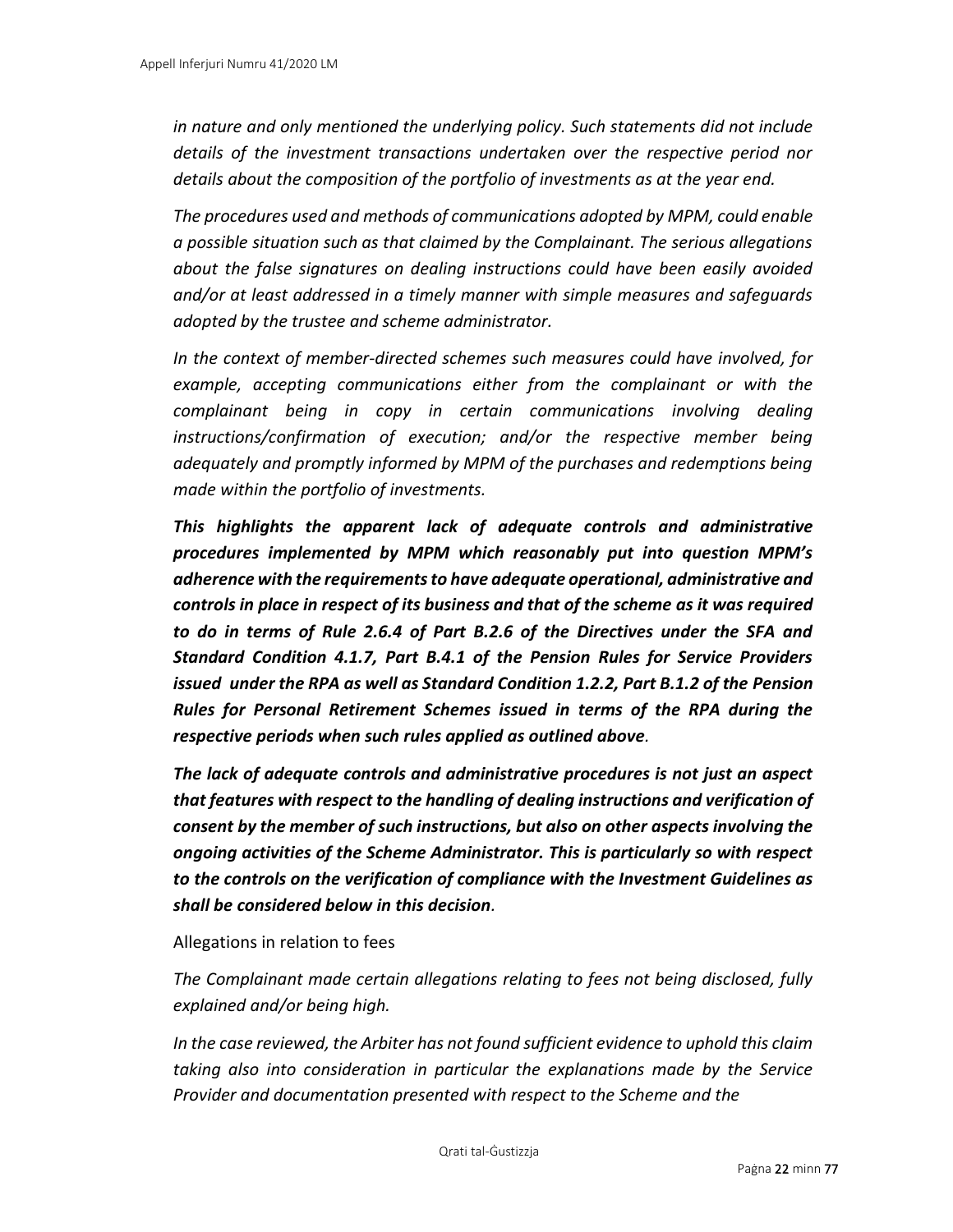*in nature and only mentioned the underlying policy. Such statements did not include details of the investment transactions undertaken over the respective period nor details about the composition of the portfolio of investments as at the year end.*

*The procedures used and methods of communications adopted by MPM, could enable a possible situation such as that claimed by the Complainant. The serious allegations about the false signatures on dealing instructions could have been easily avoided and/or at least addressed in a timely manner with simple measures and safeguards adopted by the trustee and scheme administrator.*

*In the context of member-directed schemes such measures could have involved, for example, accepting communications either from the complainant or with the complainant being in copy in certain communications involving dealing instructions/confirmation of execution; and/or the respective member being adequately and promptly informed by MPM of the purchases and redemptions being made within the portfolio of investments.*

***This highlights the apparent lack of adequate controls and administrative procedures implemented by MPM which reasonably put into question MPM's adherence with the requirements to have adequate operational, administrative and controls in place in respect of its business and that of the scheme as it was required to do in terms of Rule 2.6.4 of Part B.2.6 of the Directives under the SFA and Standard Condition 4.1.7, Part B.4.1 of the Pension Rules for Service Providers issued under the RPA as well as Standard Condition 1.2.2, Part B.1.2 of the Pension Rules for Personal Retirement Schemes issued in terms of the RPA during the respective periods when such rules applied as outlined above*.**

***The lack of adequate controls and administrative procedures is not just an aspect that features with respect to the handling of dealing instructions and verification of consent by the member of such instructions, but also on other aspects involving the ongoing activities of the Scheme Administrator. This is particularly so with respect to the controls on the verification of compliance with the Investment Guidelines as shall be considered below in this decision*.**

Allegations in relation to fees

*The Complainant made certain allegations relating to fees not being disclosed, fully explained and/or being high.*

*In the case reviewed, the Arbiter has not found sufficient evidence to uphold this claim taking also into consideration in particular the explanations made by the Service Provider and documentation presented with respect to the Scheme and the*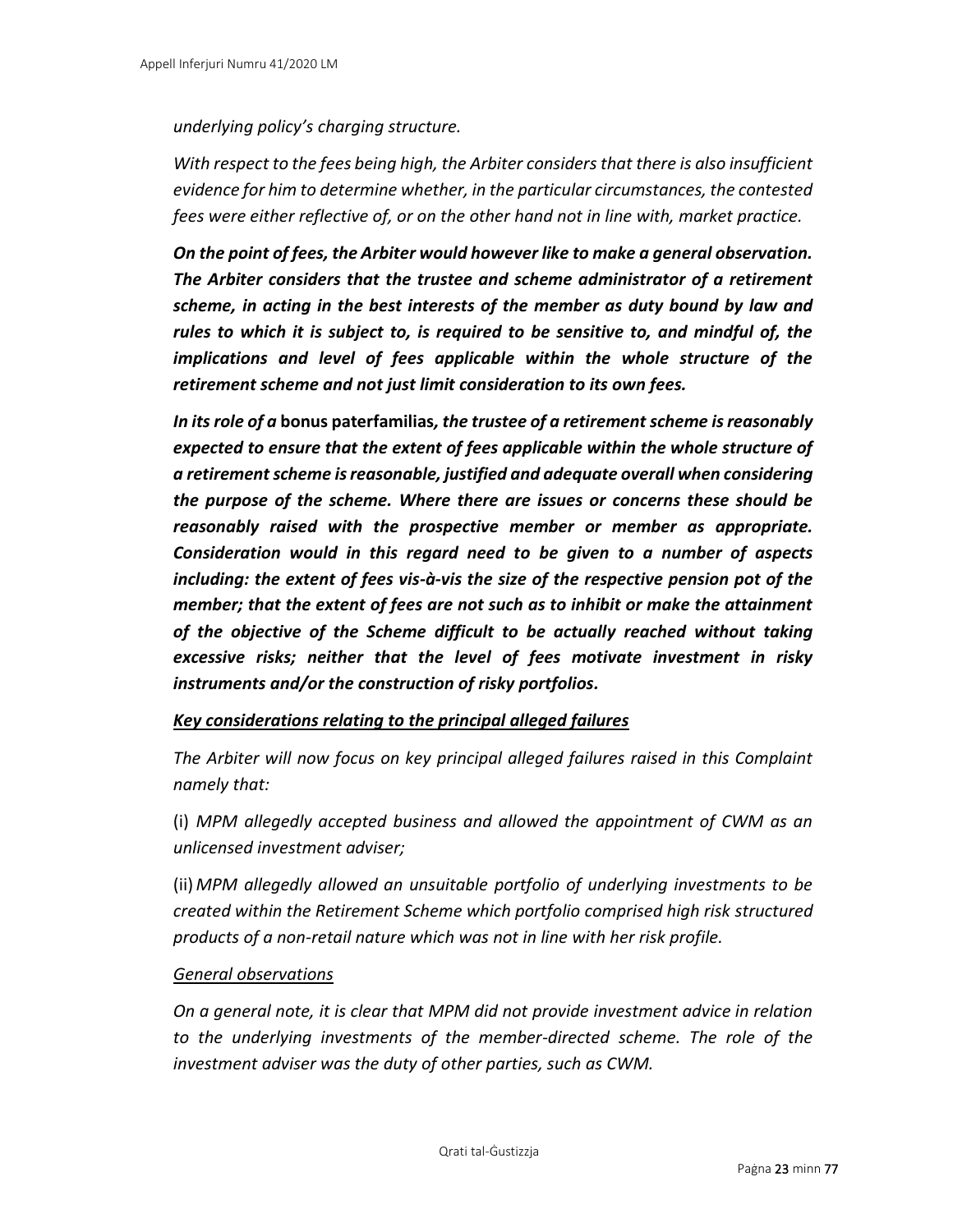*underlying policy's charging structure.*

*With respect to the fees being high, the Arbiter considers that there is also insufficient evidence for him to determine whether, in the particular circumstances, the contested fees were either reflective of, or on the other hand not in line with, market practice.*

***On the point of fees, the Arbiter would however like to make a general observation. The Arbiter considers that the trustee and scheme administrator of a retirement scheme, in acting in the best interests of the member as duty bound by law and rules to which it is subject to, is required to be sensitive to, and mindful of, the implications and level of fees applicable within the whole structure of the retirement scheme and not just limit consideration to its own fees.***

***In its role of a* bonus paterfamilias*, the trustee of a retirement scheme is reasonably expected to ensure that the extent of fees applicable within the whole structure of a retirement scheme is reasonable, justified and adequate overall when considering the purpose of the scheme. Where there are issues or concerns these should be reasonably raised with the prospective member or member as appropriate. Consideration would in this regard need to be given to a number of aspects including: the extent of fees vis-à-vis the size of the respective pension pot of the member; that the extent of fees are not such as to inhibit or make the attainment of the objective of the Scheme difficult to be actually reached without taking excessive risks; neither that the level of fees motivate investment in risky instruments and/or the construction of risky portfolios.***

***<u>Key considerations relating to the principal alleged failures</u>***

*The Arbiter will now focus on key principal alleged failures raised in this Complaint namely that:*

(i) *MPM allegedly accepted business and allowed the appointment of CWM as an unlicensed investment adviser;*

(ii) *MPM allegedly allowed an unsuitable portfolio of underlying investments to be created within the Retirement Scheme which portfolio comprised high risk structured products of a non-retail nature which was not in line with her risk profile.*

*<u>General observations</u>*

*On a general note, it is clear that MPM did not provide investment advice in relation to the underlying investments of the member-directed scheme. The role of the investment adviser was the duty of other parties, such as CWM.*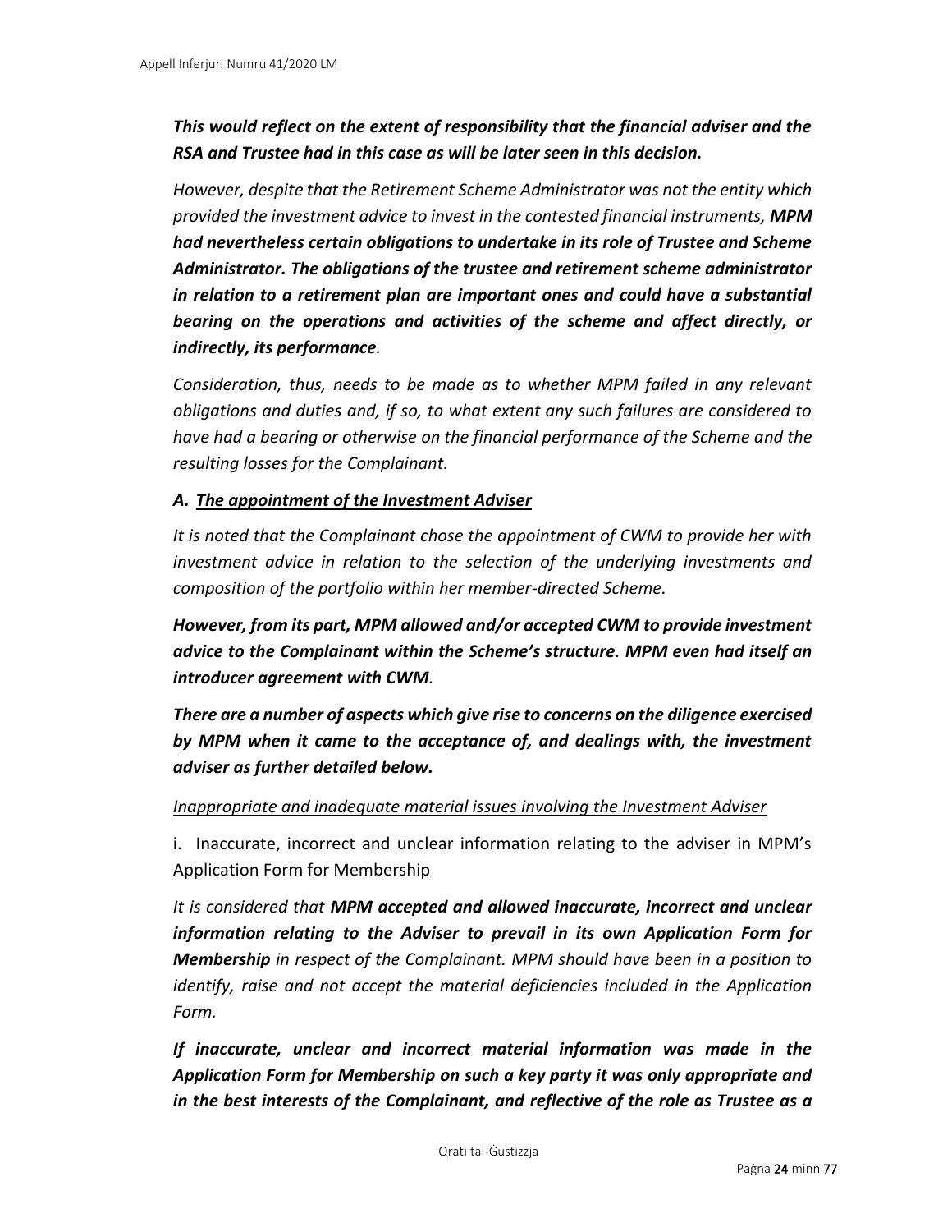***This would reflect on the extent of responsibility that the financial adviser and the RSA and Trustee had in this case as will be later seen in this decision.***

*However, despite that the Retirement Scheme Administrator was not the entity which provided the investment advice to invest in the contested financial instruments,* ***MPM had nevertheless certain obligations to undertake in its role of Trustee and Scheme Administrator. The obligations of the trustee and retirement scheme administrator in relation to a retirement plan are important ones and could have a substantial bearing on the operations and activities of the scheme and affect directly, or indirectly, its performance****.*

*Consideration, thus, needs to be made as to whether MPM failed in any relevant obligations and duties and, if so, to what extent any such failures are considered to have had a bearing or otherwise on the financial performance of the Scheme and the resulting losses for the Complainant.*

***A. <u>The appointment of the Investment Adviser</u>***

*It is noted that the Complainant chose the appointment of CWM to provide her with investment advice in relation to the selection of the underlying investments and composition of the portfolio within her member-directed Scheme.*

***However, from its part, MPM allowed and/or accepted CWM to provide investment advice to the Complainant within the Scheme's structure****.* ***MPM even had itself an introducer agreement with CWM****.*

***There are a number of aspects which give rise to concerns on the diligence exercised by MPM when it came to the acceptance of, and dealings with, the investment adviser as further detailed below.***

*<u>Inappropriate and inadequate material issues involving the Investment Adviser</u>*

i. Inaccurate, incorrect and unclear information relating to the adviser in MPM's Application Form for Membership

*It is considered that* ***MPM accepted and allowed inaccurate, incorrect and unclear information relating to the Adviser to prevail in its own Application Form for Membership*** *in respect of the Complainant. MPM should have been in a position to identify, raise and not accept the material deficiencies included in the Application Form.*

***If inaccurate, unclear and incorrect material information was made in the Application Form for Membership on such a key party it was only appropriate and in the best interests of the Complainant, and reflective of the role as Trustee as a***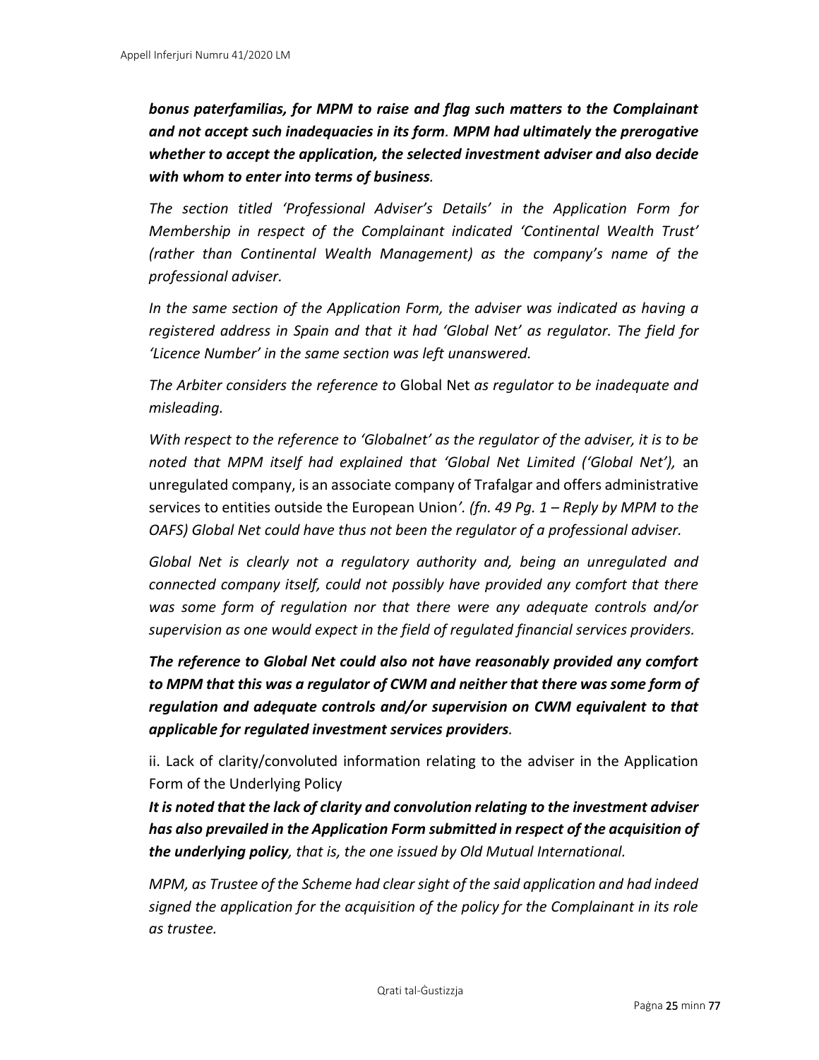***bonus paterfamilias, for MPM to raise and flag such matters to the Complainant and not accept such inadequacies in its form. MPM had ultimately the prerogative whether to accept the application, the selected investment adviser and also decide with whom to enter into terms of business.***

*The section titled 'Professional Adviser's Details' in the Application Form for Membership in respect of the Complainant indicated 'Continental Wealth Trust' (rather than Continental Wealth Management) as the company's name of the professional adviser.*

*In the same section of the Application Form, the adviser was indicated as having a registered address in Spain and that it had 'Global Net' as regulator. The field for 'Licence Number' in the same section was left unanswered.*

*The Arbiter considers the reference to* Global Net *as regulator to be inadequate and misleading.*

*With respect to the reference to 'Globalnet' as the regulator of the adviser, it is to be noted that MPM itself had explained that 'Global Net Limited ('Global Net'),* an unregulated company, is an associate company of Trafalgar and offers administrative services to entities outside the European Union*'. (fn. 49 Pg. 1 – Reply by MPM to the OAFS) Global Net could have thus not been the regulator of a professional adviser.*

*Global Net is clearly not a regulatory authority and, being an unregulated and connected company itself, could not possibly have provided any comfort that there was some form of regulation nor that there were any adequate controls and/or supervision as one would expect in the field of regulated financial services providers.*

***The reference to Global Net could also not have reasonably provided any comfort to MPM that this was a regulator of CWM and neither that there was some form of regulation and adequate controls and/or supervision on CWM equivalent to that applicable for regulated investment services providers.***

ii. Lack of clarity/convoluted information relating to the adviser in the Application Form of the Underlying Policy

***It is noted that the lack of clarity and convolution relating to the investment adviser has also prevailed in the Application Form submitted in respect of the acquisition of the underlying policy****, that is, the one issued by Old Mutual International.*

*MPM, as Trustee of the Scheme had clear sight of the said application and had indeed signed the application for the acquisition of the policy for the Complainant in its role as trustee.*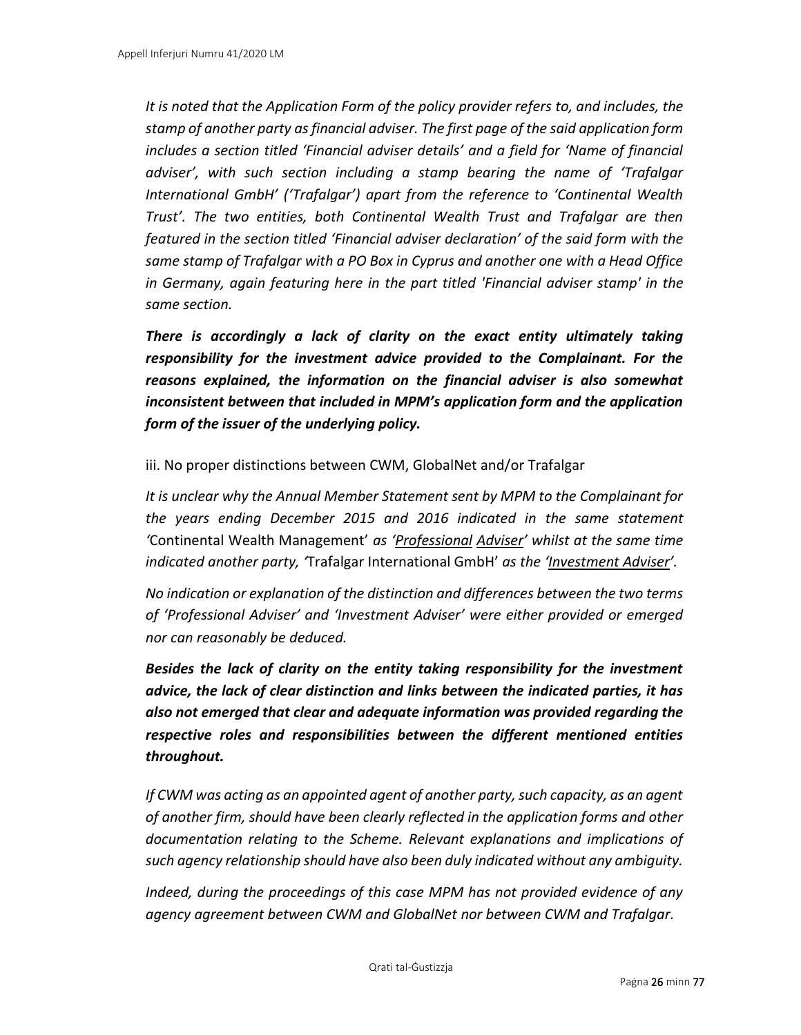*It is noted that the Application Form of the policy provider refers to, and includes, the stamp of another party as financial adviser. The first page of the said application form includes a section titled 'Financial adviser details' and a field for 'Name of financial adviser', with such section including a stamp bearing the name of 'Trafalgar International GmbH' ('Trafalgar') apart from the reference to 'Continental Wealth Trust'. The two entities, both Continental Wealth Trust and Trafalgar are then featured in the section titled 'Financial adviser declaration' of the said form with the same stamp of Trafalgar with a PO Box in Cyprus and another one with a Head Office in Germany, again featuring here in the part titled 'Financial adviser stamp' in the same section.*

***There is accordingly a lack of clarity on the exact entity ultimately taking responsibility for the investment advice provided to the Complainant. For the reasons explained, the information on the financial adviser is also somewhat inconsistent between that included in MPM's application form and the application form of the issuer of the underlying policy.***

iii. No proper distinctions between CWM, GlobalNet and/or Trafalgar

*It is unclear why the Annual Member Statement sent by MPM to the Complainant for the years ending December 2015 and 2016 indicated in the same statement '*Continental Wealth Management' *as '<u>Professional</u> <u>Adviser</u>' whilst at the same time indicated another party, '*Trafalgar International GmbH' *as the '<u>Investment Adviser</u>'.*

*No indication or explanation of the distinction and differences between the two terms of 'Professional Adviser' and 'Investment Adviser' were either provided or emerged nor can reasonably be deduced.*

***Besides the lack of clarity on the entity taking responsibility for the investment advice, the lack of clear distinction and links between the indicated parties, it has also not emerged that clear and adequate information was provided regarding the respective roles and responsibilities between the different mentioned entities throughout.***

*If CWM was acting as an appointed agent of another party, such capacity, as an agent of another firm, should have been clearly reflected in the application forms and other documentation relating to the Scheme. Relevant explanations and implications of such agency relationship should have also been duly indicated without any ambiguity.*

*Indeed, during the proceedings of this case MPM has not provided evidence of any agency agreement between CWM and GlobalNet nor between CWM and Trafalgar.*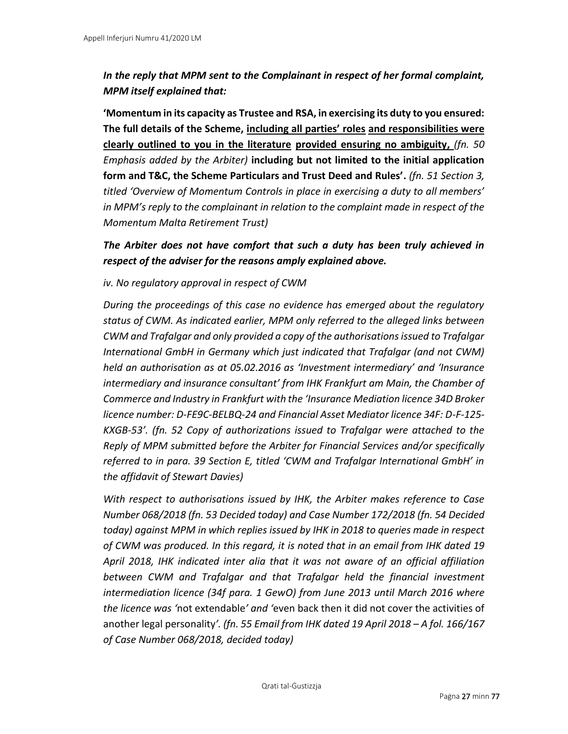***In the reply that MPM sent to the Complainant in respect of her formal complaint, MPM itself explained that:***

**'Momentum in its capacity as Trustee and RSA, in exercising its duty to you ensured: The full details of the Scheme, <u>including all parties' roles</u> <u>and responsibilities were clearly outlined to you in the literature</u> <u>provided ensuring no ambiguity,</u>** *(fn. 50 Emphasis added by the Arbiter)* **including but not limited to the initial application form and T&C, the Scheme Particulars and Trust Deed and Rules'.** *(fn. 51 Section 3, titled 'Overview of Momentum Controls in place in exercising a duty to all members' in MPM's reply to the complainant in relation to the complaint made in respect of the Momentum Malta Retirement Trust)*

***The Arbiter does not have comfort that such a duty has been truly achieved in respect of the adviser for the reasons amply explained above.***

*iv. No regulatory approval in respect of CWM*

*During the proceedings of this case no evidence has emerged about the regulatory status of CWM. As indicated earlier, MPM only referred to the alleged links between CWM and Trafalgar and only provided a copy of the authorisations issued to Trafalgar International GmbH in Germany which just indicated that Trafalgar (and not CWM) held an authorisation as at 05.02.2016 as 'Investment intermediary' and 'Insurance intermediary and insurance consultant' from IHK Frankfurt am Main, the Chamber of Commerce and Industry in Frankfurt with the 'Insurance Mediation licence 34D Broker licence number: D-FE9C-BELBQ-24 and Financial Asset Mediator licence 34F: D-F-125-KXGB-53'. (fn. 52 Copy of authorizations issued to Trafalgar were attached to the Reply of MPM submitted before the Arbiter for Financial Services and/or specifically referred to in para. 39 Section E, titled 'CWM and Trafalgar International GmbH' in the affidavit of Stewart Davies)*

*With respect to authorisations issued by IHK, the Arbiter makes reference to Case Number 068/2018 (fn. 53 Decided today) and Case Number 172/2018 (fn. 54 Decided today) against MPM in which replies issued by IHK in 2018 to queries made in respect of CWM was produced. In this regard, it is noted that in an email from IHK dated 19 April 2018, IHK indicated inter alia that it was not aware of an official affiliation between CWM and Trafalgar and that Trafalgar held the financial investment intermediation licence (34f para. 1 GewO) from June 2013 until March 2016 where the licence was '*not extendable*' and '*even back then it did not cover the activities of another legal personality*'. (fn. 55 Email from IHK dated 19 April 2018 – A fol. 166/167 of Case Number 068/2018, decided today)*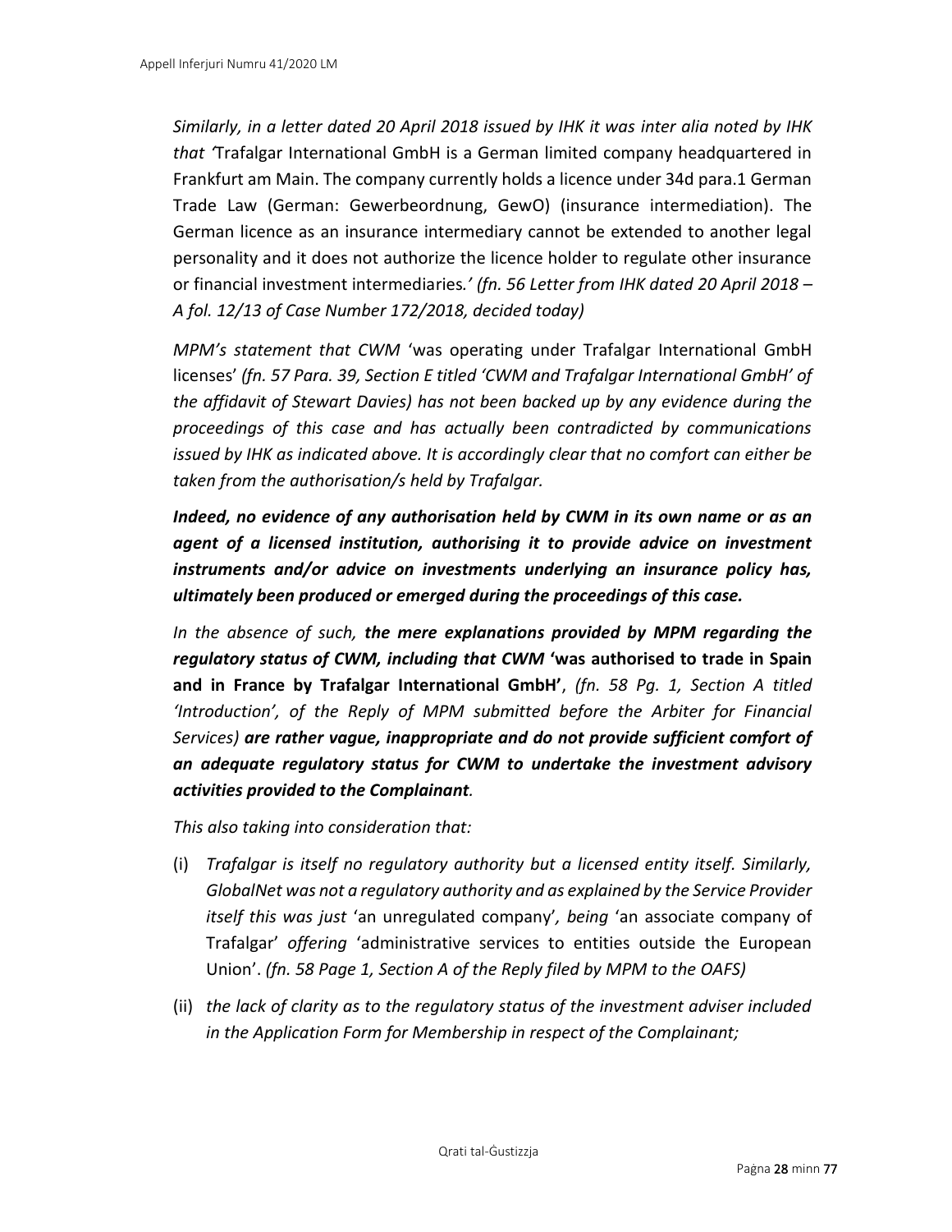*Similarly, in a letter dated 20 April 2018 issued by IHK it was inter alia noted by IHK that '*Trafalgar International GmbH is a German limited company headquartered in Frankfurt am Main. The company currently holds a licence under 34d para.1 German Trade Law (German: Gewerbeordnung, GewO) (insurance intermediation). The German licence as an insurance intermediary cannot be extended to another legal personality and it does not authorize the licence holder to regulate other insurance or financial investment intermediaries*.' (fn. 56 Letter from IHK dated 20 April 2018 – A fol. 12/13 of Case Number 172/2018, decided today)*

*MPM's statement that CWM* 'was operating under Trafalgar International GmbH licenses' *(fn. 57 Para. 39, Section E titled 'CWM and Trafalgar International GmbH' of the affidavit of Stewart Davies) has not been backed up by any evidence during the proceedings of this case and has actually been contradicted by communications issued by IHK as indicated above. It is accordingly clear that no comfort can either be taken from the authorisation/s held by Trafalgar.*

***Indeed, no evidence of any authorisation held by CWM in its own name or as an agent of a licensed institution, authorising it to provide advice on investment instruments and/or advice on investments underlying an insurance policy has, ultimately been produced or emerged during the proceedings of this case.***

*In the absence of such,* ***the mere explanations provided by MPM regarding the regulatory status of CWM, including that CWM*** **'was authorised to trade in Spain and in France by Trafalgar International GmbH'**, *(fn. 58 Pg. 1, Section A titled 'Introduction', of the Reply of MPM submitted before the Arbiter for Financial Services)* ***are rather vague, inappropriate and do not provide sufficient comfort of an adequate regulatory status for CWM to undertake the investment advisory activities provided to the Complainant****.*

*This also taking into consideration that:*

(i) *Trafalgar is itself no regulatory authority but a licensed entity itself. Similarly, GlobalNet was not a regulatory authority and as explained by the Service Provider itself this was just* 'an unregulated company'*, being* 'an associate company of Trafalgar' *offering* 'administrative services to entities outside the European Union'. *(fn. 58 Page 1, Section A of the Reply filed by MPM to the OAFS)*

(ii) *the lack of clarity as to the regulatory status of the investment adviser included in the Application Form for Membership in respect of the Complainant;*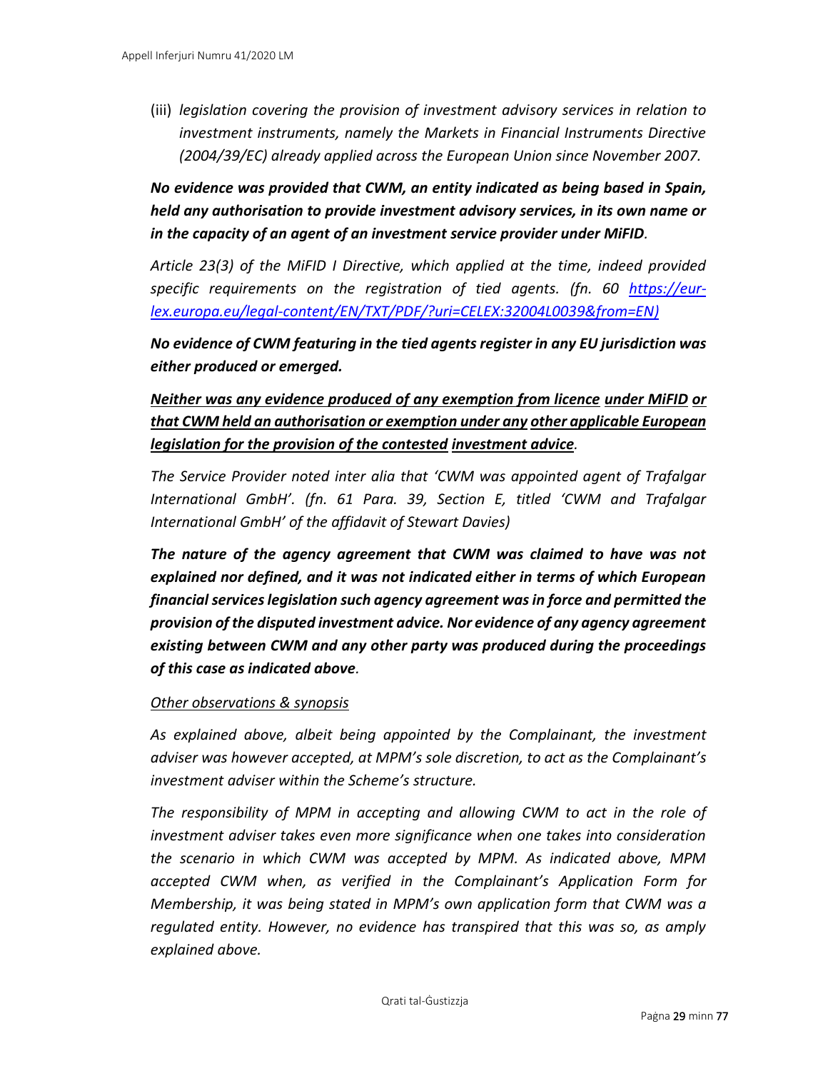(iii) *legislation covering the provision of investment advisory services in relation to investment instruments, namely the Markets in Financial Instruments Directive (2004/39/EC) already applied across the European Union since November 2007.*

***No evidence was provided that CWM, an entity indicated as being based in Spain, held any authorisation to provide investment advisory services, in its own name or in the capacity of an agent of an investment service provider under MiFID****.*

*Article 23(3) of the MiFID I Directive, which applied at the time, indeed provided specific requirements on the registration of tied agents. (fn. 60 https://eur-lex.europa.eu/legal-content/EN/TXT/PDF/?uri=CELEX:32004L0039&from=EN)*

***No evidence of CWM featuring in the tied agents register in any EU jurisdiction was either produced or emerged.***

***<u>Neither was any evidence produced of any exemption from licence</u> <u>under MiFID</u> <u>or that CWM held an authorisation or exemption under any</u> <u>other applicable European legislation for the provision of the contested</u> <u>investment advice</u>****.*

*The Service Provider noted inter alia that 'CWM was appointed agent of Trafalgar International GmbH'. (fn. 61 Para. 39, Section E, titled 'CWM and Trafalgar International GmbH' of the affidavit of Stewart Davies)*

***The nature of the agency agreement that CWM was claimed to have was not explained nor defined, and it was not indicated either in terms of which European financial services legislation such agency agreement was in force and permitted the provision of the disputed investment advice. Nor evidence of any agency agreement existing between CWM and any other party was produced during the proceedings of this case as indicated above****.*

*<u>Other observations & synopsis</u>*

*As explained above, albeit being appointed by the Complainant, the investment adviser was however accepted, at MPM's sole discretion, to act as the Complainant's investment adviser within the Scheme's structure.*

*The responsibility of MPM in accepting and allowing CWM to act in the role of investment adviser takes even more significance when one takes into consideration the scenario in which CWM was accepted by MPM. As indicated above, MPM accepted CWM when, as verified in the Complainant's Application Form for Membership, it was being stated in MPM's own application form that CWM was a regulated entity. However, no evidence has transpired that this was so, as amply explained above.*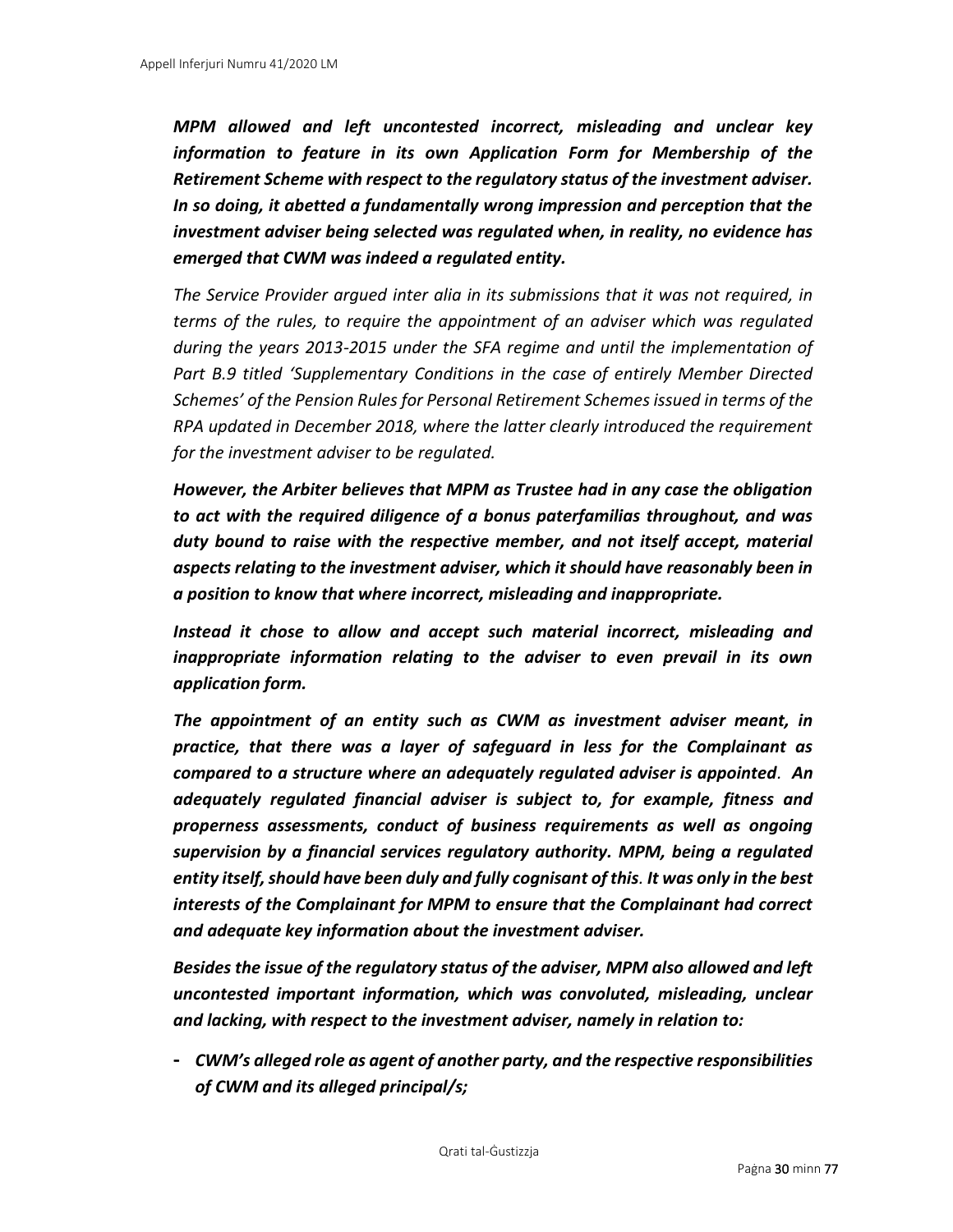***MPM allowed and left uncontested incorrect, misleading and unclear key information to feature in its own Application Form for Membership of the Retirement Scheme with respect to the regulatory status of the investment adviser. In so doing, it abetted a fundamentally wrong impression and perception that the investment adviser being selected was regulated when, in reality, no evidence has emerged that CWM was indeed a regulated entity.***

*The Service Provider argued inter alia in its submissions that it was not required, in terms of the rules, to require the appointment of an adviser which was regulated during the years 2013-2015 under the SFA regime and until the implementation of Part B.9 titled 'Supplementary Conditions in the case of entirely Member Directed Schemes' of the Pension Rules for Personal Retirement Schemes issued in terms of the RPA updated in December 2018, where the latter clearly introduced the requirement for the investment adviser to be regulated.*

***However, the Arbiter believes that MPM as Trustee had in any case the obligation to act with the required diligence of a bonus paterfamilias throughout, and was duty bound to raise with the respective member, and not itself accept, material aspects relating to the investment adviser, which it should have reasonably been in a position to know that where incorrect, misleading and inappropriate.***

***Instead it chose to allow and accept such material incorrect, misleading and inappropriate information relating to the adviser to even prevail in its own application form.***

***The appointment of an entity such as CWM as investment adviser meant, in practice, that there was a layer of safeguard in less for the Complainant as compared to a structure where an adequately regulated adviser is appointed. An adequately regulated financial adviser is subject to, for example, fitness and properness assessments, conduct of business requirements as well as ongoing supervision by a financial services regulatory authority. MPM, being a regulated entity itself, should have been duly and fully cognisant of this. It was only in the best interests of the Complainant for MPM to ensure that the Complainant had correct and adequate key information about the investment adviser.***

***Besides the issue of the regulatory status of the adviser, MPM also allowed and left uncontested important information, which was convoluted, misleading, unclear and lacking, with respect to the investment adviser, namely in relation to:***

- ***CWM's alleged role as agent of another party, and the respective responsibilities of CWM and its alleged principal/s;***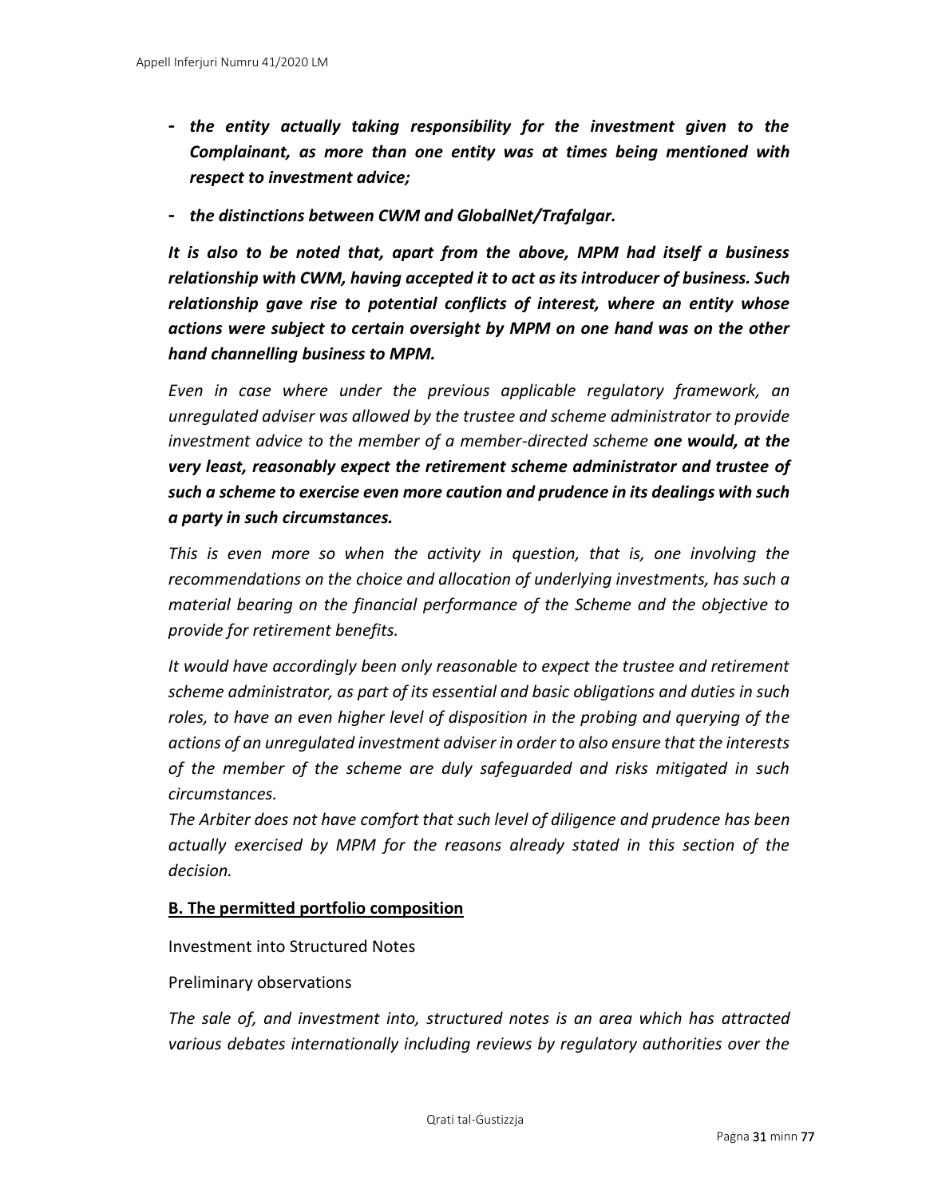- ***the entity actually taking responsibility for the investment given to the Complainant, as more than one entity was at times being mentioned with respect to investment advice;***
- ***the distinctions between CWM and GlobalNet/Trafalgar.***

***It is also to be noted that, apart from the above, MPM had itself a business relationship with CWM, having accepted it to act as its introducer of business. Such relationship gave rise to potential conflicts of interest, where an entity whose actions were subject to certain oversight by MPM on one hand was on the other hand channelling business to MPM.***

*Even in case where under the previous applicable regulatory framework, an unregulated adviser was allowed by the trustee and scheme administrator to provide investment advice to the member of a member-directed scheme* ***one would, at the very least, reasonably expect the retirement scheme administrator and trustee of such a scheme to exercise even more caution and prudence in its dealings with such a party in such circumstances.***

*This is even more so when the activity in question, that is, one involving the recommendations on the choice and allocation of underlying investments, has such a material bearing on the financial performance of the Scheme and the objective to provide for retirement benefits.*

*It would have accordingly been only reasonable to expect the trustee and retirement scheme administrator, as part of its essential and basic obligations and duties in such roles, to have an even higher level of disposition in the probing and querying of the actions of an unregulated investment adviser in order to also ensure that the interests of the member of the scheme are duly safeguarded and risks mitigated in such circumstances.*

*The Arbiter does not have comfort that such level of diligence and prudence has been actually exercised by MPM for the reasons already stated in this section of the decision.*

**B. The permitted portfolio composition**

Investment into Structured Notes

Preliminary observations

*The sale of, and investment into, structured notes is an area which has attracted various debates internationally including reviews by regulatory authorities over the*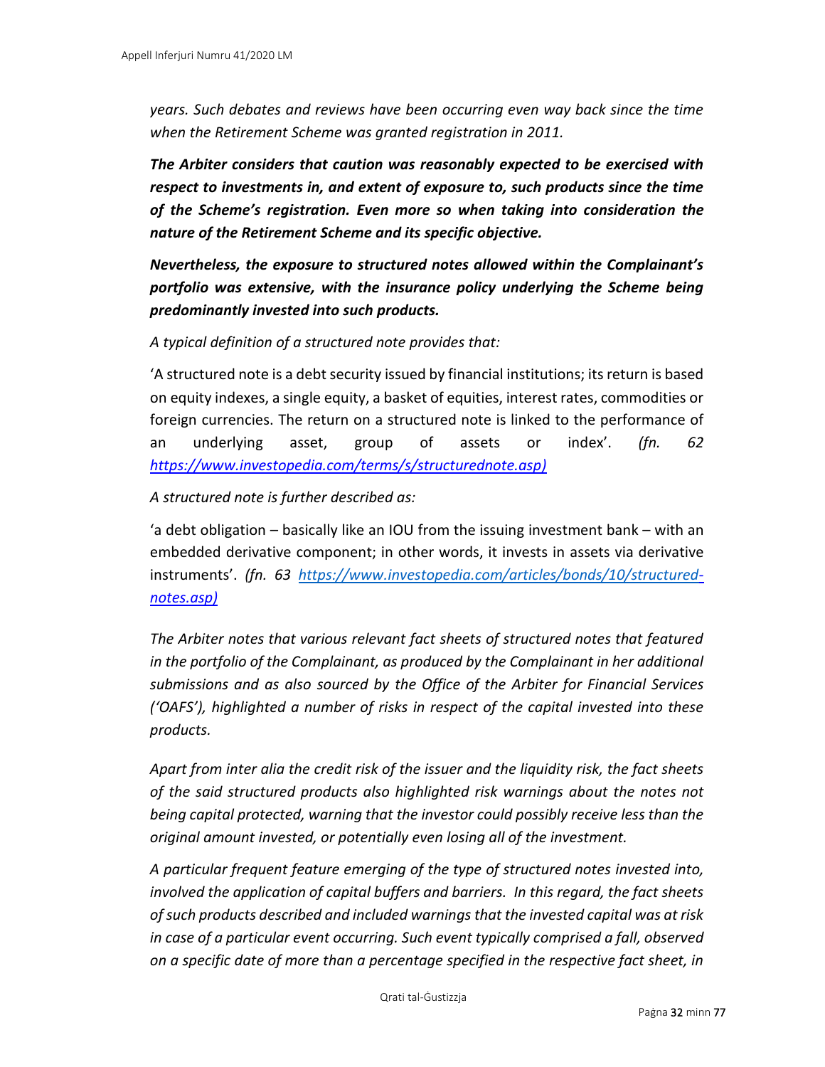*years. Such debates and reviews have been occurring even way back since the time when the Retirement Scheme was granted registration in 2011.*

***The Arbiter considers that caution was reasonably expected to be exercised with respect to investments in, and extent of exposure to, such products since the time of the Scheme's registration. Even more so when taking into consideration the nature of the Retirement Scheme and its specific objective.***

***Nevertheless, the exposure to structured notes allowed within the Complainant's portfolio was extensive, with the insurance policy underlying the Scheme being predominantly invested into such products.***

*A typical definition of a structured note provides that:*

'A structured note is a debt security issued by financial institutions; its return is based on equity indexes, a single equity, a basket of equities, interest rates, commodities or foreign currencies. The return on a structured note is linked to the performance of an underlying asset, group of assets or index'. *(fn. 62 [https://www.investopedia.com/terms/s/structurednote.asp)](https://www.investopedia.com/terms/s/structurednote.asp)*

*A structured note is further described as:*

'a debt obligation – basically like an IOU from the issuing investment bank – with an embedded derivative component; in other words, it invests in assets via derivative instruments'. *(fn. 63 [https://www.investopedia.com/articles/bonds/10/structured-notes.asp)](https://www.investopedia.com/articles/bonds/10/structured-notes.asp)*

*The Arbiter notes that various relevant fact sheets of structured notes that featured in the portfolio of the Complainant, as produced by the Complainant in her additional submissions and as also sourced by the Office of the Arbiter for Financial Services ('OAFS'), highlighted a number of risks in respect of the capital invested into these products.*

*Apart from inter alia the credit risk of the issuer and the liquidity risk, the fact sheets of the said structured products also highlighted risk warnings about the notes not being capital protected, warning that the investor could possibly receive less than the original amount invested, or potentially even losing all of the investment.*

*A particular frequent feature emerging of the type of structured notes invested into, involved the application of capital buffers and barriers. In this regard, the fact sheets of such products described and included warnings that the invested capital was at risk in case of a particular event occurring. Such event typically comprised a fall, observed on a specific date of more than a percentage specified in the respective fact sheet, in*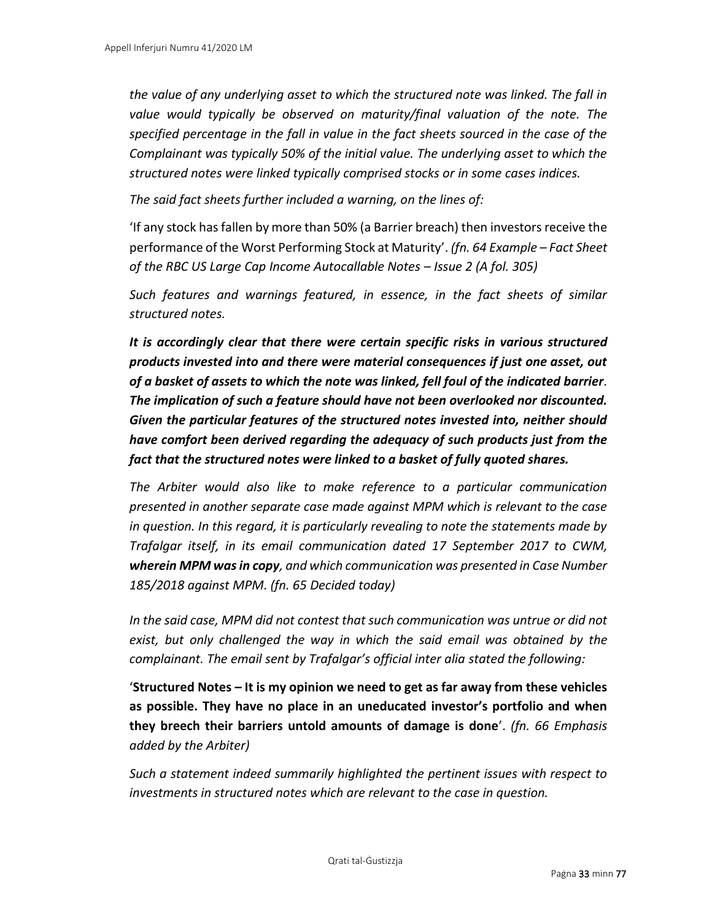*the value of any underlying asset to which the structured note was linked. The fall in value would typically be observed on maturity/final valuation of the note. The specified percentage in the fall in value in the fact sheets sourced in the case of the Complainant was typically 50% of the initial value. The underlying asset to which the structured notes were linked typically comprised stocks or in some cases indices.*

*The said fact sheets further included a warning, on the lines of:*

'If any stock has fallen by more than 50% (a Barrier breach) then investors receive the performance of the Worst Performing Stock at Maturity'. *(fn. 64 Example – Fact Sheet of the RBC US Large Cap Income Autocallable Notes – Issue 2 (A fol. 305)*

*Such features and warnings featured, in essence, in the fact sheets of similar structured notes.*

***It is accordingly clear that there were certain specific risks in various structured products invested into and there were material consequences if just one asset, out of a basket of assets to which the note was linked, fell foul of the indicated barrier. The implication of such a feature should have not been overlooked nor discounted. Given the particular features of the structured notes invested into, neither should have comfort been derived regarding the adequacy of such products just from the fact that the structured notes were linked to a basket of fully quoted shares.***

*The Arbiter would also like to make reference to a particular communication presented in another separate case made against MPM which is relevant to the case in question. In this regard, it is particularly revealing to note the statements made by Trafalgar itself, in its email communication dated 17 September 2017 to CWM, **wherein MPM was in copy**, and which communication was presented in Case Number 185/2018 against MPM. (fn. 65 Decided today)*

*In the said case, MPM did not contest that such communication was untrue or did not exist, but only challenged the way in which the said email was obtained by the complainant. The email sent by Trafalgar's official inter alia stated the following:*

'**Structured Notes – It is my opinion we need to get as far away from these vehicles as possible. They have no place in an uneducated investor's portfolio and when they breech their barriers untold amounts of damage is done**'. *(fn. 66 Emphasis added by the Arbiter)*

*Such a statement indeed summarily highlighted the pertinent issues with respect to investments in structured notes which are relevant to the case in question.*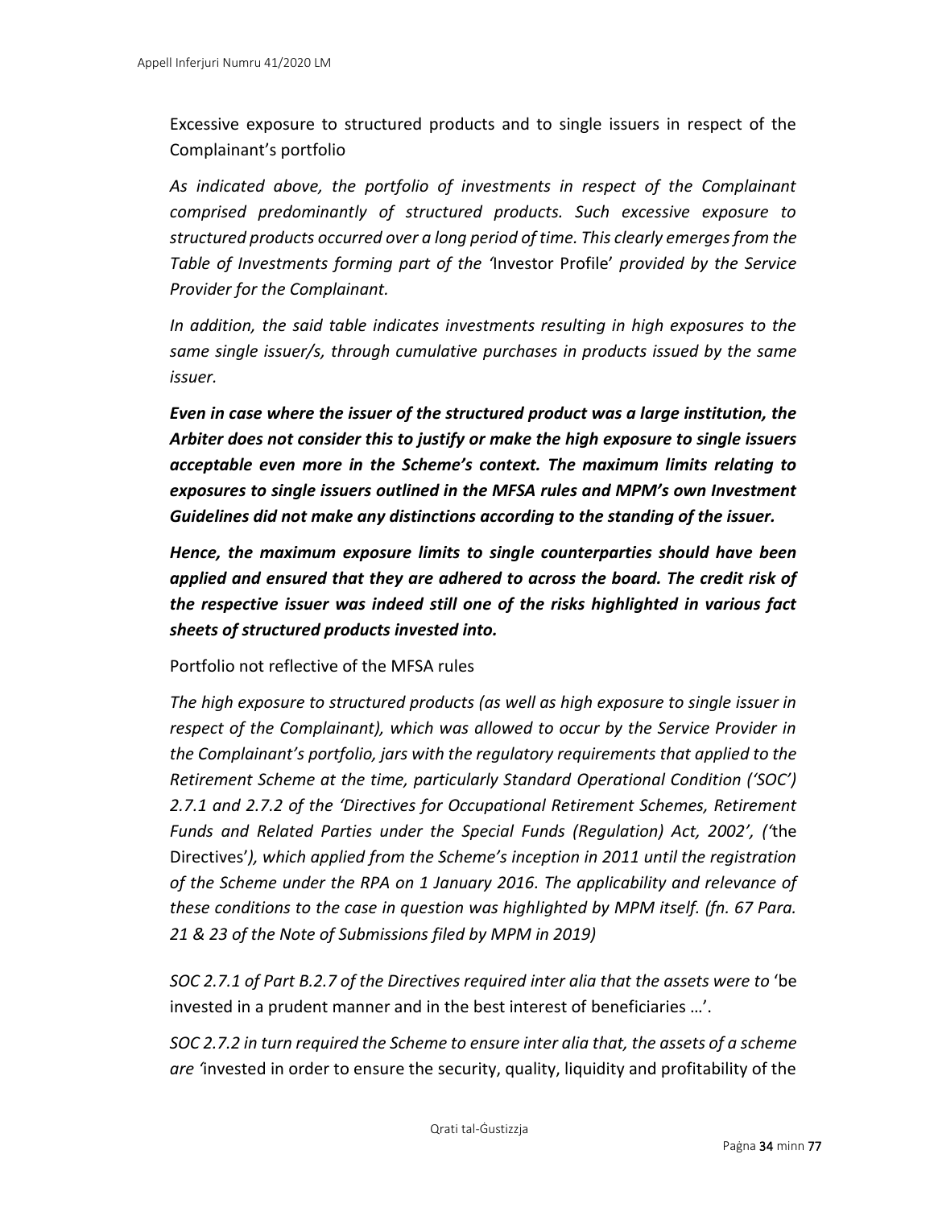Excessive exposure to structured products and to single issuers in respect of the Complainant's portfolio

*As indicated above, the portfolio of investments in respect of the Complainant comprised predominantly of structured products. Such excessive exposure to structured products occurred over a long period of time. This clearly emerges from the Table of Investments forming part of the '*Investor Profile*' provided by the Service Provider for the Complainant.*

*In addition, the said table indicates investments resulting in high exposures to the same single issuer/s, through cumulative purchases in products issued by the same issuer.*

***Even in case where the issuer of the structured product was a large institution, the Arbiter does not consider this to justify or make the high exposure to single issuers acceptable even more in the Scheme's context. The maximum limits relating to exposures to single issuers outlined in the MFSA rules and MPM's own Investment Guidelines did not make any distinctions according to the standing of the issuer.***

***Hence, the maximum exposure limits to single counterparties should have been applied and ensured that they are adhered to across the board. The credit risk of the respective issuer was indeed still one of the risks highlighted in various fact sheets of structured products invested into.***

Portfolio not reflective of the MFSA rules

*The high exposure to structured products (as well as high exposure to single issuer in respect of the Complainant), which was allowed to occur by the Service Provider in the Complainant's portfolio, jars with the regulatory requirements that applied to the Retirement Scheme at the time, particularly Standard Operational Condition ('SOC') 2.7.1 and 2.7.2 of the 'Directives for Occupational Retirement Schemes, Retirement Funds and Related Parties under the Special Funds (Regulation) Act, 2002', ('*the Directives'*), which applied from the Scheme's inception in 2011 until the registration of the Scheme under the RPA on 1 January 2016. The applicability and relevance of these conditions to the case in question was highlighted by MPM itself. (fn. 67 Para. 21 & 23 of the Note of Submissions filed by MPM in 2019)*

*SOC 2.7.1 of Part B.2.7 of the Directives required inter alia that the assets were to* 'be invested in a prudent manner and in the best interest of beneficiaries …'.

*SOC 2.7.2 in turn required the Scheme to ensure inter alia that, the assets of a scheme are '*invested in order to ensure the security, quality, liquidity and profitability of the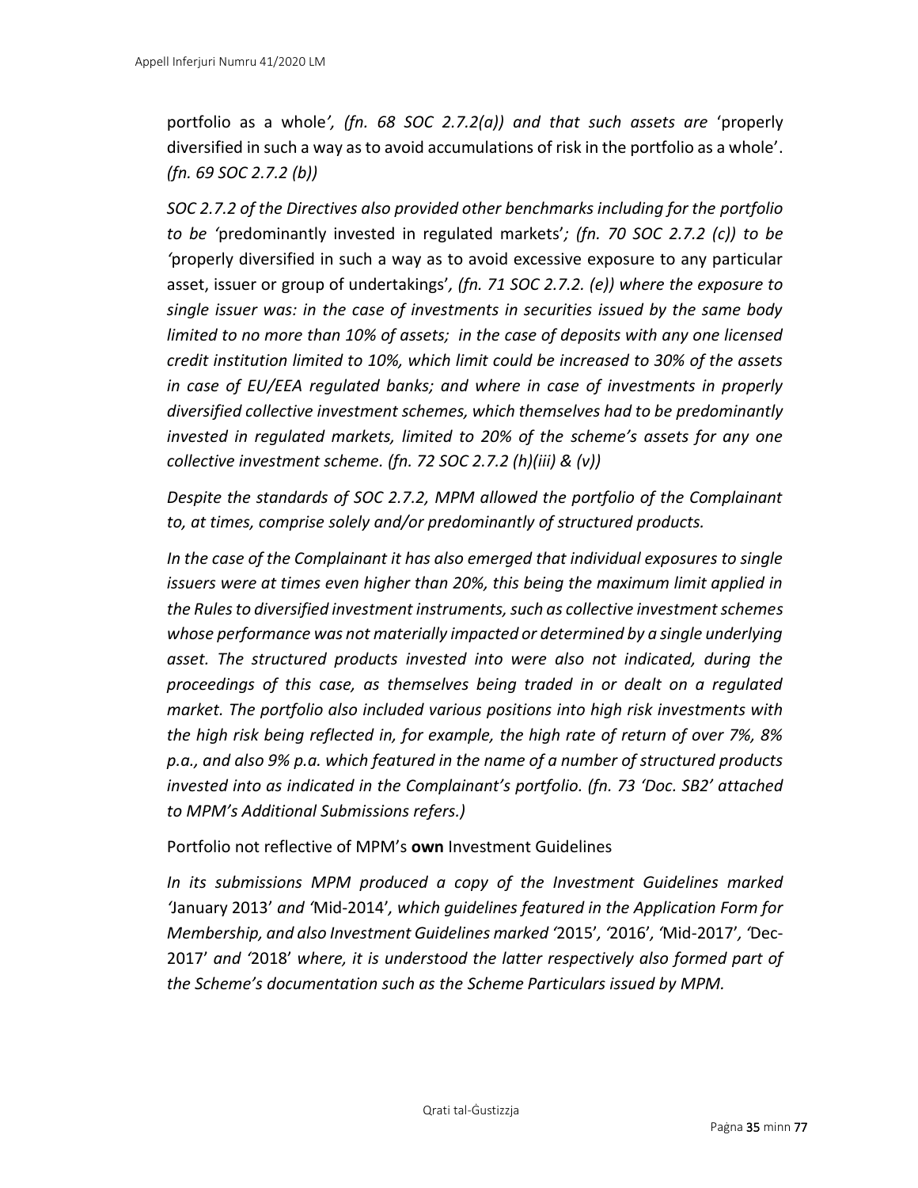portfolio as a whole*', (fn. 68 SOC 2.7.2(a)) and that such assets are* 'properly diversified in such a way as to avoid accumulations of risk in the portfolio as a whole'. *(fn. 69 SOC 2.7.2 (b))*

*SOC 2.7.2 of the Directives also provided other benchmarks including for the portfolio to be '*predominantly invested in regulated markets'*; (fn. 70 SOC 2.7.2 (c)) to be '*properly diversified in such a way as to avoid excessive exposure to any particular asset, issuer or group of undertakings'*, (fn. 71 SOC 2.7.2. (e)) where the exposure to single issuer was: in the case of investments in securities issued by the same body limited to no more than 10% of assets; in the case of deposits with any one licensed credit institution limited to 10%, which limit could be increased to 30% of the assets in case of EU/EEA regulated banks; and where in case of investments in properly diversified collective investment schemes, which themselves had to be predominantly invested in regulated markets, limited to 20% of the scheme's assets for any one collective investment scheme. (fn. 72 SOC 2.7.2 (h)(iii) & (v))*

*Despite the standards of SOC 2.7.2, MPM allowed the portfolio of the Complainant to, at times, comprise solely and/or predominantly of structured products.*

*In the case of the Complainant it has also emerged that individual exposures to single issuers were at times even higher than 20%, this being the maximum limit applied in the Rules to diversified investment instruments, such as collective investment schemes whose performance was not materially impacted or determined by a single underlying asset. The structured products invested into were also not indicated, during the proceedings of this case, as themselves being traded in or dealt on a regulated market. The portfolio also included various positions into high risk investments with the high risk being reflected in, for example, the high rate of return of over 7%, 8% p.a., and also 9% p.a. which featured in the name of a number of structured products invested into as indicated in the Complainant's portfolio. (fn. 73 'Doc. SB2' attached to MPM's Additional Submissions refers.)*

Portfolio not reflective of MPM's **own** Investment Guidelines

*In its submissions MPM produced a copy of the Investment Guidelines marked '*January 2013' *and '*Mid-2014'*, which guidelines featured in the Application Form for Membership, and also Investment Guidelines marked '*2015'*, '*2016'*, '*Mid-2017'*, '*Dec-2017' *and '*2018' *where, it is understood the latter respectively also formed part of the Scheme's documentation such as the Scheme Particulars issued by MPM.*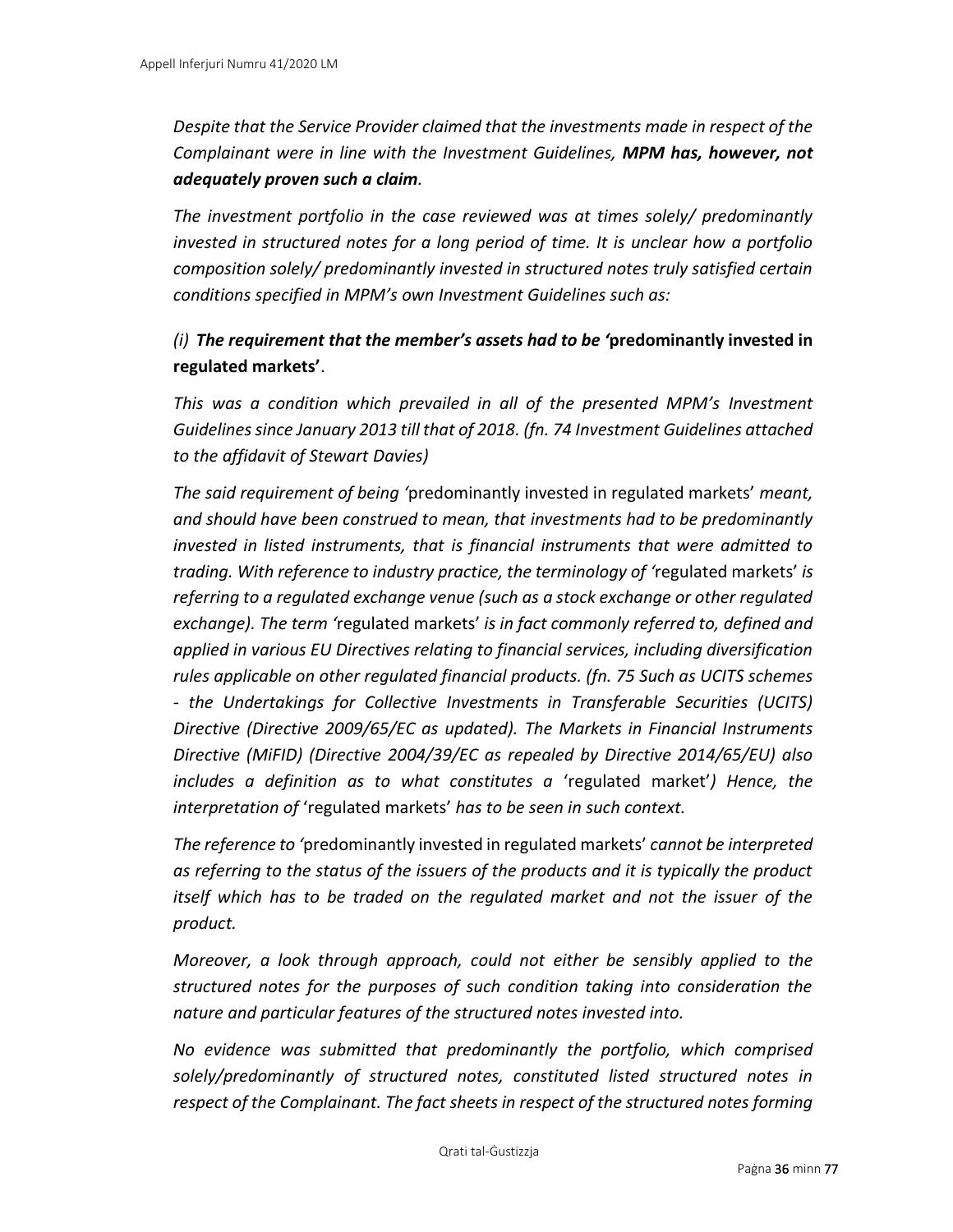*Despite that the Service Provider claimed that the investments made in respect of the Complainant were in line with the Investment Guidelines, **MPM has, however, not adequately proven such a claim**.*

*The investment portfolio in the case reviewed was at times solely/ predominantly invested in structured notes for a long period of time. It is unclear how a portfolio composition solely/ predominantly invested in structured notes truly satisfied certain conditions specified in MPM's own Investment Guidelines such as:*

*(i)* ***The requirement that the member's assets had to be*** **'predominantly invested in regulated markets'**.

*This was a condition which prevailed in all of the presented MPM's Investment Guidelines since January 2013 till that of 2018. (fn. 74 Investment Guidelines attached to the affidavit of Stewart Davies)*

*The said requirement of being '*predominantly invested in regulated markets' *meant, and should have been construed to mean, that investments had to be predominantly invested in listed instruments, that is financial instruments that were admitted to trading. With reference to industry practice, the terminology of '*regulated markets' *is referring to a regulated exchange venue (such as a stock exchange or other regulated exchange). The term '*regulated markets' *is in fact commonly referred to, defined and applied in various EU Directives relating to financial services, including diversification rules applicable on other regulated financial products. (fn. 75 Such as UCITS schemes - the Undertakings for Collective Investments in Transferable Securities (UCITS) Directive (Directive 2009/65/EC as updated). The Markets in Financial Instruments Directive (MiFID) (Directive 2004/39/EC as repealed by Directive 2014/65/EU) also includes a definition as to what constitutes a* 'regulated market'*) Hence, the interpretation of* 'regulated markets' *has to be seen in such context.*

*The reference to '*predominantly invested in regulated markets' *cannot be interpreted as referring to the status of the issuers of the products and it is typically the product itself which has to be traded on the regulated market and not the issuer of the product.*

*Moreover, a look through approach, could not either be sensibly applied to the structured notes for the purposes of such condition taking into consideration the nature and particular features of the structured notes invested into.*

*No evidence was submitted that predominantly the portfolio, which comprised solely/predominantly of structured notes, constituted listed structured notes in respect of the Complainant. The fact sheets in respect of the structured notes forming*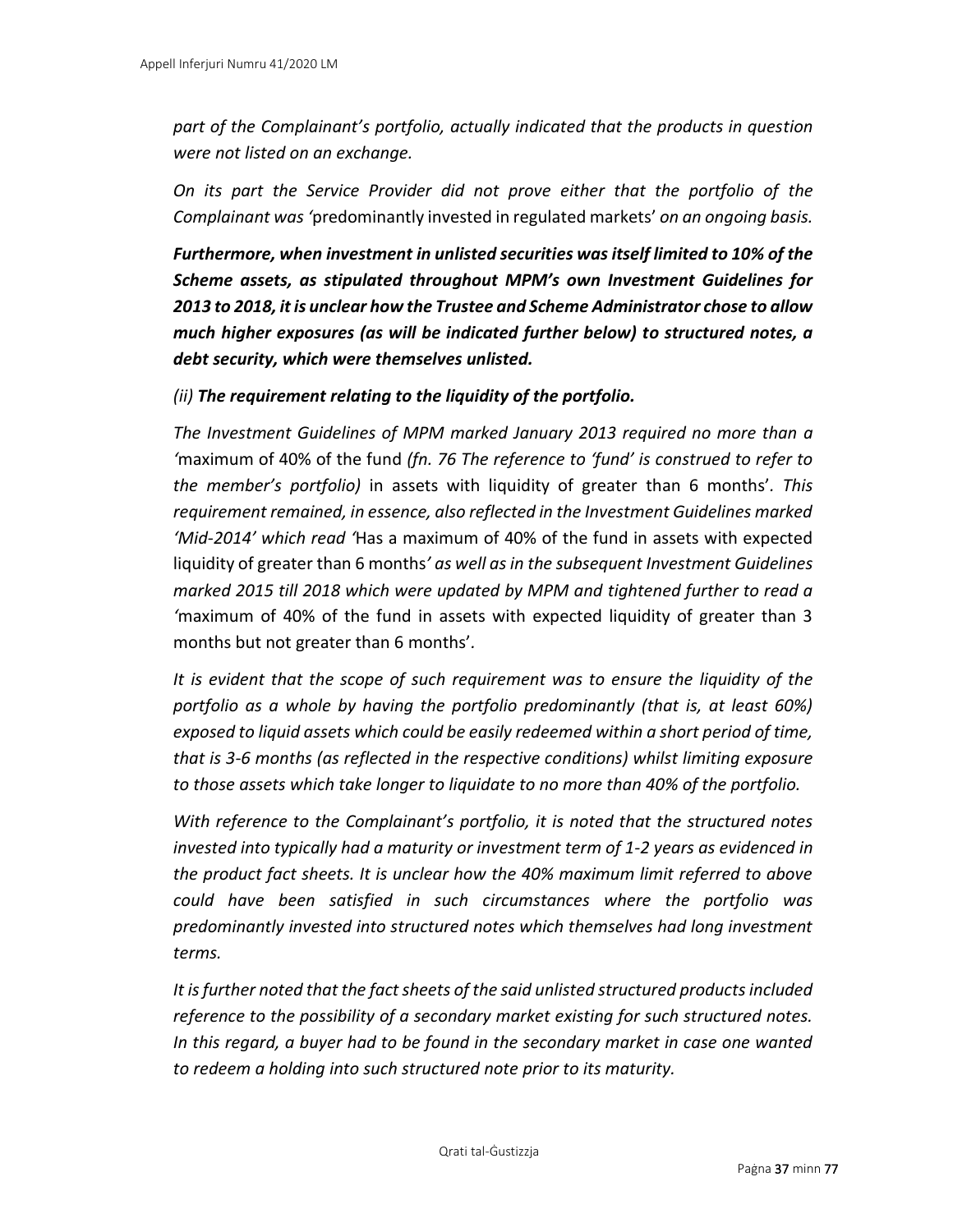*part of the Complainant's portfolio, actually indicated that the products in question were not listed on an exchange.*

*On its part the Service Provider did not prove either that the portfolio of the Complainant was '*predominantly invested in regulated markets' *on an ongoing basis.*

***Furthermore, when investment in unlisted securities was itself limited to 10% of the Scheme assets, as stipulated throughout MPM's own Investment Guidelines for 2013 to 2018, it is unclear how the Trustee and Scheme Administrator chose to allow much higher exposures (as will be indicated further below) to structured notes, a debt security, which were themselves unlisted.***

*(ii)* ***The requirement relating to the liquidity of the portfolio.***

*The Investment Guidelines of MPM marked January 2013 required no more than a '*maximum of 40% of the fund *(fn. 76 The reference to 'fund' is construed to refer to the member's portfolio)* in assets with liquidity of greater than 6 months'*. This requirement remained, in essence, also reflected in the Investment Guidelines marked 'Mid-2014' which read '*Has a maximum of 40% of the fund in assets with expected liquidity of greater than 6 months*' as well as in the subsequent Investment Guidelines marked 2015 till 2018 which were updated by MPM and tightened further to read a '*maximum of 40% of the fund in assets with expected liquidity of greater than 3 months but not greater than 6 months'.

*It is evident that the scope of such requirement was to ensure the liquidity of the portfolio as a whole by having the portfolio predominantly (that is, at least 60%) exposed to liquid assets which could be easily redeemed within a short period of time, that is 3-6 months (as reflected in the respective conditions) whilst limiting exposure to those assets which take longer to liquidate to no more than 40% of the portfolio.*

*With reference to the Complainant's portfolio, it is noted that the structured notes invested into typically had a maturity or investment term of 1-2 years as evidenced in the product fact sheets. It is unclear how the 40% maximum limit referred to above could have been satisfied in such circumstances where the portfolio was predominantly invested into structured notes which themselves had long investment terms.*

*It is further noted that the fact sheets of the said unlisted structured products included reference to the possibility of a secondary market existing for such structured notes. In this regard, a buyer had to be found in the secondary market in case one wanted to redeem a holding into such structured note prior to its maturity.*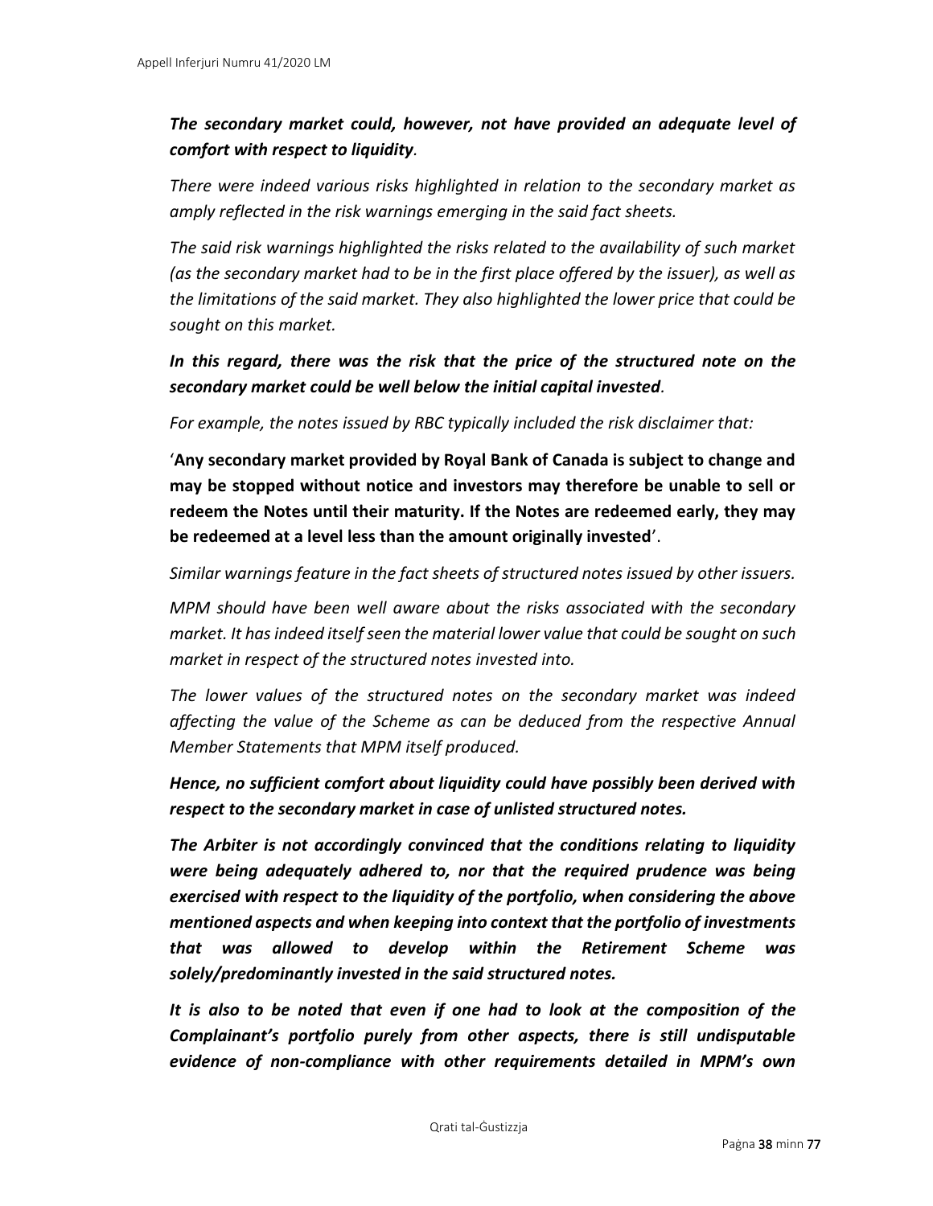***The secondary market could, however, not have provided an adequate level of comfort with respect to liquidity****.*

*There were indeed various risks highlighted in relation to the secondary market as amply reflected in the risk warnings emerging in the said fact sheets.*

*The said risk warnings highlighted the risks related to the availability of such market (as the secondary market had to be in the first place offered by the issuer), as well as the limitations of the said market. They also highlighted the lower price that could be sought on this market.*

***In this regard, there was the risk that the price of the structured note on the secondary market could be well below the initial capital invested****.*

*For example, the notes issued by RBC typically included the risk disclaimer that:*

'**Any secondary market provided by Royal Bank of Canada is subject to change and may be stopped without notice and investors may therefore be unable to sell or redeem the Notes until their maturity. If the Notes are redeemed early, they may be redeemed at a level less than the amount originally invested**'.

*Similar warnings feature in the fact sheets of structured notes issued by other issuers.*

*MPM should have been well aware about the risks associated with the secondary market. It has indeed itself seen the material lower value that could be sought on such market in respect of the structured notes invested into.*

*The lower values of the structured notes on the secondary market was indeed affecting the value of the Scheme as can be deduced from the respective Annual Member Statements that MPM itself produced.*

***Hence, no sufficient comfort about liquidity could have possibly been derived with respect to the secondary market in case of unlisted structured notes.***

***The Arbiter is not accordingly convinced that the conditions relating to liquidity were being adequately adhered to, nor that the required prudence was being exercised with respect to the liquidity of the portfolio, when considering the above mentioned aspects and when keeping into context that the portfolio of investments that was allowed to develop within the Retirement Scheme was solely/predominantly invested in the said structured notes.***

***It is also to be noted that even if one had to look at the composition of the Complainant's portfolio purely from other aspects, there is still undisputable evidence of non-compliance with other requirements detailed in MPM's own***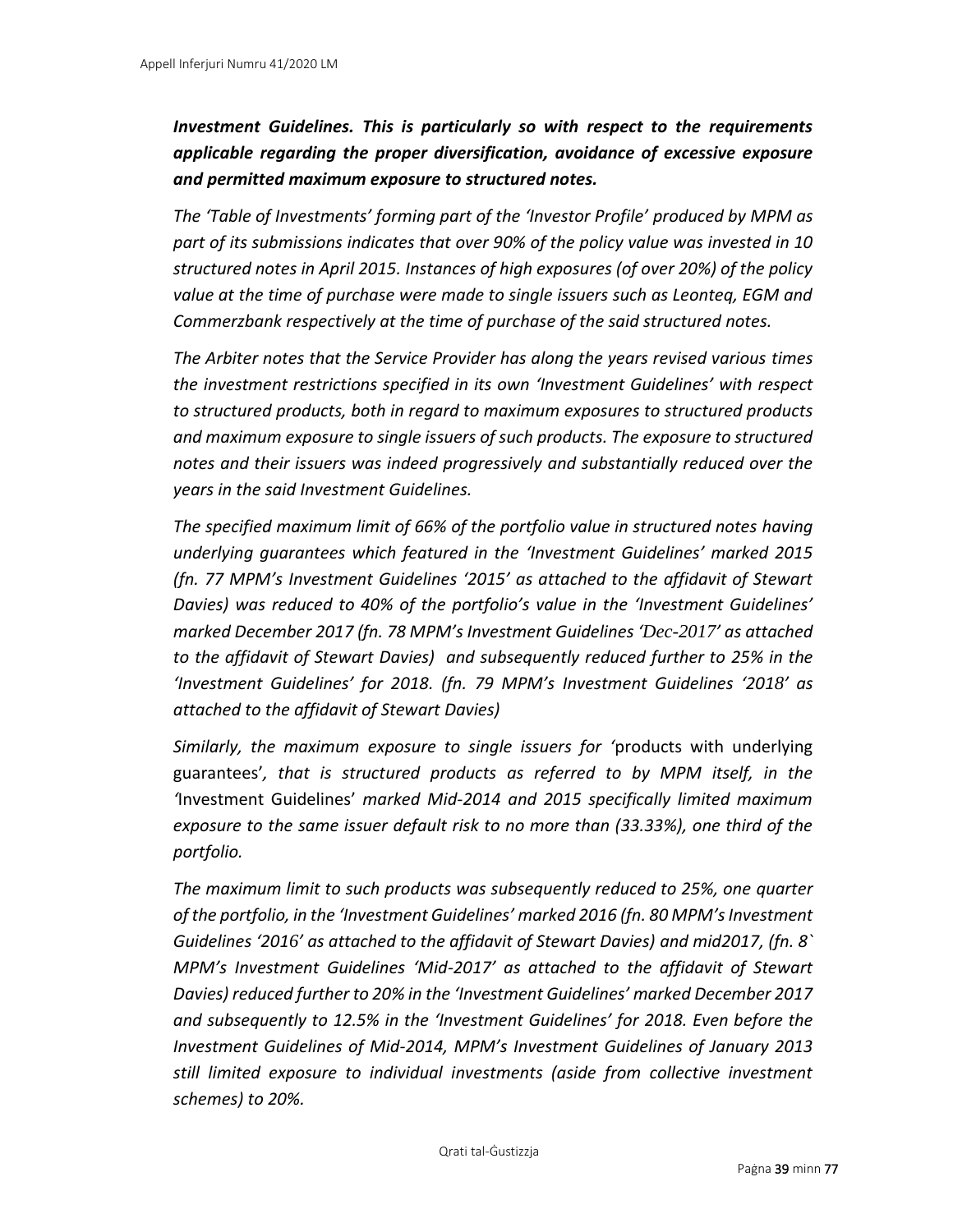***Investment Guidelines. This is particularly so with respect to the requirements applicable regarding the proper diversification, avoidance of excessive exposure and permitted maximum exposure to structured notes.***

*The 'Table of Investments' forming part of the 'Investor Profile' produced by MPM as part of its submissions indicates that over 90% of the policy value was invested in 10 structured notes in April 2015. Instances of high exposures (of over 20%) of the policy value at the time of purchase were made to single issuers such as Leonteq, EGM and Commerzbank respectively at the time of purchase of the said structured notes.*

*The Arbiter notes that the Service Provider has along the years revised various times the investment restrictions specified in its own 'Investment Guidelines' with respect to structured products, both in regard to maximum exposures to structured products and maximum exposure to single issuers of such products. The exposure to structured notes and their issuers was indeed progressively and substantially reduced over the years in the said Investment Guidelines.*

*The specified maximum limit of 66% of the portfolio value in structured notes having underlying guarantees which featured in the 'Investment Guidelines' marked 2015 (fn. 77 MPM's Investment Guidelines '2015' as attached to the affidavit of Stewart Davies) was reduced to 40% of the portfolio's value in the 'Investment Guidelines' marked December 2017 (fn. 78 MPM's Investment Guidelines 'Dec-2017' as attached to the affidavit of Stewart Davies) and subsequently reduced further to 25% in the 'Investment Guidelines' for 2018. (fn. 79 MPM's Investment Guidelines '2018' as attached to the affidavit of Stewart Davies)*

*Similarly, the maximum exposure to single issuers for '*products with underlying guarantees'*, that is structured products as referred to by MPM itself, in the '*Investment Guidelines' *marked Mid-2014 and 2015 specifically limited maximum exposure to the same issuer default risk to no more than (33.33%), one third of the portfolio.*

*The maximum limit to such products was subsequently reduced to 25%, one quarter of the portfolio, in the 'Investment Guidelines' marked 2016 (fn. 80 MPM's Investment Guidelines '2016' as attached to the affidavit of Stewart Davies) and mid2017, (fn. 8` MPM's Investment Guidelines 'Mid-2017' as attached to the affidavit of Stewart Davies) reduced further to 20% in the 'Investment Guidelines' marked December 2017 and subsequently to 12.5% in the 'Investment Guidelines' for 2018. Even before the Investment Guidelines of Mid-2014, MPM's Investment Guidelines of January 2013 still limited exposure to individual investments (aside from collective investment schemes) to 20%.*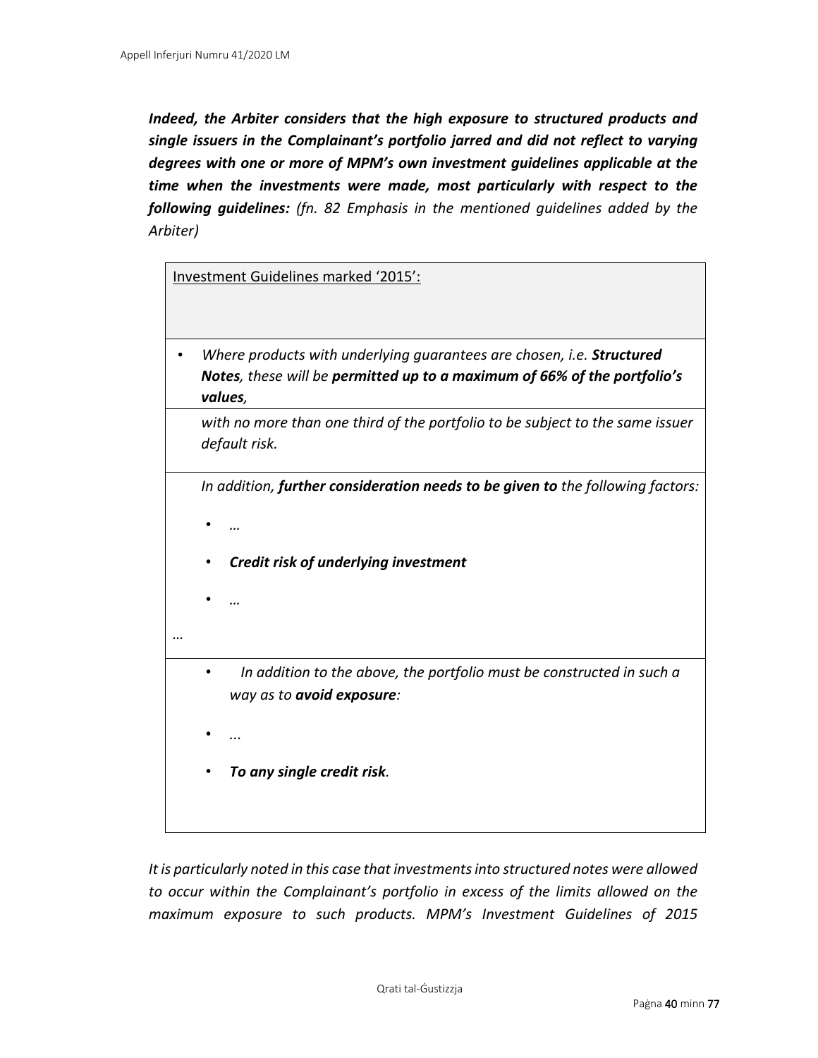***Indeed, the Arbiter considers that the high exposure to structured products and single issuers in the Complainant's portfolio jarred and did not reflect to varying degrees with one or more of MPM's own investment guidelines applicable at the time when the investments were made, most particularly with respect to the following guidelines:*** *(fn. 82 Emphasis in the mentioned guidelines added by the Arbiter)*

| Investment Guidelines marked '2015': |
|---|
| • *Where products with underlying guarantees are chosen, i.e.* ***Structured Notes****, these will be* ***permitted up to a maximum of 66% of the portfolio's values****,* |
| *with no more than one third of the portfolio to be subject to the same issuer default risk.* |
| *In addition,* ***further consideration needs to be given to*** *the following factors:* <br> • *…* <br> • ***Credit risk of underlying investment*** <br> • *…* <br> *…* |
| • *In addition to the above, the portfolio must be constructed in such a way as to* ***avoid exposure****:* <br> • *...* <br> • ***To any single credit risk****.* |

*It is particularly noted in this case that investments into structured notes were allowed to occur within the Complainant's portfolio in excess of the limits allowed on the maximum exposure to such products. MPM's Investment Guidelines of 2015*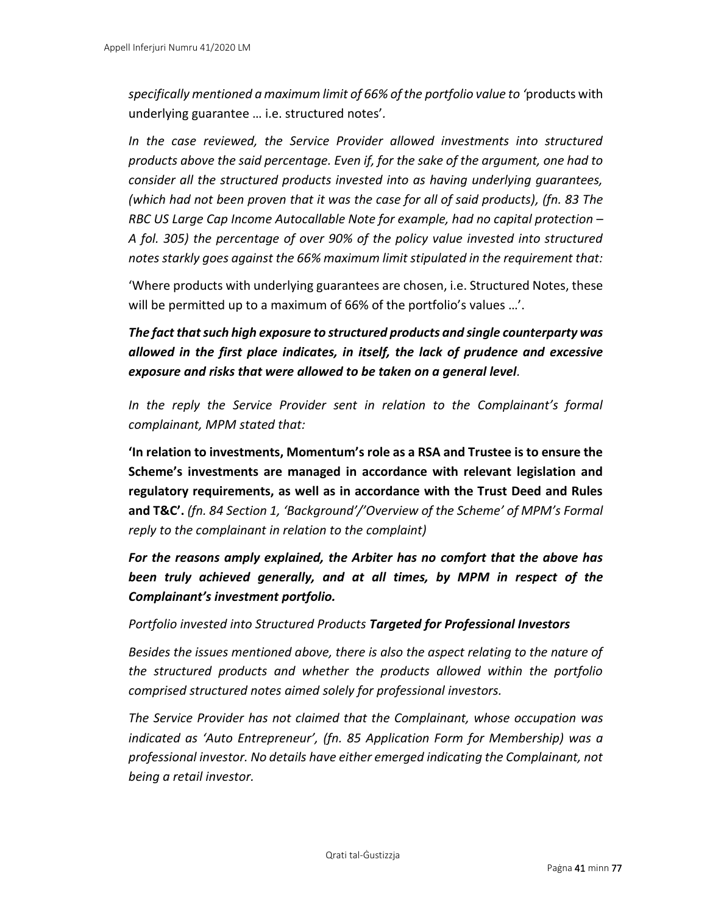*specifically mentioned a maximum limit of 66% of the portfolio value to '*products with underlying guarantee … i.e. structured notes'.

*In the case reviewed, the Service Provider allowed investments into structured products above the said percentage. Even if, for the sake of the argument, one had to consider all the structured products invested into as having underlying guarantees, (which had not been proven that it was the case for all of said products), (fn. 83 The RBC US Large Cap Income Autocallable Note for example, had no capital protection – A fol. 305) the percentage of over 90% of the policy value invested into structured notes starkly goes against the 66% maximum limit stipulated in the requirement that:*

'Where products with underlying guarantees are chosen, i.e. Structured Notes, these will be permitted up to a maximum of 66% of the portfolio's values …'.

***The fact that such high exposure to structured products and single counterparty was allowed in the first place indicates, in itself, the lack of prudence and excessive exposure and risks that were allowed to be taken on a general level****.*

*In the reply the Service Provider sent in relation to the Complainant's formal complainant, MPM stated that:*

**'In relation to investments, Momentum's role as a RSA and Trustee is to ensure the Scheme's investments are managed in accordance with relevant legislation and regulatory requirements, as well as in accordance with the Trust Deed and Rules and T&C'.** *(fn. 84 Section 1, 'Background'/'Overview of the Scheme' of MPM's Formal reply to the complainant in relation to the complaint)*

***For the reasons amply explained, the Arbiter has no comfort that the above has been truly achieved generally, and at all times, by MPM in respect of the Complainant's investment portfolio.***

*Portfolio invested into Structured Products* ***Targeted for Professional Investors***

*Besides the issues mentioned above, there is also the aspect relating to the nature of the structured products and whether the products allowed within the portfolio comprised structured notes aimed solely for professional investors.*

*The Service Provider has not claimed that the Complainant, whose occupation was indicated as 'Auto Entrepreneur', (fn. 85 Application Form for Membership) was a professional investor. No details have either emerged indicating the Complainant, not being a retail investor.*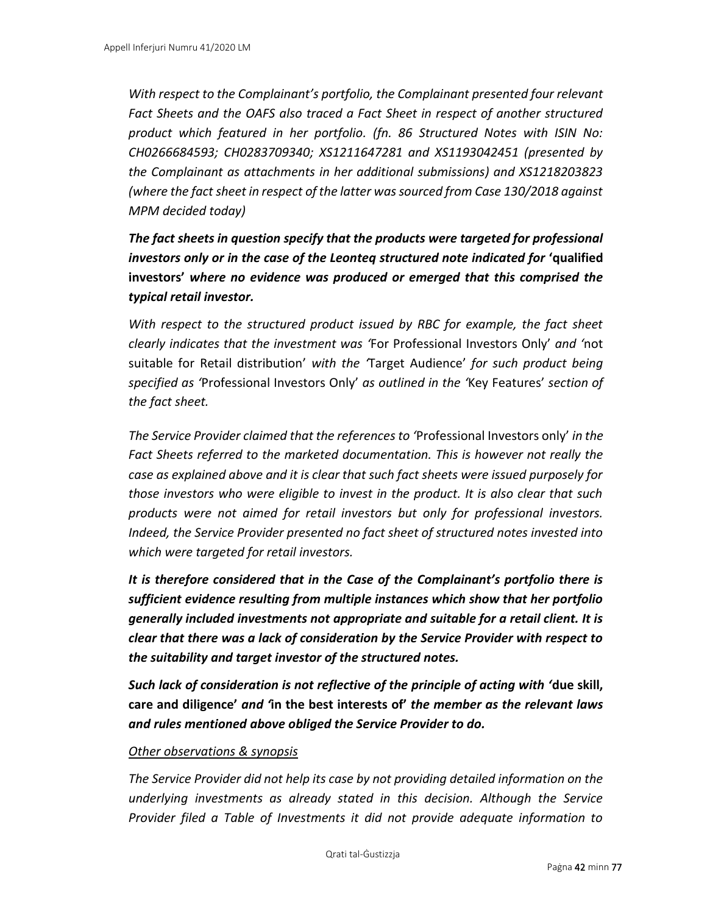*With respect to the Complainant's portfolio, the Complainant presented four relevant Fact Sheets and the OAFS also traced a Fact Sheet in respect of another structured product which featured in her portfolio. (fn. 86 Structured Notes with ISIN No: CH0266684593; CH0283709340; XS1211647281 and XS1193042451 (presented by the Complainant as attachments in her additional submissions) and XS1218203823 (where the fact sheet in respect of the latter was sourced from Case 130/2018 against MPM decided today)*

***The fact sheets in question specify that the products were targeted for professional investors only or in the case of the Leonteq structured note indicated for* 'qualified investors' *where no evidence was produced or emerged that this comprised the typical retail investor.***

*With respect to the structured product issued by RBC for example, the fact sheet clearly indicates that the investment was '*For Professional Investors Only' *and '*not suitable for Retail distribution' *with the '*Target Audience' *for such product being specified as '*Professional Investors Only' *as outlined in the '*Key Features' *section of the fact sheet.*

*The Service Provider claimed that the references to '*Professional Investors only' *in the Fact Sheets referred to the marketed documentation. This is however not really the case as explained above and it is clear that such fact sheets were issued purposely for those investors who were eligible to invest in the product. It is also clear that such products were not aimed for retail investors but only for professional investors. Indeed, the Service Provider presented no fact sheet of structured notes invested into which were targeted for retail investors.*

***It is therefore considered that in the Case of the Complainant's portfolio there is sufficient evidence resulting from multiple instances which show that her portfolio generally included investments not appropriate and suitable for a retail client. It is clear that there was a lack of consideration by the Service Provider with respect to the suitability and target investor of the structured notes.***

***Such lack of consideration is not reflective of the principle of acting with* 'due skill, care and diligence' *and* 'in the best interests of' *the member as the relevant laws and rules mentioned above obliged the Service Provider to do.***

*Other observations & synopsis*

*The Service Provider did not help its case by not providing detailed information on the underlying investments as already stated in this decision. Although the Service Provider filed a Table of Investments it did not provide adequate information to*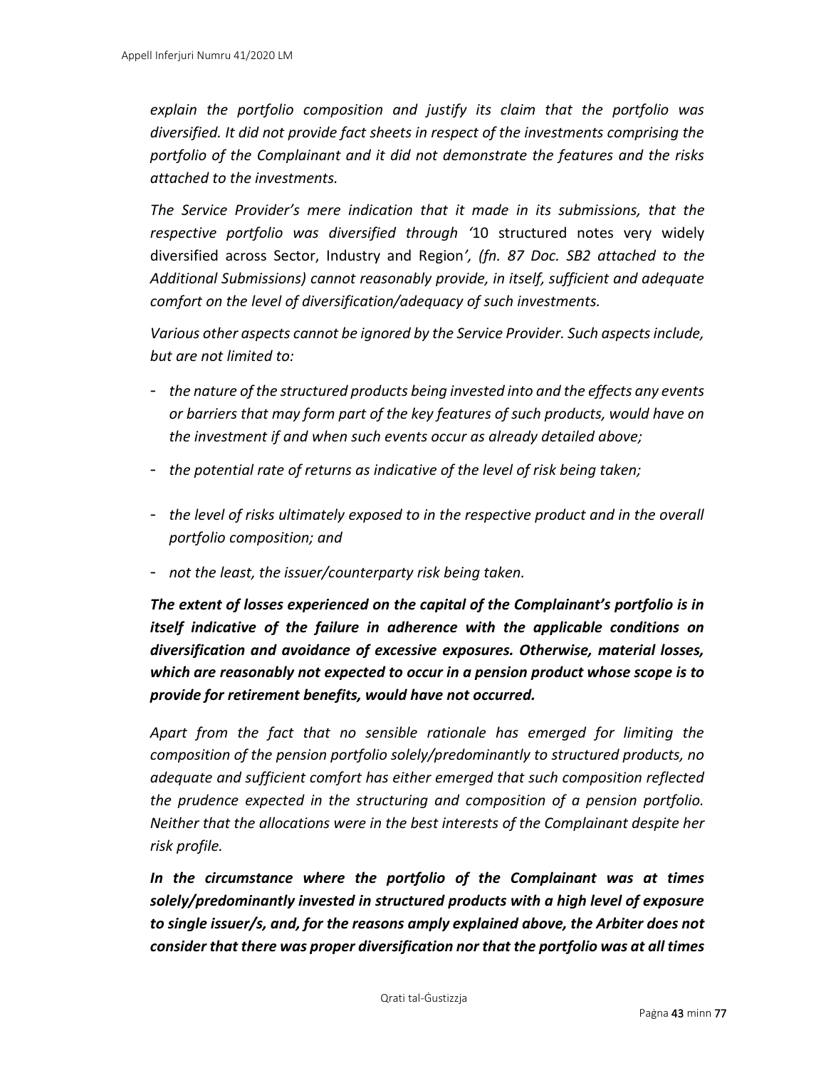*explain the portfolio composition and justify its claim that the portfolio was diversified. It did not provide fact sheets in respect of the investments comprising the portfolio of the Complainant and it did not demonstrate the features and the risks attached to the investments.*

*The Service Provider's mere indication that it made in its submissions, that the respective portfolio was diversified through '*10 structured notes very widely diversified across Sector, Industry and Region*', (fn. 87 Doc. SB2 attached to the Additional Submissions) cannot reasonably provide, in itself, sufficient and adequate comfort on the level of diversification/adequacy of such investments.*

*Various other aspects cannot be ignored by the Service Provider. Such aspects include, but are not limited to:*

- *the nature of the structured products being invested into and the effects any events or barriers that may form part of the key features of such products, would have on the investment if and when such events occur as already detailed above;*
- *the potential rate of returns as indicative of the level of risk being taken;*
- *the level of risks ultimately exposed to in the respective product and in the overall portfolio composition; and*
- *not the least, the issuer/counterparty risk being taken.*

***The extent of losses experienced on the capital of the Complainant's portfolio is in itself indicative of the failure in adherence with the applicable conditions on diversification and avoidance of excessive exposures. Otherwise, material losses, which are reasonably not expected to occur in a pension product whose scope is to provide for retirement benefits, would have not occurred.***

*Apart from the fact that no sensible rationale has emerged for limiting the composition of the pension portfolio solely/predominantly to structured products, no adequate and sufficient comfort has either emerged that such composition reflected the prudence expected in the structuring and composition of a pension portfolio. Neither that the allocations were in the best interests of the Complainant despite her risk profile.*

***In the circumstance where the portfolio of the Complainant was at times solely/predominantly invested in structured products with a high level of exposure to single issuer/s, and, for the reasons amply explained above, the Arbiter does not consider that there was proper diversification nor that the portfolio was at all times***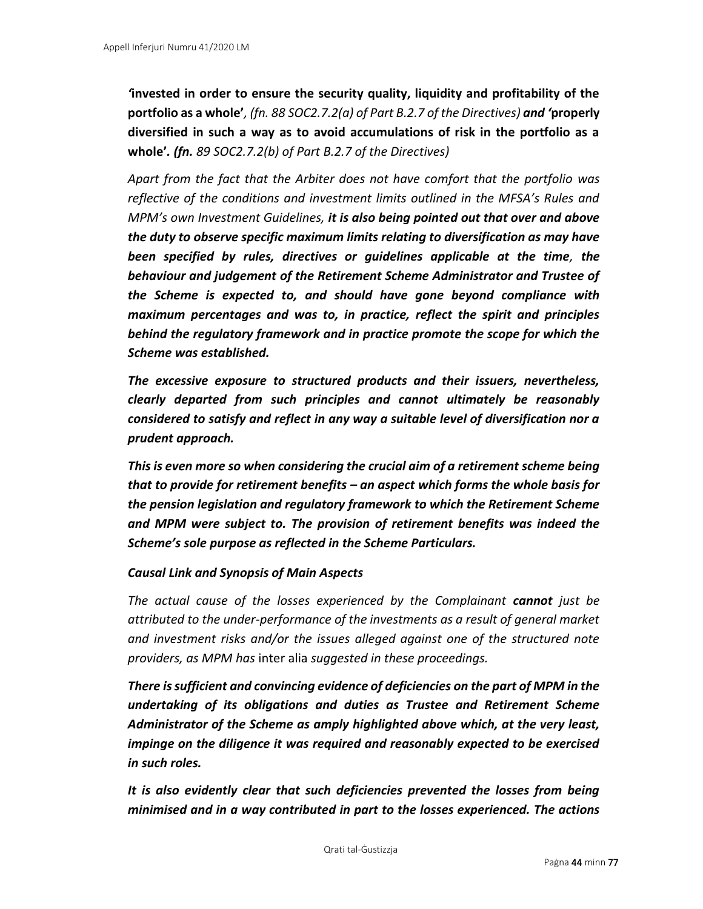*'***invested in order to ensure the security quality, liquidity and profitability of the portfolio as a whole'***, (fn. 88 SOC2.7.2(a) of Part B.2.7 of the Directives)* ***and '*****properly diversified in such a way as to avoid accumulations of risk in the portfolio as a whole'.** ***(fn.*** *89 SOC2.7.2(b) of Part B.2.7 of the Directives)*

*Apart from the fact that the Arbiter does not have comfort that the portfolio was reflective of the conditions and investment limits outlined in the MFSA's Rules and MPM's own Investment Guidelines,* ***it is also being pointed out that over and above the duty to observe specific maximum limits relating to diversification as may have been specified by rules, directives or guidelines applicable at the time****,* ***the behaviour and judgement of the Retirement Scheme Administrator and Trustee of the Scheme is expected to, and should have gone beyond compliance with maximum percentages and was to, in practice, reflect the spirit and principles behind the regulatory framework and in practice promote the scope for which the Scheme was established.***

***The excessive exposure to structured products and their issuers, nevertheless, clearly departed from such principles and cannot ultimately be reasonably considered to satisfy and reflect in any way a suitable level of diversification nor a prudent approach.***

***This is even more so when considering the crucial aim of a retirement scheme being that to provide for retirement benefits – an aspect which forms the whole basis for the pension legislation and regulatory framework to which the Retirement Scheme and MPM were subject to. The provision of retirement benefits was indeed the Scheme's sole purpose as reflected in the Scheme Particulars.***

***Causal Link and Synopsis of Main Aspects***

*The actual cause of the losses experienced by the Complainant* ***cannot*** *just be attributed to the under-performance of the investments as a result of general market and investment risks and/or the issues alleged against one of the structured note providers, as MPM has* inter alia *suggested in these proceedings.*

***There is sufficient and convincing evidence of deficiencies on the part of MPM in the undertaking of its obligations and duties as Trustee and Retirement Scheme Administrator of the Scheme as amply highlighted above which, at the very least, impinge on the diligence it was required and reasonably expected to be exercised in such roles.***

***It is also evidently clear that such deficiencies prevented the losses from being minimised and in a way contributed in part to the losses experienced. The actions***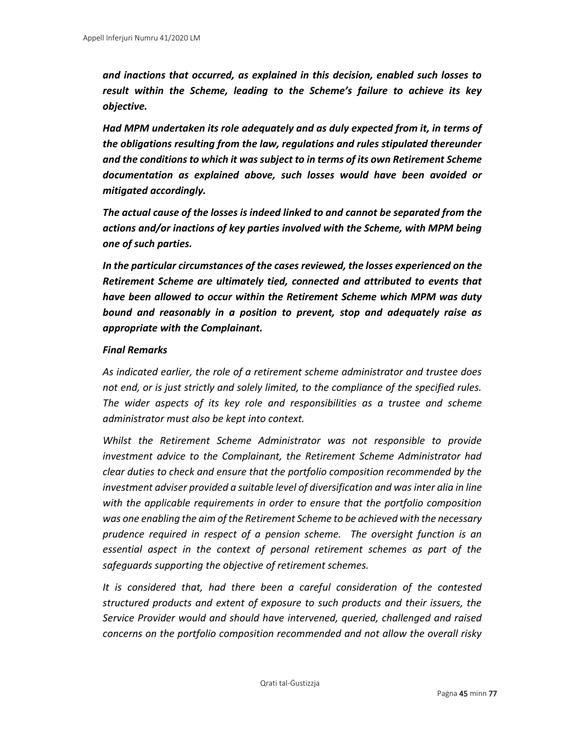***and inactions that occurred, as explained in this decision, enabled such losses to result within the Scheme, leading to the Scheme's failure to achieve its key objective.***

***Had MPM undertaken its role adequately and as duly expected from it, in terms of the obligations resulting from the law, regulations and rules stipulated thereunder and the conditions to which it was subject to in terms of its own Retirement Scheme documentation as explained above, such losses would have been avoided or mitigated accordingly.***

***The actual cause of the losses is indeed linked to and cannot be separated from the actions and/or inactions of key parties involved with the Scheme, with MPM being one of such parties.***

***In the particular circumstances of the cases reviewed, the losses experienced on the Retirement Scheme are ultimately tied, connected and attributed to events that have been allowed to occur within the Retirement Scheme which MPM was duty bound and reasonably in a position to prevent, stop and adequately raise as appropriate with the Complainant.***

***Final Remarks***

*As indicated earlier, the role of a retirement scheme administrator and trustee does not end, or is just strictly and solely limited, to the compliance of the specified rules. The wider aspects of its key role and responsibilities as a trustee and scheme administrator must also be kept into context.*

*Whilst the Retirement Scheme Administrator was not responsible to provide investment advice to the Complainant, the Retirement Scheme Administrator had clear duties to check and ensure that the portfolio composition recommended by the investment adviser provided a suitable level of diversification and was inter alia in line with the applicable requirements in order to ensure that the portfolio composition was one enabling the aim of the Retirement Scheme to be achieved with the necessary prudence required in respect of a pension scheme. The oversight function is an essential aspect in the context of personal retirement schemes as part of the safeguards supporting the objective of retirement schemes.*

*It is considered that, had there been a careful consideration of the contested structured products and extent of exposure to such products and their issuers, the Service Provider would and should have intervened, queried, challenged and raised concerns on the portfolio composition recommended and not allow the overall risky*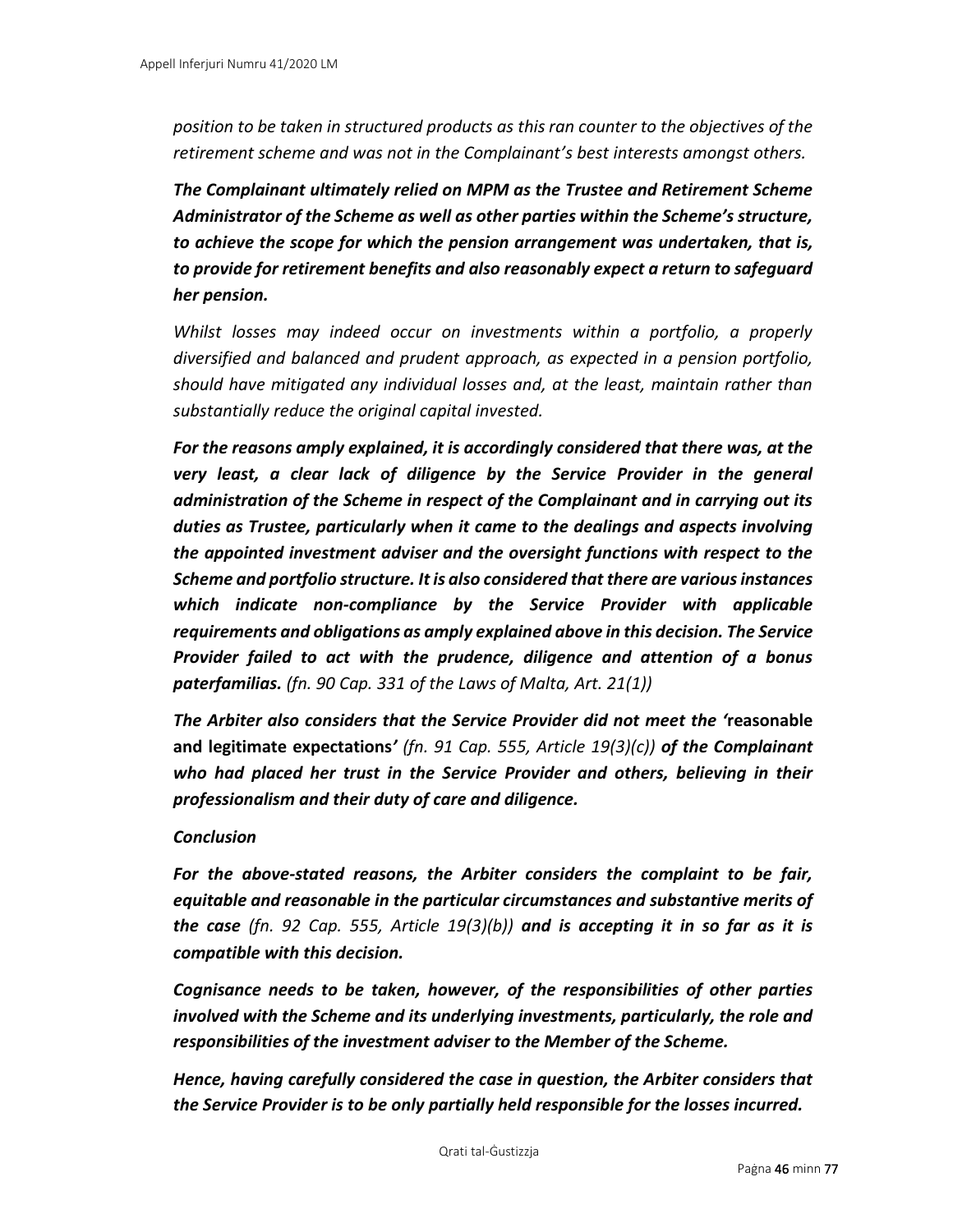*position to be taken in structured products as this ran counter to the objectives of the retirement scheme and was not in the Complainant's best interests amongst others.*

***The Complainant ultimately relied on MPM as the Trustee and Retirement Scheme Administrator of the Scheme as well as other parties within the Scheme's structure, to achieve the scope for which the pension arrangement was undertaken, that is, to provide for retirement benefits and also reasonably expect a return to safeguard her pension.***

*Whilst losses may indeed occur on investments within a portfolio, a properly diversified and balanced and prudent approach, as expected in a pension portfolio, should have mitigated any individual losses and, at the least, maintain rather than substantially reduce the original capital invested.*

***For the reasons amply explained, it is accordingly considered that there was, at the very least, a clear lack of diligence by the Service Provider in the general administration of the Scheme in respect of the Complainant and in carrying out its duties as Trustee, particularly when it came to the dealings and aspects involving the appointed investment adviser and the oversight functions with respect to the Scheme and portfolio structure. It is also considered that there are various instances which indicate non-compliance by the Service Provider with applicable requirements and obligations as amply explained above in this decision. The Service Provider failed to act with the prudence, diligence and attention of a bonus paterfamilias.*** *(fn. 90 Cap. 331 of the Laws of Malta, Art. 21(1))*

***The Arbiter also considers that the Service Provider did not meet the '*****reasonable and legitimate expectations*****'*** *(fn. 91 Cap. 555, Article 19(3)(c))* ***of the Complainant who had placed her trust in the Service Provider and others, believing in their professionalism and their duty of care and diligence.***

***Conclusion***

***For the above-stated reasons, the Arbiter considers the complaint to be fair, equitable and reasonable in the particular circumstances and substantive merits of the case*** *(fn. 92 Cap. 555, Article 19(3)(b))* ***and is accepting it in so far as it is compatible with this decision.***

***Cognisance needs to be taken, however, of the responsibilities of other parties involved with the Scheme and its underlying investments, particularly, the role and responsibilities of the investment adviser to the Member of the Scheme.***

***Hence, having carefully considered the case in question, the Arbiter considers that the Service Provider is to be only partially held responsible for the losses incurred.***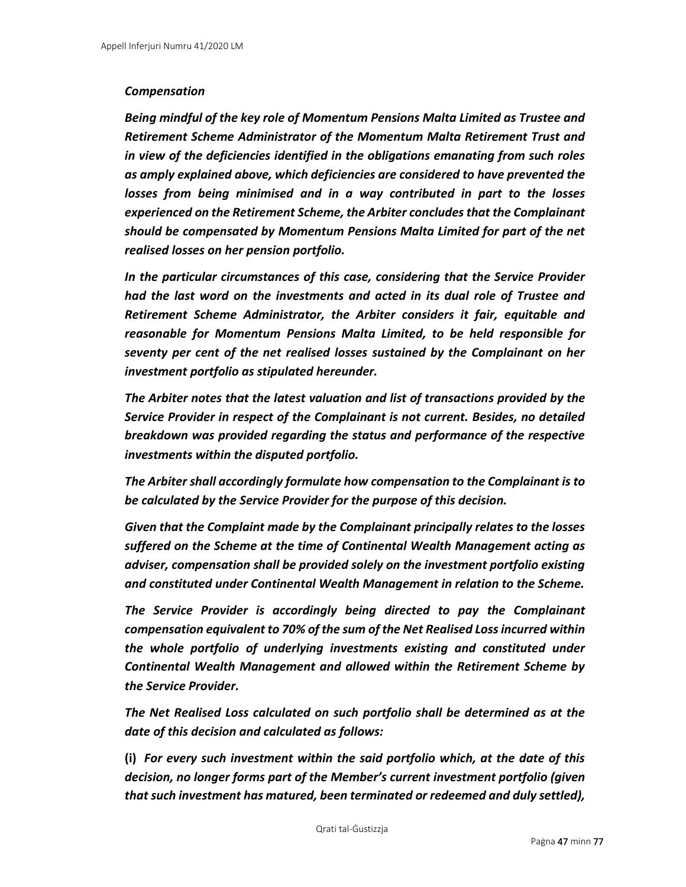***Compensation***

***Being mindful of the key role of Momentum Pensions Malta Limited as Trustee and Retirement Scheme Administrator of the Momentum Malta Retirement Trust and in view of the deficiencies identified in the obligations emanating from such roles as amply explained above, which deficiencies are considered to have prevented the losses from being minimised and in a way contributed in part to the losses experienced on the Retirement Scheme, the Arbiter concludes that the Complainant should be compensated by Momentum Pensions Malta Limited for part of the net realised losses on her pension portfolio.***

***In the particular circumstances of this case, considering that the Service Provider had the last word on the investments and acted in its dual role of Trustee and Retirement Scheme Administrator, the Arbiter considers it fair, equitable and reasonable for Momentum Pensions Malta Limited, to be held responsible for seventy per cent of the net realised losses sustained by the Complainant on her investment portfolio as stipulated hereunder.***

***The Arbiter notes that the latest valuation and list of transactions provided by the Service Provider in respect of the Complainant is not current. Besides, no detailed breakdown was provided regarding the status and performance of the respective investments within the disputed portfolio.***

***The Arbiter shall accordingly formulate how compensation to the Complainant is to be calculated by the Service Provider for the purpose of this decision.***

***Given that the Complaint made by the Complainant principally relates to the losses suffered on the Scheme at the time of Continental Wealth Management acting as adviser, compensation shall be provided solely on the investment portfolio existing and constituted under Continental Wealth Management in relation to the Scheme.***

***The Service Provider is accordingly being directed to pay the Complainant compensation equivalent to 70% of the sum of the Net Realised Loss incurred within the whole portfolio of underlying investments existing and constituted under Continental Wealth Management and allowed within the Retirement Scheme by the Service Provider.***

***The Net Realised Loss calculated on such portfolio shall be determined as at the date of this decision and calculated as follows:***

**(i)** ***For every such investment within the said portfolio which, at the date of this decision, no longer forms part of the Member's current investment portfolio (given that such investment has matured, been terminated or redeemed and duly settled),***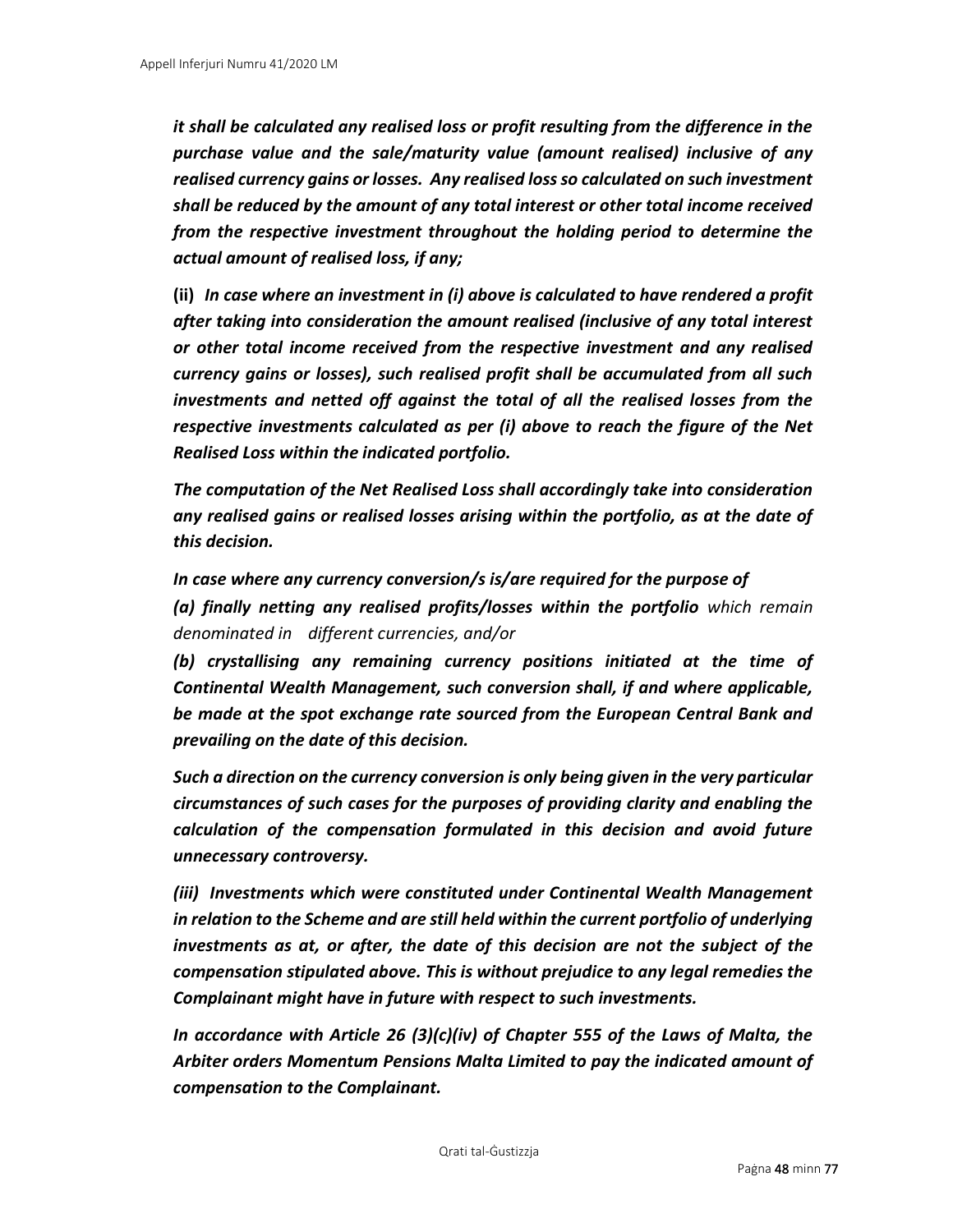*it shall be calculated any realised loss or profit resulting from the difference in the purchase value and the sale/maturity value (amount realised) inclusive of any realised currency gains or losses. Any realised loss so calculated on such investment shall be reduced by the amount of any total interest or other total income received from the respective investment throughout the holding period to determine the actual amount of realised loss, if any;*

**(ii)** ***In case where an investment in (i) above is calculated to have rendered a profit after taking into consideration the amount realised (inclusive of any total interest or other total income received from the respective investment and any realised currency gains or losses), such realised profit shall be accumulated from all such investments and netted off against the total of all the realised losses from the respective investments calculated as per (i) above to reach the figure of the Net Realised Loss within the indicated portfolio.***

***The computation of the Net Realised Loss shall accordingly take into consideration any realised gains or realised losses arising within the portfolio, as at the date of this decision.***

***In case where any currency conversion/s is/are required for the purpose of***

***(a) finally netting any realised profits/losses within the portfolio*** *which remain denominated in different currencies, and/or*

***(b) crystallising any remaining currency positions initiated at the time of Continental Wealth Management, such conversion shall, if and where applicable, be made at the spot exchange rate sourced from the European Central Bank and prevailing on the date of this decision.***

***Such a direction on the currency conversion is only being given in the very particular circumstances of such cases for the purposes of providing clarity and enabling the calculation of the compensation formulated in this decision and avoid future unnecessary controversy.***

***(iii) Investments which were constituted under Continental Wealth Management in relation to the Scheme and are still held within the current portfolio of underlying investments as at, or after, the date of this decision are not the subject of the compensation stipulated above. This is without prejudice to any legal remedies the Complainant might have in future with respect to such investments.***

***In accordance with Article 26 (3)(c)(iv) of Chapter 555 of the Laws of Malta, the Arbiter orders Momentum Pensions Malta Limited to pay the indicated amount of compensation to the Complainant.***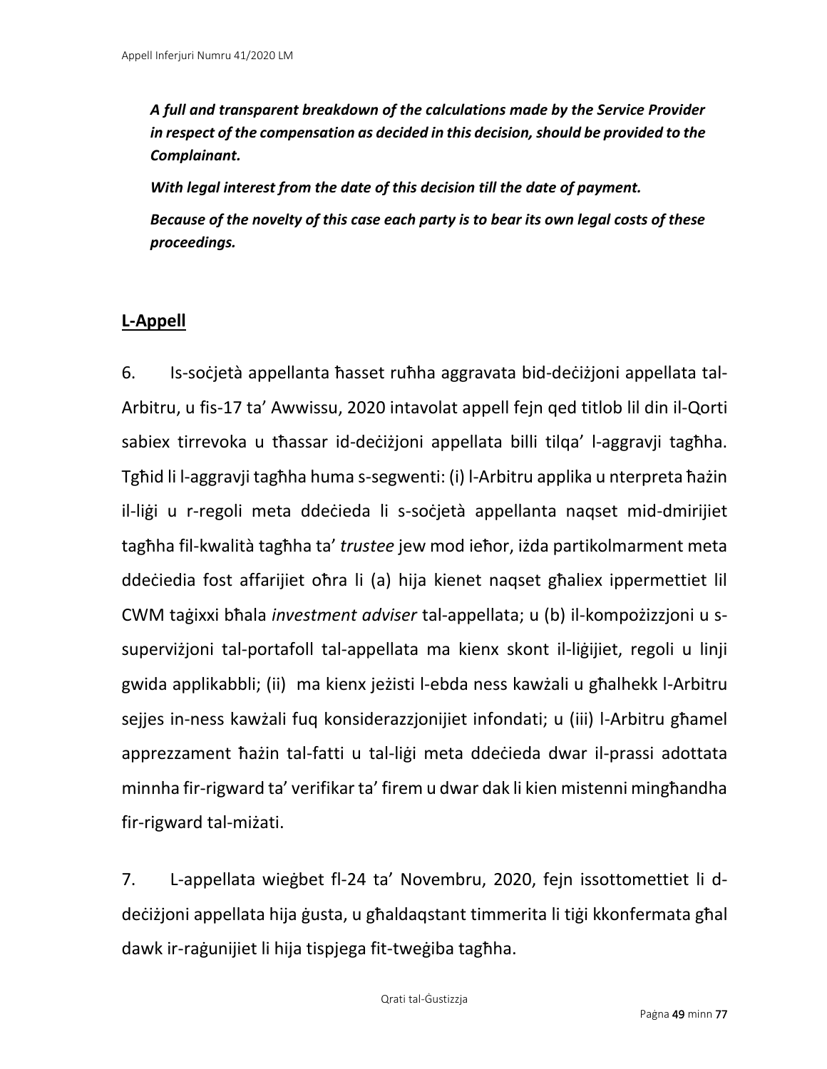***A full and transparent breakdown of the calculations made by the Service Provider in respect of the compensation as decided in this decision, should be provided to the Complainant.***

***With legal interest from the date of this decision till the date of payment.***

***Because of the novelty of this case each party is to bear its own legal costs of these proceedings.***

## **L-Appell**

6. Is-soċjetà appellanta ħasset ruħha aggravata bid-deċiżjoni appellata tal-Arbitru, u fis-17 ta' Awwissu, 2020 intavolat appell fejn qed titlob lil din il-Qorti sabiex tirrevoka u tħassar id-deċiżjoni appellata billi tilqa' l-aggravji tagħha. Tgħid li l-aggravji tagħha huma s-segwenti: (i) l-Arbitru applika u nterpreta ħażin il-liġi u r-regoli meta ddeċieda li s-soċjetà appellanta naqset mid-dmirijiet tagħha fil-kwalità tagħha ta' *trustee* jew mod ieħor, iżda partikolmarment meta ddeċiedia fost affarijiet oħra li (a) hija kienet naqset għaliex ippermettiet lil CWM taġixxi bħala *investment adviser* tal-appellata; u (b) il-kompożizzjoni u s-superviżjoni tal-portafoll tal-appellata ma kienx skont il-liġijiet, regoli u linji gwida applikabbli; (ii) ma kienx jeżisti l-ebda ness kawżali u għalhekk l-Arbitru sejjes in-ness kawżali fuq konsiderazzjonijiet infondati; u (iii) l-Arbitru għamel apprezzament ħażin tal-fatti u tal-liġi meta ddeċieda dwar il-prassi adottata minnha fir-rigward ta' verifikar ta' firem u dwar dak li kien mistenni mingħandha fir-rigward tal-miżati.

7. L-appellata wieġbet fl-24 ta' Novembru, 2020, fejn issottomettiet li d-deċiżjoni appellata hija ġusta, u għaldaqstant timmerita li tiġi kkonfermata għal dawk ir-raġunijiet li hija tispjega fit-tweġiba tagħha.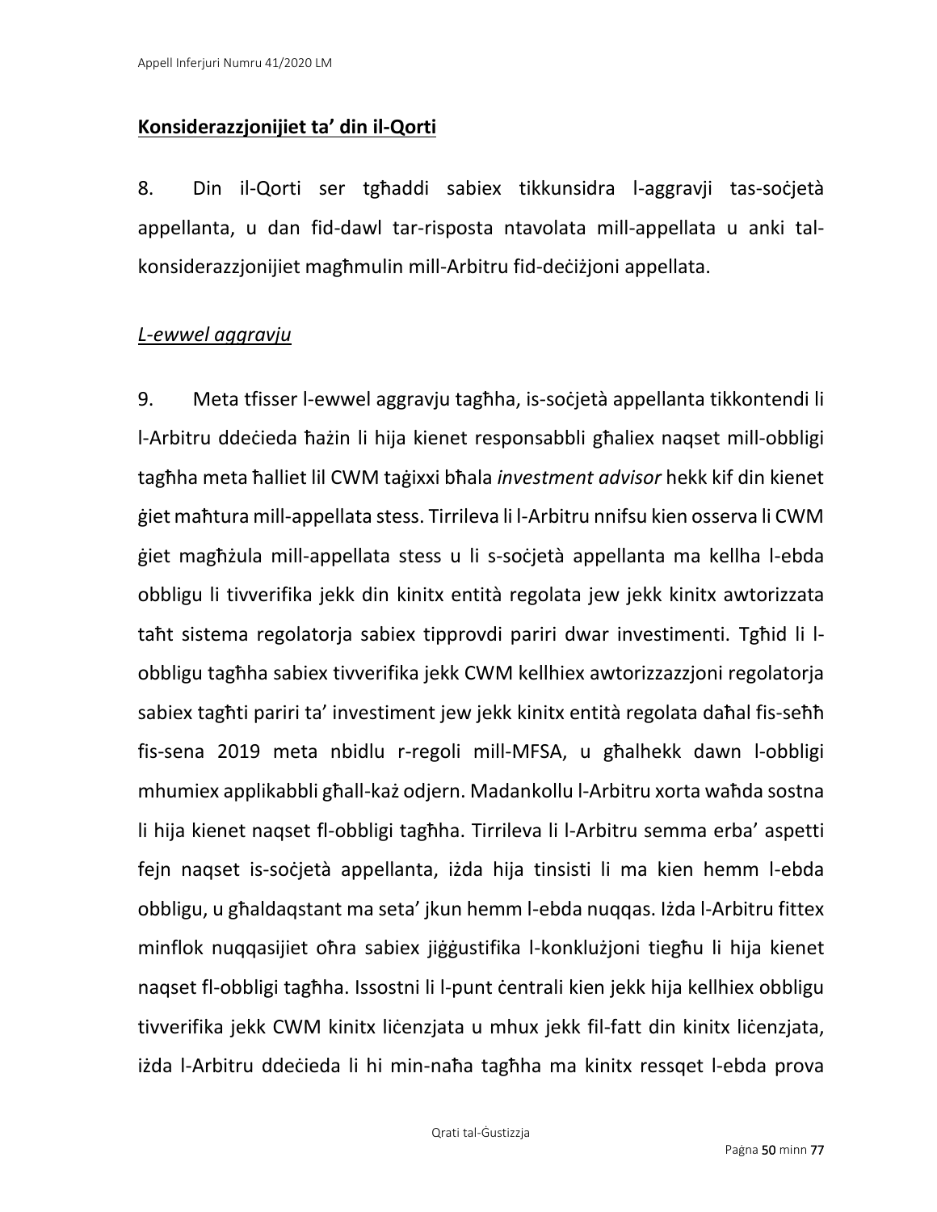**Konsiderazzjonijiet ta' din il-Qorti**

8. Din il-Qorti ser tgħaddi sabiex tikkunsidra l-aggravji tas-soċjetà appellanta, u dan fid-dawl tar-risposta ntavolata mill-appellata u anki tal-konsiderazzjonijiet magħmulin mill-Arbitru fid-deċiżjoni appellata.

*L-ewwel aggravju*

9. Meta tfisser l-ewwel aggravju tagħha, is-soċjetà appellanta tikkontendi li l-Arbitru ddeċieda ħażin li hija kienet responsabbli għaliex naqset mill-obbligi tagħha meta ħalliet lil CWM taġixxi bħala *investment advisor* hekk kif din kienet ġiet maħtura mill-appellata stess. Tirrileva li l-Arbitru nnifsu kien osserva li CWM ġiet magħżula mill-appellata stess u li s-soċjetà appellanta ma kellha l-ebda obbligu li tivverifika jekk din kinitx entità regolata jew jekk kinitx awtorizzata taħt sistema regolatorja sabiex tipprovdi pariri dwar investimenti. Tgħid li l-obbligu tagħha sabiex tivverifika jekk CWM kellhiex awtorizzazzjoni regolatorja sabiex tagħti pariri ta' investiment jew jekk kinitx entità regolata daħal fis-seħħ fis-sena 2019 meta nbidlu r-regoli mill-MFSA, u għalhekk dawn l-obbligi mhumiex applikabbli għall-każ odjern. Madankollu l-Arbitru xorta waħda sostna li hija kienet naqset fl-obbligi tagħha. Tirrileva li l-Arbitru semma erba' aspetti fejn naqset is-soċjetà appellanta, iżda hija tinsisti li ma kien hemm l-ebda obbligu, u għaldaqstant ma seta' jkun hemm l-ebda nuqqas. Iżda l-Arbitru fittex minflok nuqqasijiet oħra sabiex jiġġustifika l-konklużjoni tiegħu li hija kienet naqset fl-obbligi tagħha. Issostni li l-punt ċentrali kien jekk hija kellhiex obbligu tivverifika jekk CWM kinitx liċenzjata u mhux jekk fil-fatt din kinitx liċenzjata, iżda l-Arbitru ddeċieda li hi min-naħa tagħha ma kinitx ressqet l-ebda prova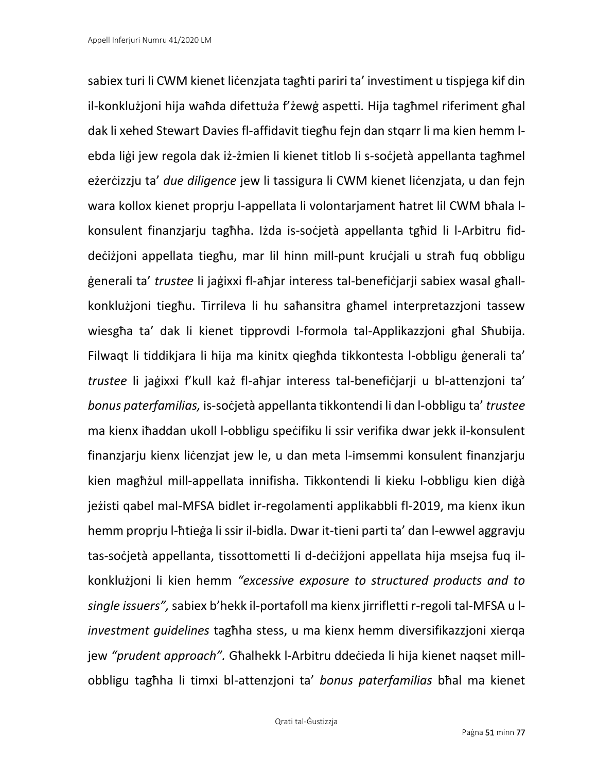sabiex turi li CWM kienet liċenzjata tagħti pariri ta' investiment u tispjega kif din il-konklużjoni hija waħda difettuża f'żewġ aspetti. Hija tagħmel riferiment għal dak li xehed Stewart Davies fl-affidavit tiegħu fejn dan stqarr li ma kien hemm l-ebda liġi jew regola dak iż-żmien li kienet titlob li s-soċjetà appellanta tagħmel eżerċizzju ta' *due diligence* jew li tassigura li CWM kienet liċenzjata, u dan fejn wara kollox kienet proprju l-appellata li volontarjament ħatret lil CWM bħala l-konsulent finanzjarju tagħha. Iżda is-soċjetà appellanta tgħid li l-Arbitru fid-deċiżjoni appellata tiegħu, mar lil hinn mill-punt kruċjali u straħ fuq obbligu ġenerali ta' *trustee* li jaġixxi fl-aħjar interess tal-benefiċjarji sabiex wasal għall-konklużjoni tiegħu. Tirrileva li hu saħansitra għamel interpretazzjoni tassew wiesgħa ta' dak li kienet tipprovdi l-formola tal-Applikazzjoni għal Sħubija. Filwaqt li tiddikjara li hija ma kinitx qiegħda tikkontesta l-obbligu ġenerali ta' *trustee* li jaġixxi f'kull każ fl-aħjar interess tal-benefiċjarji u bl-attenzjoni ta' *bonus paterfamilias,* is-soċjetà appellanta tikkontendi li dan l-obbligu ta' *trustee* ma kienx iħaddan ukoll l-obbligu speċifiku li ssir verifika dwar jekk il-konsulent finanzjarju kienx liċenzjat jew le, u dan meta l-imsemmi konsulent finanzjarju kien magħżul mill-appellata innifisha. Tikkontendi li kieku l-obbligu kien diġà jeżisti qabel mal-MFSA bidlet ir-regolamenti applikabbli fl-2019, ma kienx ikun hemm proprju l-ħtieġa li ssir il-bidla. Dwar it-tieni parti ta' dan l-ewwel aggravju tas-soċjetà appellanta, tissottometti li d-deċiżjoni appellata hija msejsa fuq il-konklużjoni li kien hemm *"excessive exposure to structured products and to single issuers",* sabiex b'hekk il-portafoll ma kienx jirrifletti r-regoli tal-MFSA u l-*investment guidelines* tagħha stess, u ma kienx hemm diversifikazzjoni xierqa jew *"prudent approach".* Għalhekk l-Arbitru ddeċieda li hija kienet naqset mill-obbligu tagħha li timxi bl-attenzjoni ta' *bonus paterfamilias* bħal ma kienet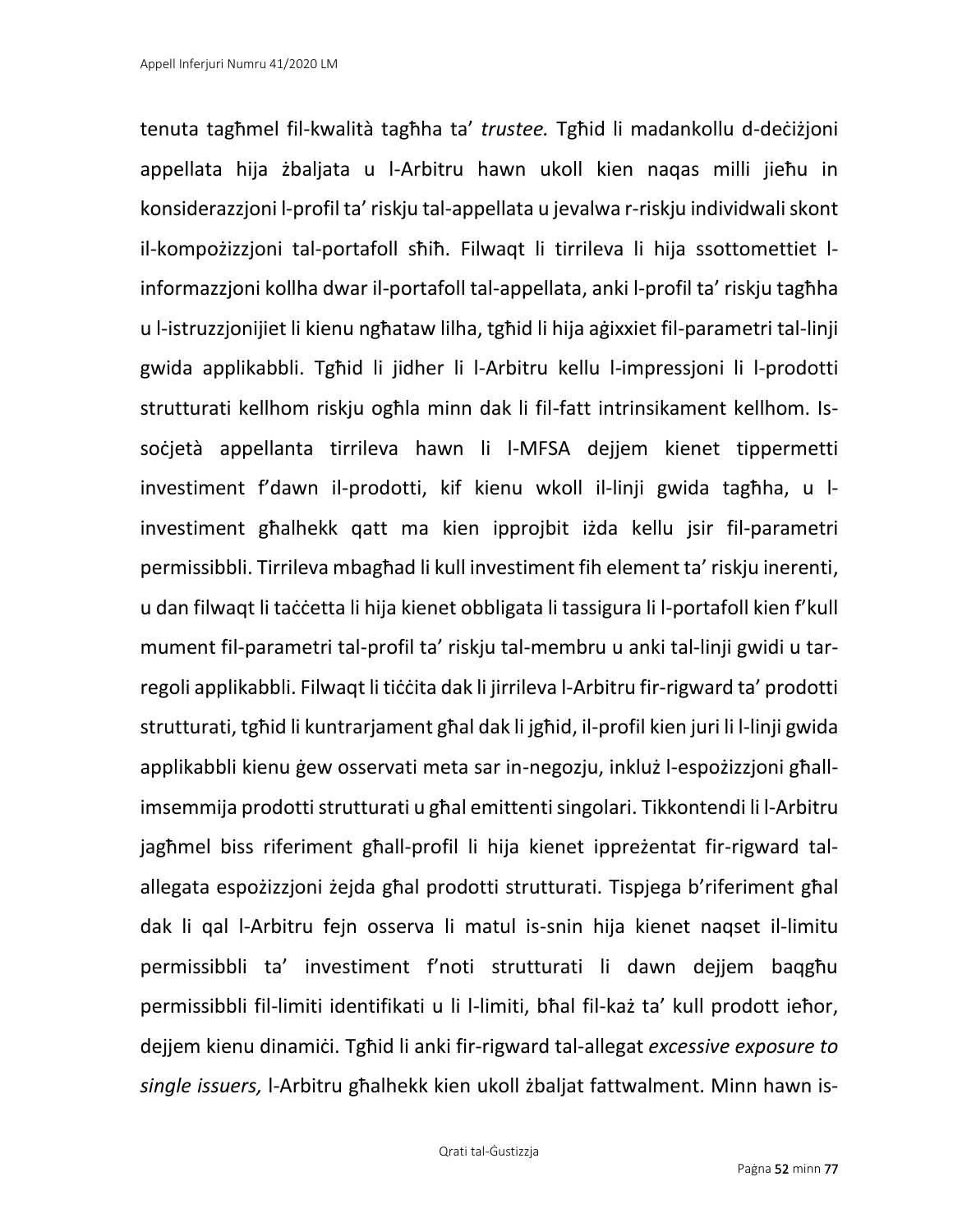tenuta tagħmel fil-kwalità tagħha ta' *trustee.* Tgħid li madankollu d-deċiżjoni appellata hija żbaljata u l-Arbitru hawn ukoll kien naqas milli jieħu in konsiderazzjoni l-profil ta' riskju tal-appellata u jevalwa r-riskju individwali skont il-kompożizzjoni tal-portafoll sħiħ. Filwaqt li tirrileva li hija ssottomettiet l-informazzjoni kollha dwar il-portafoll tal-appellata, anki l-profil ta' riskju tagħha u l-istruzzjonijiet li kienu ngħataw lilha, tgħid li hija aġixxiet fil-parametri tal-linji gwida applikabbli. Tgħid li jidher li l-Arbitru kellu l-impressjoni li l-prodotti strutturati kellhom riskju ogħla minn dak li fil-fatt intrinsikament kellhom. Is-soċjetà appellanta tirrileva hawn li l-MFSA dejjem kienet tippermetti investiment f'dawn il-prodotti, kif kienu wkoll il-linji gwida tagħha, u l-investiment għalhekk qatt ma kien ipprojbit iżda kellu jsir fil-parametri permissibbli. Tirrileva mbagħad li kull investiment fih element ta' riskju inerenti, u dan filwaqt li taċċetta li hija kienet obbligata li tassigura li l-portafoll kien f'kull mument fil-parametri tal-profil ta' riskju tal-membru u anki tal-linji gwidi u tar-regoli applikabbli. Filwaqt li tiċċita dak li jirrileva l-Arbitru fir-rigward ta' prodotti strutturati, tgħid li kuntrarjament għal dak li jgħid, il-profil kien juri li l-linji gwida applikabbli kienu ġew osservati meta sar in-negozju, inkluż l-espożizzjoni għall-imsemmija prodotti strutturati u għal emittenti singolari. Tikkontendi li l-Arbitru jagħmel biss riferiment għall-profil li hija kienet ippreżentat fir-rigward tal-allegata espożizzjoni żejda għal prodotti strutturati. Tispjega b'riferiment għal dak li qal l-Arbitru fejn osserva li matul is-snin hija kienet naqset il-limitu permissibbli ta' investiment f'noti strutturati li dawn dejjem baqgħu permissibbli fil-limiti identifikati u li l-limiti, bħal fil-każ ta' kull prodott ieħor, dejjem kienu dinamiċi. Tgħid li anki fir-rigward tal-allegat *excessive exposure to single issuers,* l-Arbitru għalhekk kien ukoll żbaljat fattwalment. Minn hawn is-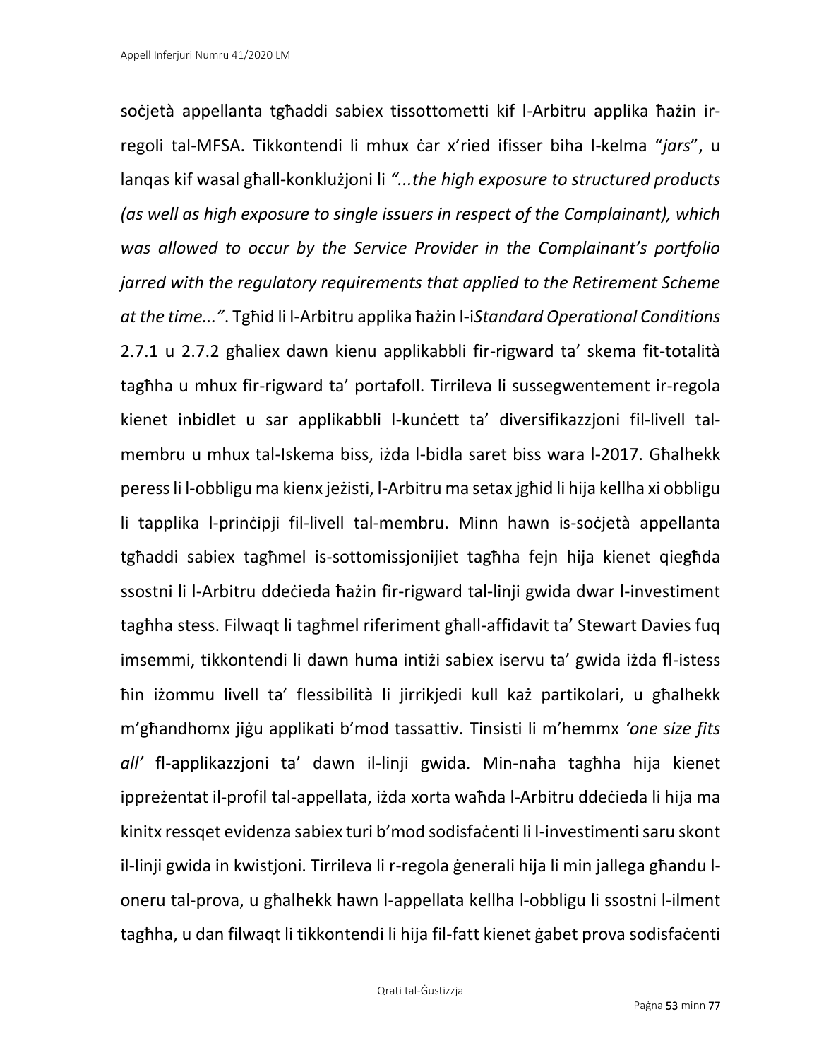soċjetà appellanta tgħaddi sabiex tissottometti kif l-Arbitru applika ħażin ir-regoli tal-MFSA. Tikkontendi li mhux ċar x'ried ifisser biha l-kelma "*jars*", u lanqas kif wasal għall-konklużjoni li *"...the high exposure to structured products (as well as high exposure to single issuers in respect of the Complainant), which was allowed to occur by the Service Provider in the Complainant's portfolio jarred with the regulatory requirements that applied to the Retirement Scheme at the time..."*. Tgħid li l-Arbitru applika ħażin l-i*Standard Operational Conditions* 2.7.1 u 2.7.2 għaliex dawn kienu applikabbli fir-rigward ta' skema fit-totalità tagħha u mhux fir-rigward ta' portafoll. Tirrileva li sussegwentement ir-regola kienet inbidlet u sar applikabbli l-kunċett ta' diversifikazzjoni fil-livell tal-membru u mhux tal-Iskema biss, iżda l-bidla saret biss wara l-2017. Għalhekk peress li l-obbligu ma kienx jeżisti, l-Arbitru ma setax jgħid li hija kellha xi obbligu li tapplika l-prinċipji fil-livell tal-membru. Minn hawn is-soċjetà appellanta tgħaddi sabiex tagħmel is-sottomissjonijiet tagħha fejn hija kienet qiegħda ssostni li l-Arbitru ddeċieda ħażin fir-rigward tal-linji gwida dwar l-investiment tagħha stess. Filwaqt li tagħmel riferiment għall-affidavit ta' Stewart Davies fuq imsemmi, tikkontendi li dawn huma intiżi sabiex iservu ta' gwida iżda fl-istess ħin iżommu livell ta' flessibilità li jirrikjedi kull każ partikolari, u għalhekk m'għandhomx jiġu applikati b'mod tassattiv. Tinsisti li m'hemmx *'one size fits all'* fl-applikazzjoni ta' dawn il-linji gwida. Min-naħa tagħha hija kienet ippreżentat il-profil tal-appellata, iżda xorta waħda l-Arbitru ddeċieda li hija ma kinitx ressqet evidenza sabiex turi b'mod sodisfaċenti li l-investimenti saru skont il-linji gwida in kwistjoni. Tirrileva li r-regola ġenerali hija li min jallega għandu l-oneru tal-prova, u għalhekk hawn l-appellata kellha l-obbligu li ssostni l-ilment tagħha, u dan filwaqt li tikkontendi li hija fil-fatt kienet ġabet prova sodisfaċenti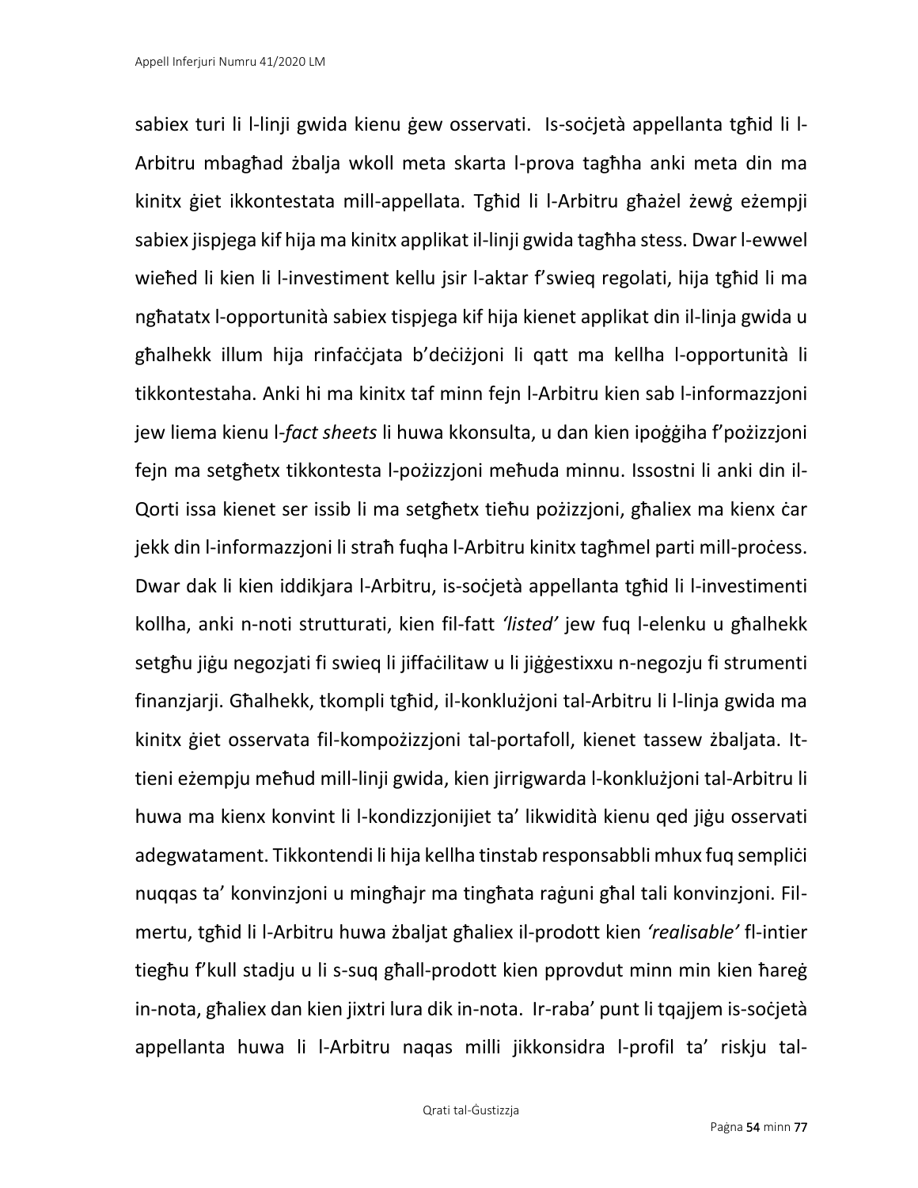sabiex turi li l-linji gwida kienu ġew osservati. Is-soċjetà appellanta tgħid li l-Arbitru mbagħad żbalja wkoll meta skarta l-prova tagħha anki meta din ma kinitx ġiet ikkontestata mill-appellata. Tgħid li l-Arbitru għażel żewġ eżempji sabiex jispjega kif hija ma kinitx applikat il-linji gwida tagħha stess. Dwar l-ewwel wieħed li kien li l-investiment kellu jsir l-aktar f'swieq regolati, hija tgħid li ma ngħatatx l-opportunità sabiex tispjega kif hija kienet applikat din il-linja gwida u għalhekk illum hija rinfaċċjata b'deċiżjoni li qatt ma kellha l-opportunità li tikkontestaha. Anki hi ma kinitx taf minn fejn l-Arbitru kien sab l-informazzjoni jew liema kienu l-*fact sheets* li huwa kkonsulta, u dan kien ipoġġiha f'pożizzjoni fejn ma setgħetx tikkontesta l-pożizzjoni meħuda minnu. Issostni li anki din il-Qorti issa kienet ser issib li ma setgħetx tieħu pożizzjoni, għaliex ma kienx ċar jekk din l-informazzjoni li straħ fuqha l-Arbitru kinitx tagħmel parti mill-proċess. Dwar dak li kien iddikjara l-Arbitru, is-soċjetà appellanta tgħid li l-investimenti kollha, anki n-noti strutturati, kien fil-fatt *'listed'* jew fuq l-elenku u għalhekk setgħu jiġu negozjati fi swieq li jiffaċilitaw u li jiġġestixxu n-negozju fi strumenti finanzjarji. Għalhekk, tkompli tgħid, il-konklużjoni tal-Arbitru li l-linja gwida ma kinitx ġiet osservata fil-kompożizzjoni tal-portafoll, kienet tassew żbaljata. It-tieni eżempju meħud mill-linji gwida, kien jirrigwarda l-konklużjoni tal-Arbitru li huwa ma kienx konvint li l-kondizzjonijiet ta' likwidità kienu qed jiġu osservati adegwatament. Tikkontendi li hija kellha tinstab responsabbli mhux fuq sempliċi nuqqas ta' konvinzjoni u mingħajr ma tingħata raġuni għal tali konvinzjoni. Fil-mertu, tgħid li l-Arbitru huwa żbaljat għaliex il-prodott kien *'realisable'* fl-intier tiegħu f'kull stadju u li s-suq għall-prodott kien ipprovdut minn min kien ħareġ in-nota, għaliex dan kien jixtri lura dik in-nota. Ir-raba' punt li tqajjem is-soċjetà appellanta huwa li l-Arbitru naqas milli jikkonsidra l-profil ta' riskju tal-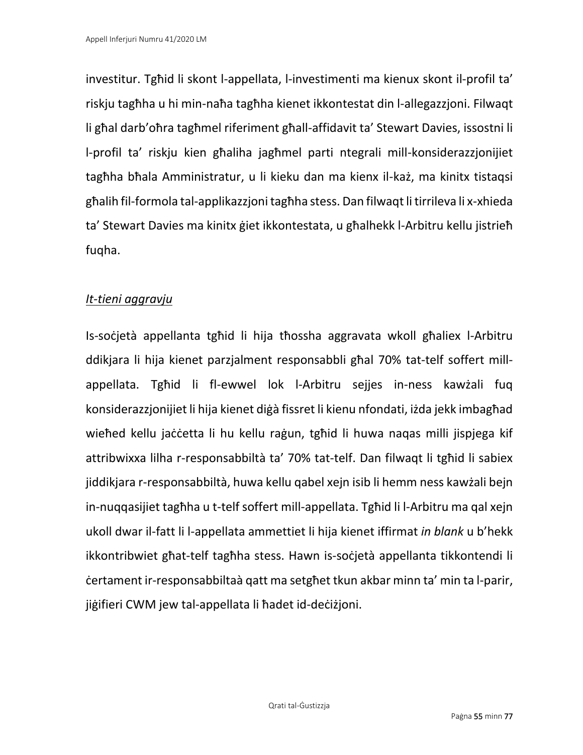investitur. Tgħid li skont l-appellata, l-investimenti ma kienux skont il-profil ta' riskju tagħha u hi min-naħa tagħha kienet ikkontestat din l-allegazzjoni. Filwaqt li għal darb'oħra tagħmel riferiment għall-affidavit ta' Stewart Davies, issostni li l-profil ta' riskju kien għaliha jagħmel parti ntegrali mill-konsiderazzjonijiet tagħha bħala Amministratur, u li kieku dan ma kienx il-każ, ma kinitx tistaqsi għalih fil-formola tal-applikazzjoni tagħha stess. Dan filwaqt li tirrileva li x-xhieda ta' Stewart Davies ma kinitx ġiet ikkontestata, u għalhekk l-Arbitru kellu jistrieħ fuqha.

*It-tieni aggravju*

Is-soċjetà appellanta tgħid li hija tħossha aggravata wkoll għaliex l-Arbitru ddikjara li hija kienet parzjalment responsabbli għal 70% tat-telf soffert mill-appellata. Tgħid li fl-ewwel lok l-Arbitru sejjes in-ness kawżali fuq konsiderazzjonijiet li hija kienet diġà fissret li kienu nfondati, iżda jekk imbagħad wieħed kellu jaċċetta li hu kellu raġun, tgħid li huwa naqas milli jispjega kif attribwixxa lilha r-responsabbiltà ta' 70% tat-telf. Dan filwaqt li tgħid li sabiex jiddikjara r-responsabbiltà, huwa kellu qabel xejn isib li hemm ness kawżali bejn in-nuqqasijiet tagħha u t-telf soffert mill-appellata. Tgħid li l-Arbitru ma qal xejn ukoll dwar il-fatt li l-appellata ammettiet li hija kienet iffirmat *in blank* u b'hekk ikkontribwiet għat-telf tagħha stess. Hawn is-soċjetà appellanta tikkontendi li ċertament ir-responsabbiltaà qatt ma setgħet tkun akbar minn ta' min ta l-parir, jiġifieri CWM jew tal-appellata li ħadet id-deċiżjoni.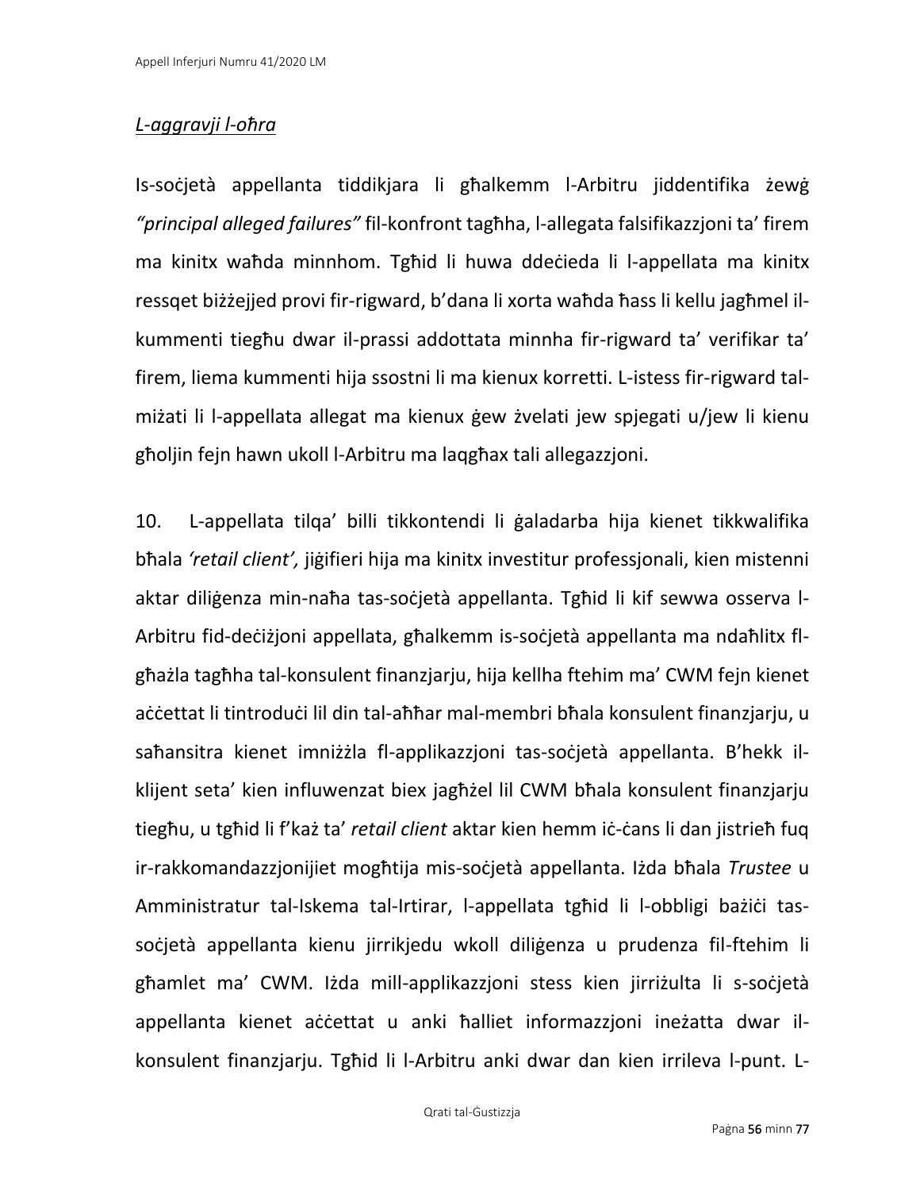*L-aggravji l-oħra*

Is-soċjetà appellanta tiddikjara li għalkemm l-Arbitru jiddentifika żewġ *"principal alleged failures"* fil-konfront tagħha, l-allegata falsifikazzjoni ta' firem ma kinitx waħda minnhom. Tgħid li huwa ddeċieda li l-appellata ma kinitx ressqet biżżejjed provi fir-rigward, b'dana li xorta waħda ħass li kellu jagħmel il-kummenti tiegħu dwar il-prassi addottata minnha fir-rigward ta' verifikar ta' firem, liema kummenti hija ssostni li ma kienux korretti. L-istess fir-rigward tal-miżati li l-appellata allegat ma kienux ġew żvelati jew spjegati u/jew li kienu għoljin fejn hawn ukoll l-Arbitru ma laqgħax tali allegazzjoni.

10. L-appellata tilqa' billi tikkontendi li ġaladarba hija kienet tikkwalifika bħala *'retail client',* jiġifieri hija ma kinitx investitur professjonali, kien mistenni aktar diliġenza min-naħa tas-soċjetà appellanta. Tgħid li kif sewwa osserva l-Arbitru fid-deċiżjoni appellata, għalkemm is-soċjetà appellanta ma ndaħlitx fl-għażla tagħha tal-konsulent finanzjarju, hija kellha ftehim ma' CWM fejn kienet aċċettat li tintroduċi lil din tal-aħħar mal-membri bħala konsulent finanzjarju, u saħansitra kienet imniżżla fl-applikazzjoni tas-soċjetà appellanta. B'hekk il-klijent seta' kien influwenzat biex jagħżel lil CWM bħala konsulent finanzjarju tiegħu, u tgħid li f'każ ta' *retail client* aktar kien hemm iċ-ċans li dan jistrieħ fuq ir-rakkomandazzjonijiet mogħtija mis-soċjetà appellanta. Iżda bħala *Trustee* u Amministratur tal-Iskema tal-Irtirar, l-appellata tgħid li l-obbligi bażiċi tas-soċjetà appellanta kienu jirrikjedu wkoll diliġenza u prudenza fil-ftehim li għamlet ma' CWM. Iżda mill-applikazzjoni stess kien jirriżulta li s-soċjetà appellanta kienet aċċettat u anki ħalliet informazzjoni ineżatta dwar il-konsulent finanzjarju. Tgħid li l-Arbitru anki dwar dan kien irrileva l-punt. L-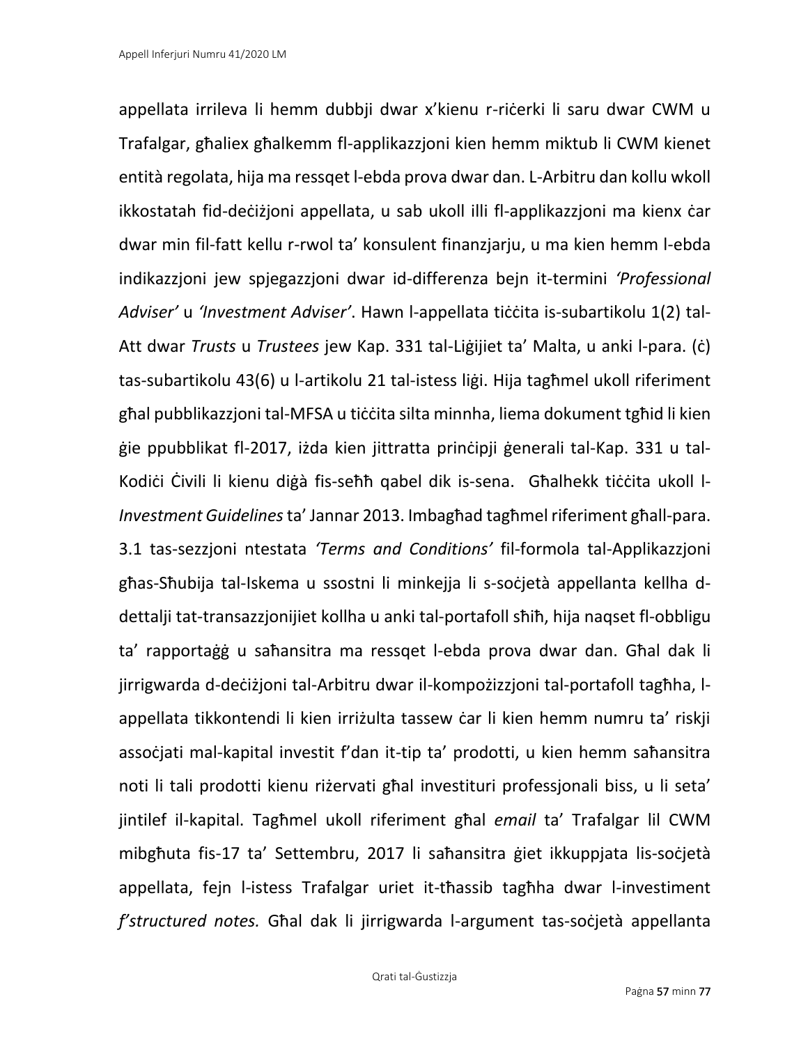appellata irrileva li hemm dubbji dwar x'kienu r-riċerki li saru dwar CWM u Trafalgar, għaliex għalkemm fl-applikazzjoni kien hemm miktub li CWM kienet entità regolata, hija ma ressqet l-ebda prova dwar dan. L-Arbitru dan kollu wkoll ikkostatah fid-deċiżjoni appellata, u sab ukoll illi fl-applikazzjoni ma kienx ċar dwar min fil-fatt kellu r-rwol ta' konsulent finanzjarju, u ma kien hemm l-ebda indikazzjoni jew spjegazzjoni dwar id-differenza bejn it-termini *'Professional Adviser'* u *'Investment Adviser'*. Hawn l-appellata tiċċita is-subartikolu 1(2) tal-Att dwar *Trusts* u *Trustees* jew Kap. 331 tal-Liġijiet ta' Malta, u anki l-para. (ċ) tas-subartikolu 43(6) u l-artikolu 21 tal-istess liġi. Hija tagħmel ukoll riferiment għal pubblikazzjoni tal-MFSA u tiċċita silta minnha, liema dokument tgħid li kien ġie ppubblikat fl-2017, iżda kien jittratta prinċipji ġenerali tal-Kap. 331 u tal-Kodiċi Ċivili li kienu diġà fis-seħħ qabel dik is-sena. Għalhekk tiċċita ukoll l-*Investment Guidelines* ta' Jannar 2013. Imbagħad tagħmel riferiment għall-para. 3.1 tas-sezzjoni ntestata *'Terms and Conditions'* fil-formola tal-Applikazzjoni għas-Sħubija tal-Iskema u ssostni li minkejja li s-soċjetà appellanta kellha d-dettalji tat-transazzjonijiet kollha u anki tal-portafoll sħiħ, hija naqset fl-obbligu ta' rapportaġġ u saħansitra ma ressqet l-ebda prova dwar dan. Għal dak li jirrigwarda d-deċiżjoni tal-Arbitru dwar il-kompożizzjoni tal-portafoll tagħha, l-appellata tikkontendi li kien irriżulta tassew ċar li kien hemm numru ta' riskji assoċjati mal-kapital investit f'dan it-tip ta' prodotti, u kien hemm saħansitra noti li tali prodotti kienu riżervati għal investituri professjonali biss, u li seta' jintilef il-kapital. Tagħmel ukoll riferiment għal *email* ta' Trafalgar lil CWM mibgħuta fis-17 ta' Settembru, 2017 li saħansitra ġiet ikkuppjata lis-soċjetà appellata, fejn l-istess Trafalgar uriet it-tħassib tagħha dwar l-investiment *f'structured notes.* Għal dak li jirrigwarda l-argument tas-soċjetà appellanta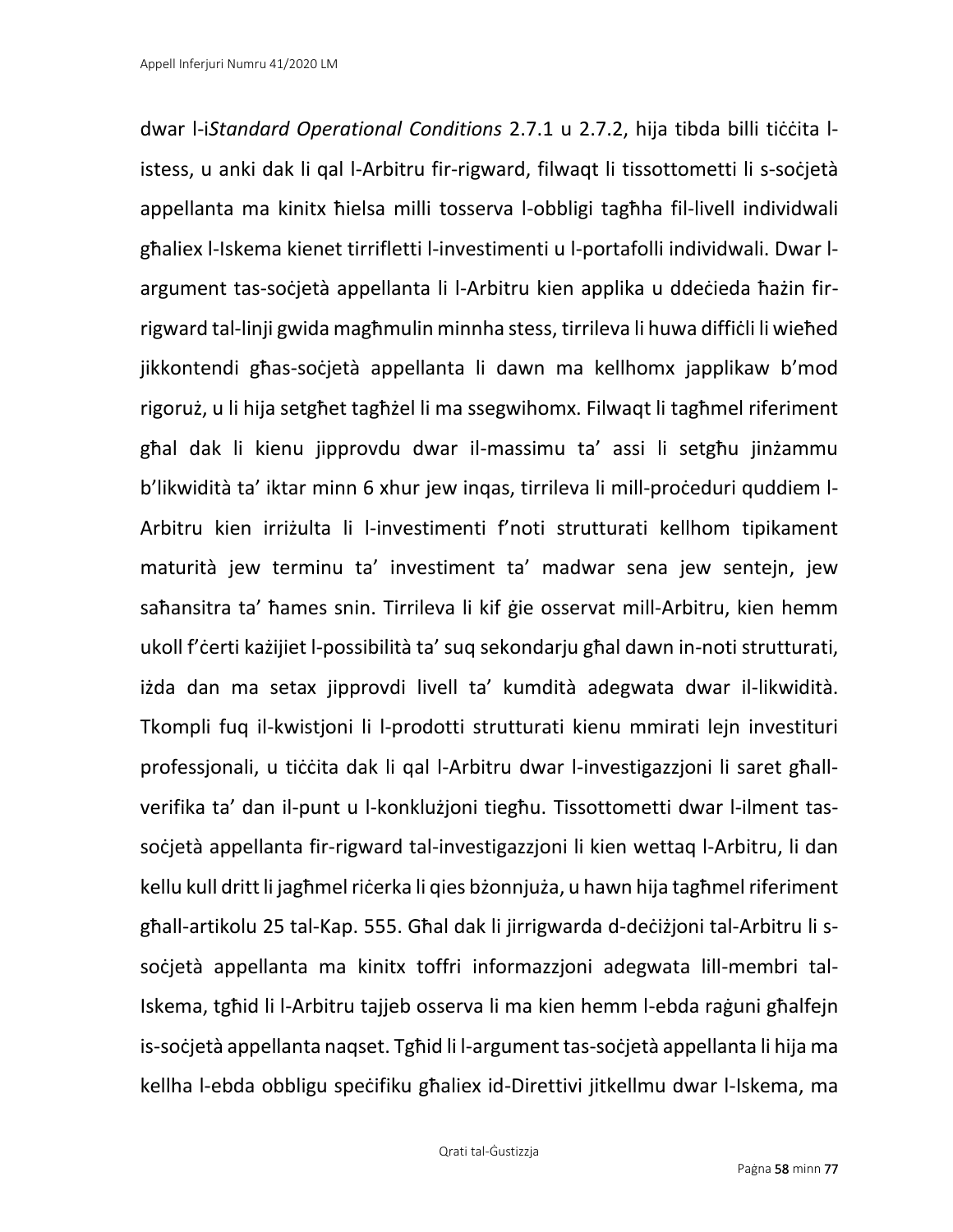dwar l-i*Standard Operational Conditions* 2.7.1 u 2.7.2, hija tibda billi tiċċita l-istess, u anki dak li qal l-Arbitru fir-rigward, filwaqt li tissottometti li s-soċjetà appellanta ma kinitx ħielsa milli tosserva l-obbligi tagħha fil-livell individwali għaliex l-Iskema kienet tirrifletti l-investimenti u l-portafolli individwali. Dwar l-argument tas-soċjetà appellanta li l-Arbitru kien applika u ddeċieda ħażin fir-rigward tal-linji gwida magħmulin minnha stess, tirrileva li huwa diffiċli li wieħed jikkontendi għas-soċjetà appellanta li dawn ma kellhomx japplikaw b'mod rigoruż, u li hija setgħet tagħżel li ma ssegwihomx. Filwaqt li tagħmel riferiment għal dak li kienu jipprovdu dwar il-massimu ta' assi li setgħu jinżammu b'likwidità ta' iktar minn 6 xhur jew inqas, tirrileva li mill-proċeduri quddiem l-Arbitru kien irriżulta li l-investimenti f'noti strutturati kellhom tipikament maturità jew terminu ta' investiment ta' madwar sena jew sentejn, jew saħansitra ta' ħames snin. Tirrileva li kif ġie osservat mill-Arbitru, kien hemm ukoll f'ċerti każijiet l-possibilità ta' suq sekondarju għal dawn in-noti strutturati, iżda dan ma setax jipprovdi livell ta' kumdità adegwata dwar il-likwidità. Tkompli fuq il-kwistjoni li l-prodotti strutturati kienu mmirati lejn investituri professjonali, u tiċċita dak li qal l-Arbitru dwar l-investigazzjoni li saret għall-verifika ta' dan il-punt u l-konklużjoni tiegħu. Tissottometti dwar l-ilment tas-soċjetà appellanta fir-rigward tal-investigazzjoni li kien wettaq l-Arbitru, li dan kellu kull dritt li jagħmel riċerka li qies bżonnjuża, u hawn hija tagħmel riferiment għall-artikolu 25 tal-Kap. 555. Għal dak li jirrigwarda d-deċiżjoni tal-Arbitru li s-soċjetà appellanta ma kinitx toffri informazzjoni adegwata lill-membri tal-Iskema, tgħid li l-Arbitru tajjeb osserva li ma kien hemm l-ebda raġuni għalfejn is-soċjetà appellanta naqset. Tgħid li l-argument tas-soċjetà appellanta li hija ma kellha l-ebda obbligu speċifiku għaliex id-Direttivi jitkellmu dwar l-Iskema, ma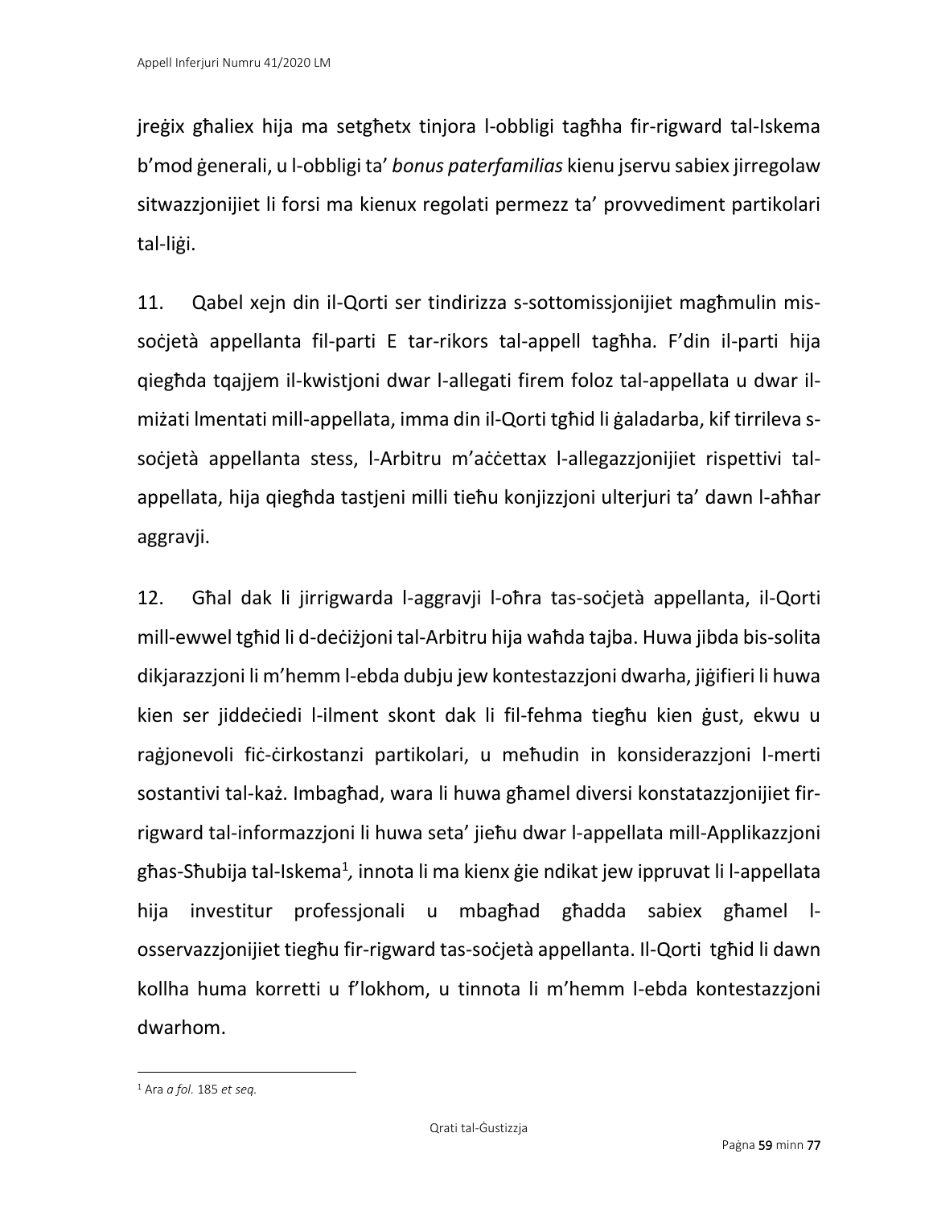jreġix għaliex hija ma setgħetx tinjora l-obbligi tagħha fir-rigward tal-Iskema b'mod ġenerali, u l-obbligi ta' *bonus paterfamilias* kienu jservu sabiex jirregolaw sitwazzjonijiet li forsi ma kienux regolati permezz ta' provvediment partikolari tal-liġi.

11. Qabel xejn din il-Qorti ser tindirizza s-sottomissjonijiet magħmulin mis-soċjetà appellanta fil-parti E tar-rikors tal-appell tagħha. F'din il-parti hija qiegħda tqajjem il-kwistjoni dwar l-allegati firem foloz tal-appellata u dwar il-miżati lmentati mill-appellata, imma din il-Qorti tgħid li ġaladarba, kif tirrileva s-soċjetà appellanta stess, l-Arbitru m'aċċettax l-allegazzjonijiet rispettivi tal-appellata, hija qiegħda tastjeni milli tieħu konjizzjoni ulterjuri ta' dawn l-aħħar aggravji.

12. Għal dak li jirrigwarda l-aggravji l-oħra tas-soċjetà appellanta, il-Qorti mill-ewwel tgħid li d-deċiżjoni tal-Arbitru hija waħda tajba. Huwa jibda bis-solita dikjarazzjoni li m'hemm l-ebda dubju jew kontestazzjoni dwarha, jiġifieri li huwa kien ser jiddeċiedi l-ilment skont dak li fil-fehma tiegħu kien ġust, ekwu u raġjonevoli fiċ-ċirkostanzi partikolari, u meħudin in konsiderazzjoni l-merti sostantivi tal-każ. Imbagħad, wara li huwa għamel diversi konstatazzjonijiet fir-rigward tal-informazzjoni li huwa seta' jieħu dwar l-appellata mill-Applikazzjoni għas-Sħubija tal-Iskema[1], innota li ma kienx ġie ndikat jew ippruvat li l-appellata hija investitur professjonali u mbagħad għadda sabiex għamel l-osservazzjonijiet tiegħu fir-rigward tas-soċjetà appellanta. Il-Qorti tgħid li dawn kollha huma korretti u f'lokhom, u tinnota li m'hemm l-ebda kontestazzjoni dwarhom.

---

[1] Ara *a fol.* 185 *et seq.*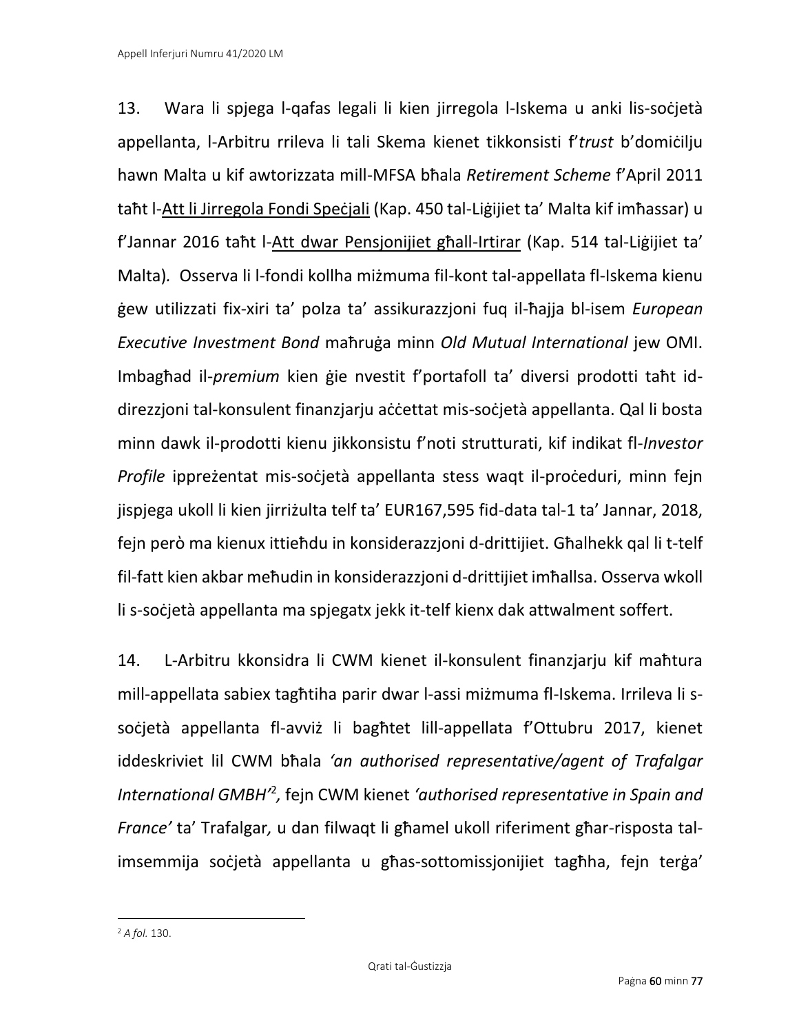13. Wara li spjega l-qafas legali li kien jirregola l-Iskema u anki lis-soċjetà appellanta, l-Arbitru rrileva li tali Skema kienet tikkonsisti f'*trust* b'domiċilju hawn Malta u kif awtorizzata mill-MFSA bħala *Retirement Scheme* f'April 2011 taħt l-<u>Att li Jirregola Fondi Speċjali</u> (Kap. 450 tal-Liġijiet ta' Malta kif imħassar) u f'Jannar 2016 taħt l-<u>Att dwar Pensjonijiet għall-Irtirar</u> (Kap. 514 tal-Liġijiet ta' Malta). Osserva li l-fondi kollha miżmuma fil-kont tal-appellata fl-Iskema kienu ġew utilizzati fix-xiri ta' polza ta' assikurazzjoni fuq il-ħajja bl-isem *European Executive Investment Bond* maħruġa minn *Old Mutual International* jew OMI. Imbagħad il-*premium* kien ġie nvestit f'portafoll ta' diversi prodotti taħt id-direzzjoni tal-konsulent finanzjarju aċċettat mis-soċjetà appellanta. Qal li bosta minn dawk il-prodotti kienu jikkonsistu f'noti strutturati, kif indikat fl-*Investor Profile* ippreżentat mis-soċjetà appellanta stess waqt il-proċeduri, minn fejn jispjega ukoll li kien jirriżulta telf ta' EUR167,595 fid-data tal-1 ta' Jannar, 2018, fejn però ma kienux ittieħdu in konsiderazzjoni d-drittijiet. Għalhekk qal li t-telf fil-fatt kien akbar meħudin in konsiderazzjoni d-drittijiet imħallsa. Osserva wkoll li s-soċjetà appellanta ma spjegatx jekk it-telf kienx dak attwalment soffert.

14. L-Arbitru kkonsidra li CWM kienet il-konsulent finanzjarju kif maħtura mill-appellata sabiex tagħtiha parir dwar l-assi miżmuma fl-Iskema. Irrileva li s-soċjetà appellanta fl-avviż li bagħtet lill-appellata f'Ottubru 2017, kienet iddeskriviet lil CWM bħala *'an authorised representative/agent of Trafalgar International GMBH'*[2], fejn CWM kienet *'authorised representative in Spain and France'* ta' Trafalgar, u dan filwaqt li għamel ukoll riferiment għar-risposta tal-imsemmija soċjetà appellanta u għas-sottomissjonijiet tagħha, fejn terġa'

---

[2] *A fol.* 130.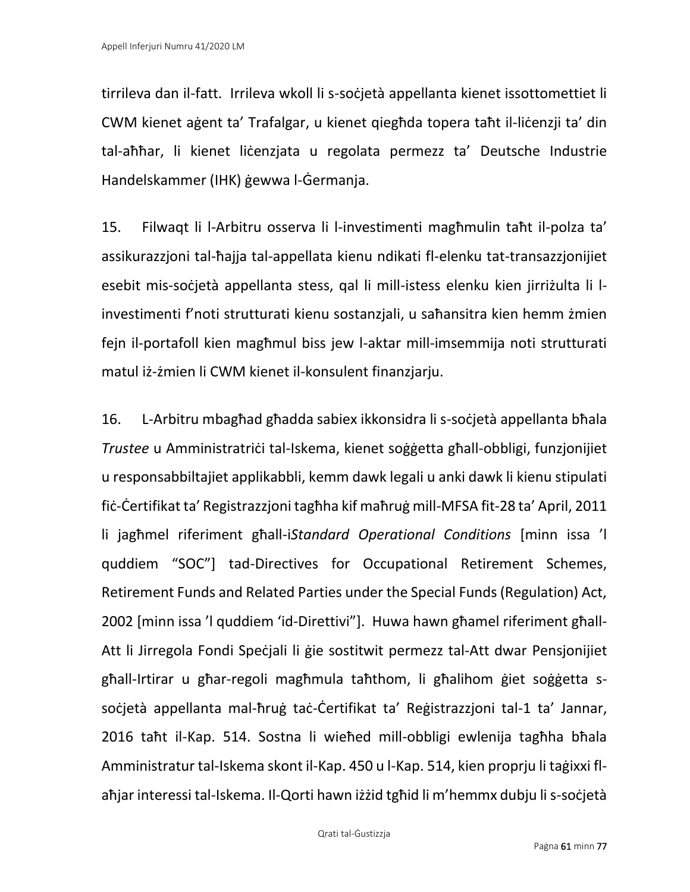tirrileva dan il-fatt. Irrileva wkoll li s-soċjetà appellanta kienet issottomettiet li CWM kienet aġent ta' Trafalgar, u kienet qiegħda topera taħt il-liċenzji ta' din tal-aħħar, li kienet liċenzjata u regolata permezz ta' Deutsche Industrie Handelskammer (IHK) ġewwa l-Ġermanja.

15. Filwaqt li l-Arbitru osserva li l-investimenti magħmulin taħt il-polza ta' assikurazzjoni tal-ħajja tal-appellata kienu ndikati fl-elenku tat-transazzjonijiet esebit mis-soċjetà appellanta stess, qal li mill-istess elenku kien jirriżulta li l-investimenti f'noti strutturati kienu sostanzjali, u saħansitra kien hemm żmien fejn il-portafoll kien magħmul biss jew l-aktar mill-imsemmija noti strutturati matul iż-żmien li CWM kienet il-konsulent finanzjarju.

16. L-Arbitru mbagħad għadda sabiex ikkonsidra li s-soċjetà appellanta bħala *Trustee* u Amministratriċi tal-Iskema, kienet soġġetta għall-obbligi, funzjonijiet u responsabbiltajiet applikabbli, kemm dawk legali u anki dawk li kienu stipulati fiċ-Ċertifikat ta' Registrazzjoni tagħha kif maħruġ mill-MFSA fit-28 ta' April, 2011 li jagħmel riferiment għall-i*Standard Operational Conditions* [minn issa 'l quddiem "SOC"] tad-Directives for Occupational Retirement Schemes, Retirement Funds and Related Parties under the Special Funds (Regulation) Act, 2002 [minn issa 'l quddiem 'id-Direttivi"]. Huwa hawn għamel riferiment għall-Att li Jirregola Fondi Speċjali li ġie sostitwit permezz tal-Att dwar Pensjonijiet għall-Irtirar u għar-regoli magħmula taħthom, li għalihom ġiet soġġetta s-soċjetà appellanta mal-ħruġ taċ-Ċertifikat ta' Reġistrazzjoni tal-1 ta' Jannar, 2016 taħt il-Kap. 514. Sostna li wieħed mill-obbligi ewlenija tagħha bħala Amministratur tal-Iskema skont il-Kap. 450 u l-Kap. 514, kien proprju li taġixxi fl-aħjar interessi tal-Iskema. Il-Qorti hawn iżżid tgħid li m'hemmx dubju li s-soċjetà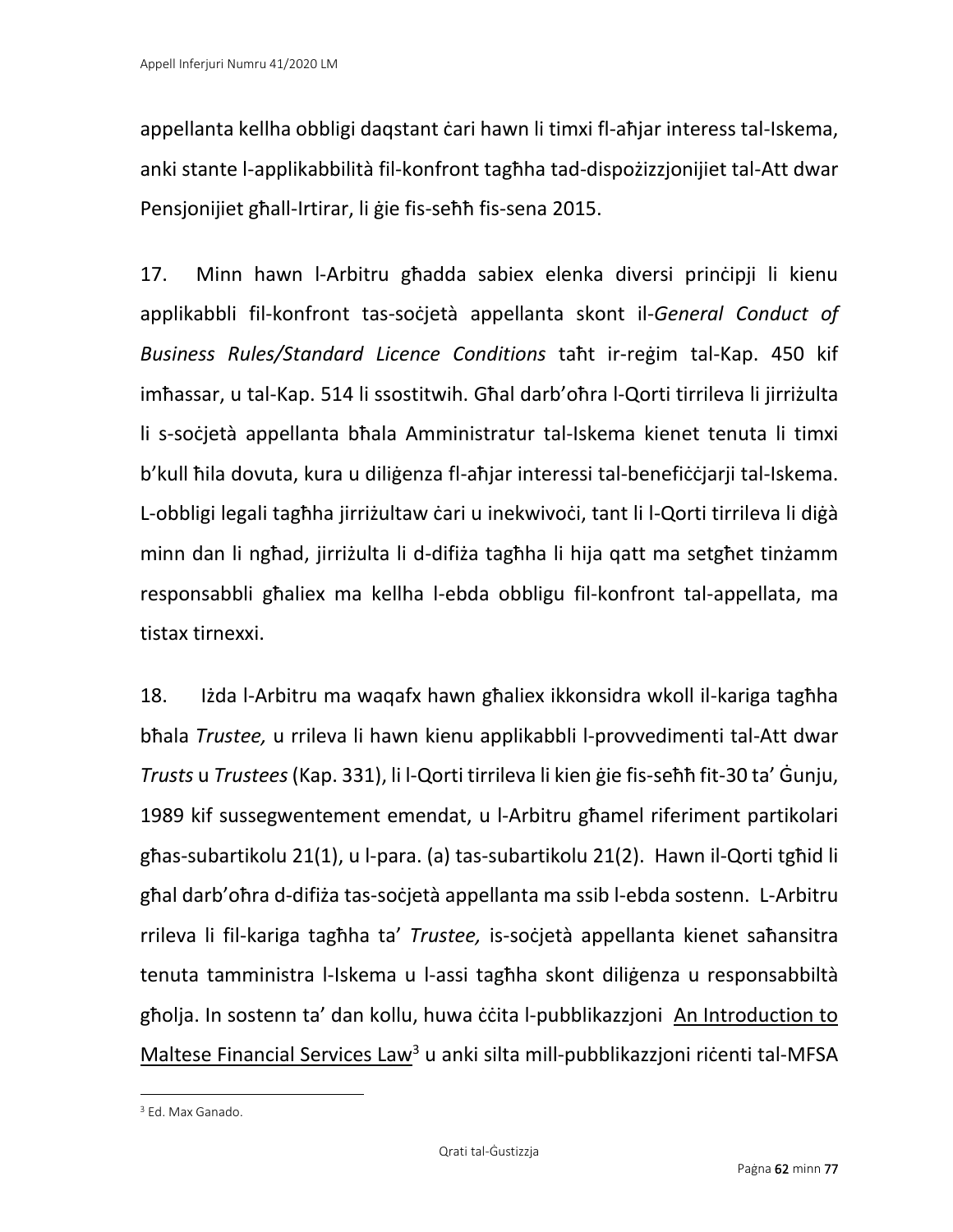appellanta kellha obbligi daqstant ċari hawn li timxi fl-aħjar interess tal-Iskema, anki stante l-applikabbilità fil-konfront tagħha tad-dispożizzjonijiet tal-Att dwar Pensjonijiet għall-Irtirar, li ġie fis-seħħ fis-sena 2015.

17. Minn hawn l-Arbitru għadda sabiex elenka diversi prinċipji li kienu applikabbli fil-konfront tas-soċjetà appellanta skont il-*General Conduct of Business Rules/Standard Licence Conditions* taħt ir-reġim tal-Kap. 450 kif imħassar, u tal-Kap. 514 li ssostitwih. Għal darb'oħra l-Qorti tirrileva li jirriżulta li s-soċjetà appellanta bħala Amministratur tal-Iskema kienet tenuta li timxi b'kull ħila dovuta, kura u diliġenza fl-aħjar interessi tal-benefiċċjarji tal-Iskema. L-obbligi legali tagħha jirriżultaw ċari u inekwivoċi, tant li l-Qorti tirrileva li diġà minn dan li ngħad, jirriżulta li d-difiża tagħha li hija qatt ma setgħet tinżamm responsabbli għaliex ma kellha l-ebda obbligu fil-konfront tal-appellata, ma tistax tirnexxi.

18. Iżda l-Arbitru ma waqafx hawn għaliex ikkonsidra wkoll il-kariga tagħha bħala *Trustee,* u rrileva li hawn kienu applikabbli l-provvedimenti tal-Att dwar *Trusts* u *Trustees* (Kap. 331), li l-Qorti tirrileva li kien ġie fis-seħħ fit-30 ta' Ġunju, 1989 kif sussegwentement emendat, u l-Arbitru għamel riferiment partikolari għas-subartikolu 21(1), u l-para. (a) tas-subartikolu 21(2). Hawn il-Qorti tgħid li għal darb'oħra d-difiża tas-soċjetà appellanta ma ssib l-ebda sostenn. L-Arbitru rrileva li fil-kariga tagħha ta' *Trustee,* is-soċjetà appellanta kienet saħansitra tenuta tamministra l-Iskema u l-assi tagħha skont diliġenza u responsabbiltà għolja. In sostenn ta' dan kollu, huwa ċċita l-pubblikazzjoni An Introduction to Maltese Financial Services Law[3] u anki silta mill-pubblikazzjoni riċenti tal-MFSA

---

[3] Ed. Max Ganado.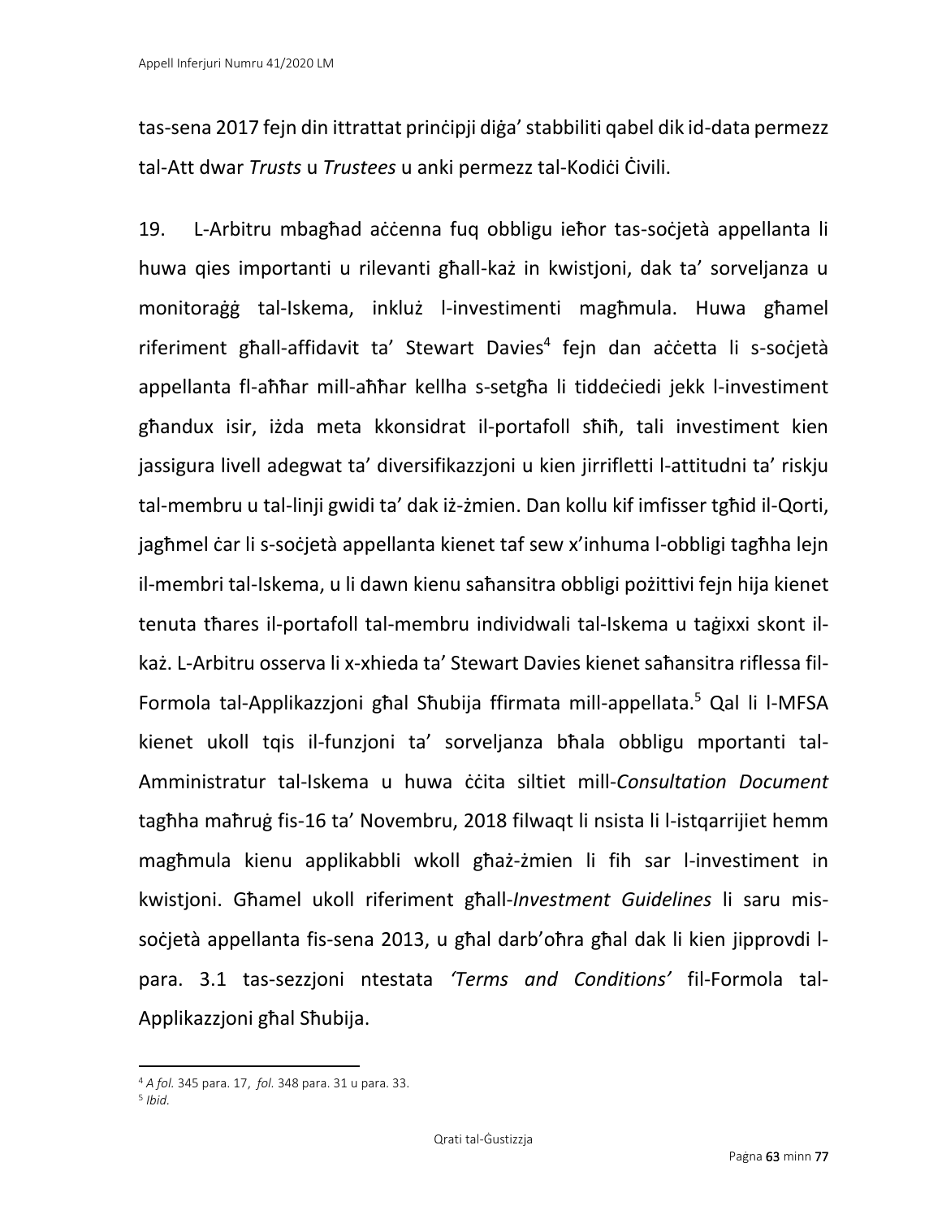tas-sena 2017 fejn din ittrattat prinċipji diġa' stabbiliti qabel dik id-data permezz tal-Att dwar *Trusts* u *Trustees* u anki permezz tal-Kodiċi Ċivili.

19. L-Arbitru mbagħad aċċenna fuq obbligu ieħor tas-soċjetà appellanta li huwa qies importanti u rilevanti għall-każ in kwistjoni, dak ta' sorveljanza u monitoraġġ tal-Iskema, inkluż l-investimenti magħmula. Huwa għamel riferiment għall-affidavit ta' Stewart Davies[4] fejn dan aċċetta li s-soċjetà appellanta fl-aħħar mill-aħħar kellha s-setgħa li tiddeċiedi jekk l-investiment għandux isir, iżda meta kkonsidrat il-portafoll sħiħ, tali investiment kien jassigura livell adegwat ta' diversifikazzjoni u kien jirrifletti l-attitudni ta' riskju tal-membru u tal-linji gwidi ta' dak iż-żmien. Dan kollu kif imfisser tgħid il-Qorti, jagħmel ċar li s-soċjetà appellanta kienet taf sew x'inhuma l-obbligi tagħha lejn il-membri tal-Iskema, u li dawn kienu saħansitra obbligi pożittivi fejn hija kienet tenuta tħares il-portafoll tal-membru individwali tal-Iskema u taġixxi skont il-każ. L-Arbitru osserva li x-xhieda ta' Stewart Davies kienet saħansitra riflessa fil-Formola tal-Applikazzjoni għal Sħubija ffirmata mill-appellata.[5] Qal li l-MFSA kienet ukoll tqis il-funzjoni ta' sorveljanza bħala obbligu mportanti tal-Amministratur tal-Iskema u huwa ċċita siltiet mill-*Consultation Document* tagħha maħruġ fis-16 ta' Novembru, 2018 filwaqt li nsista li l-istqarrijiet hemm magħmula kienu applikabbli wkoll għaż-żmien li fih sar l-investiment in kwistjoni. Għamel ukoll riferiment għall-*Investment Guidelines* li saru mis-soċjetà appellanta fis-sena 2013, u għal darb'oħra għal dak li kien jipprovdi l-para. 3.1 tas-sezzjoni ntestata *'Terms and Conditions'* fil-Formola tal-Applikazzjoni għal Sħubija.

---

[4] *A fol.* 345 para. 17, *fol.* 348 para. 31 u para. 33.

[5] *Ibid.*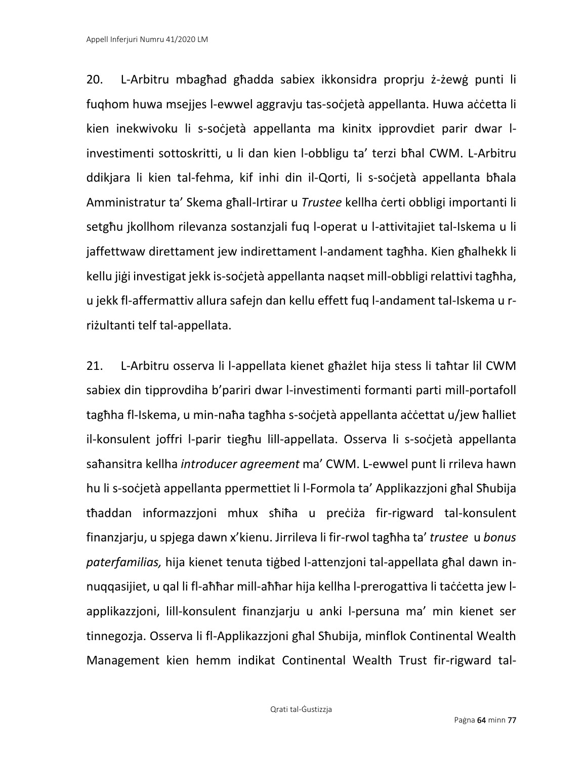20. L-Arbitru mbagħad għadda sabiex ikkonsidra proprju ż-żewġ punti li fuqhom huwa msejjes l-ewwel aggravju tas-soċjetà appellanta. Huwa aċċetta li kien inekwivoku li s-soċjetà appellanta ma kinitx ipprovdiet parir dwar l-investimenti sottoskritti, u li dan kien l-obbligu ta' terzi bħal CWM. L-Arbitru ddikjara li kien tal-fehma, kif inhi din il-Qorti, li s-soċjetà appellanta bħala Amministratur ta' Skema għall-Irtirar u *Trustee* kellha ċerti obbligi importanti li setgħu jkollhom rilevanza sostanzjali fuq l-operat u l-attivitajiet tal-Iskema u li jaffettwaw direttament jew indirettament l-andament tagħha. Kien għalhekk li kellu jiġi investigat jekk is-soċjetà appellanta naqset mill-obbligi relattivi tagħha, u jekk fl-affermattiv allura safejn dan kellu effett fuq l-andament tal-Iskema u r-riżultanti telf tal-appellata.

21. L-Arbitru osserva li l-appellata kienet għażlet hija stess li taħtar lil CWM sabiex din tipprovdiha b'pariri dwar l-investimenti formanti parti mill-portafoll tagħha fl-Iskema, u min-naħa tagħha s-soċjetà appellanta aċċettat u/jew ħalliet il-konsulent joffri l-parir tiegħu lill-appellata. Osserva li s-soċjetà appellanta saħansitra kellha *introducer agreement* ma' CWM. L-ewwel punt li rrileva hawn hu li s-soċjetà appellanta ppermettiet li l-Formola ta' Applikazzjoni għal Sħubija tħaddan informazzjoni mhux sħiħa u preċiża fir-rigward tal-konsulent finanzjarju, u spjega dawn x'kienu. Jirrileva li fir-rwol tagħha ta' *trustee* u *bonus paterfamilias,* hija kienet tenuta tiġbed l-attenzjoni tal-appellata għal dawn in-nuqqasijiet, u qal li fl-aħħar mill-aħħar hija kellha l-prerogattiva li taċċetta jew l-applikazzjoni, lill-konsulent finanzjarju u anki l-persuna ma' min kienet ser tinnegozja. Osserva li fl-Applikazzjoni għal Sħubija, minflok Continental Wealth Management kien hemm indikat Continental Wealth Trust fir-rigward tal-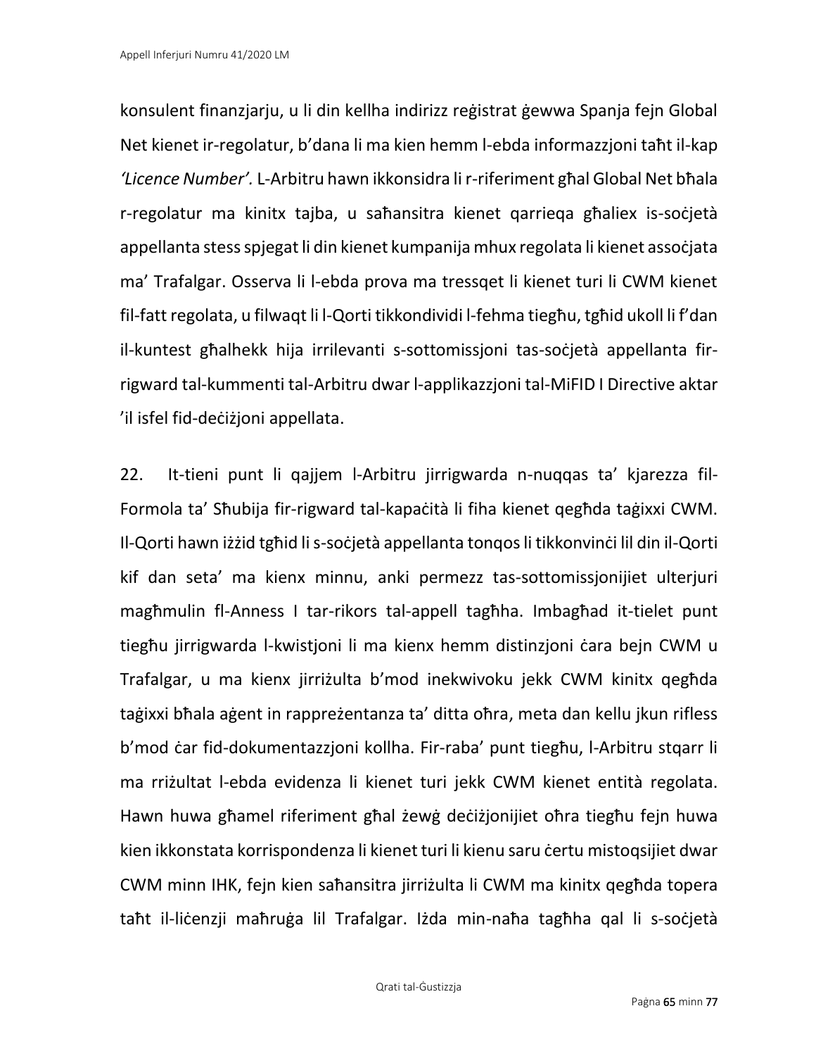konsulent finanzjarju, u li din kellha indirizz reġistrat ġewwa Spanja fejn Global Net kienet ir-regolatur, b'dana li ma kien hemm l-ebda informazzjoni taħt il-kap *'Licence Number'.* L-Arbitru hawn ikkonsidra li r-riferiment għal Global Net bħala r-regolatur ma kinitx tajba, u saħansitra kienet qarrieqa għaliex is-soċjetà appellanta stess spjegat li din kienet kumpanija mhux regolata li kienet assoċjata ma' Trafalgar. Osserva li l-ebda prova ma tressqet li kienet turi li CWM kienet fil-fatt regolata, u filwaqt li l-Qorti tikkondividi l-fehma tiegħu, tgħid ukoll li f'dan il-kuntest għalhekk hija irrilevanti s-sottomissjoni tas-soċjetà appellanta fir-rigward tal-kummenti tal-Arbitru dwar l-applikazzjoni tal-MiFID I Directive aktar 'il isfel fid-deċiżjoni appellata.

22. It-tieni punt li qajjem l-Arbitru jirrigwarda n-nuqqas ta' kjarezza fil-Formola ta' Sħubija fir-rigward tal-kapaċità li fiha kienet qegħda taġixxi CWM. Il-Qorti hawn iżżid tgħid li s-soċjetà appellanta tonqos li tikkonvinċi lil din il-Qorti kif dan seta' ma kienx minnu, anki permezz tas-sottomissjonijiet ulterjuri magħmulin fl-Anness I tar-rikors tal-appell tagħha. Imbagħad it-tielet punt tiegħu jirrigwarda l-kwistjoni li ma kienx hemm distinzjoni ċara bejn CWM u Trafalgar, u ma kienx jirriżulta b'mod inekwivoku jekk CWM kinitx qegħda taġixxi bħala aġent in rappreżentanza ta' ditta oħra, meta dan kellu jkun rifless b'mod ċar fid-dokumentazzjoni kollha. Fir-raba' punt tiegħu, l-Arbitru stqarr li ma rriżultat l-ebda evidenza li kienet turi jekk CWM kienet entità regolata. Hawn huwa għamel riferiment għal żewġ deċiżjonijiet oħra tiegħu fejn huwa kien ikkonstata korrispondenza li kienet turi li kienu saru ċertu mistoqsijiet dwar CWM minn IHK, fejn kien saħansitra jirriżulta li CWM ma kinitx qegħda topera taħt il-liċenzji maħruġa lil Trafalgar. Iżda min-naħa tagħha qal li s-soċjetà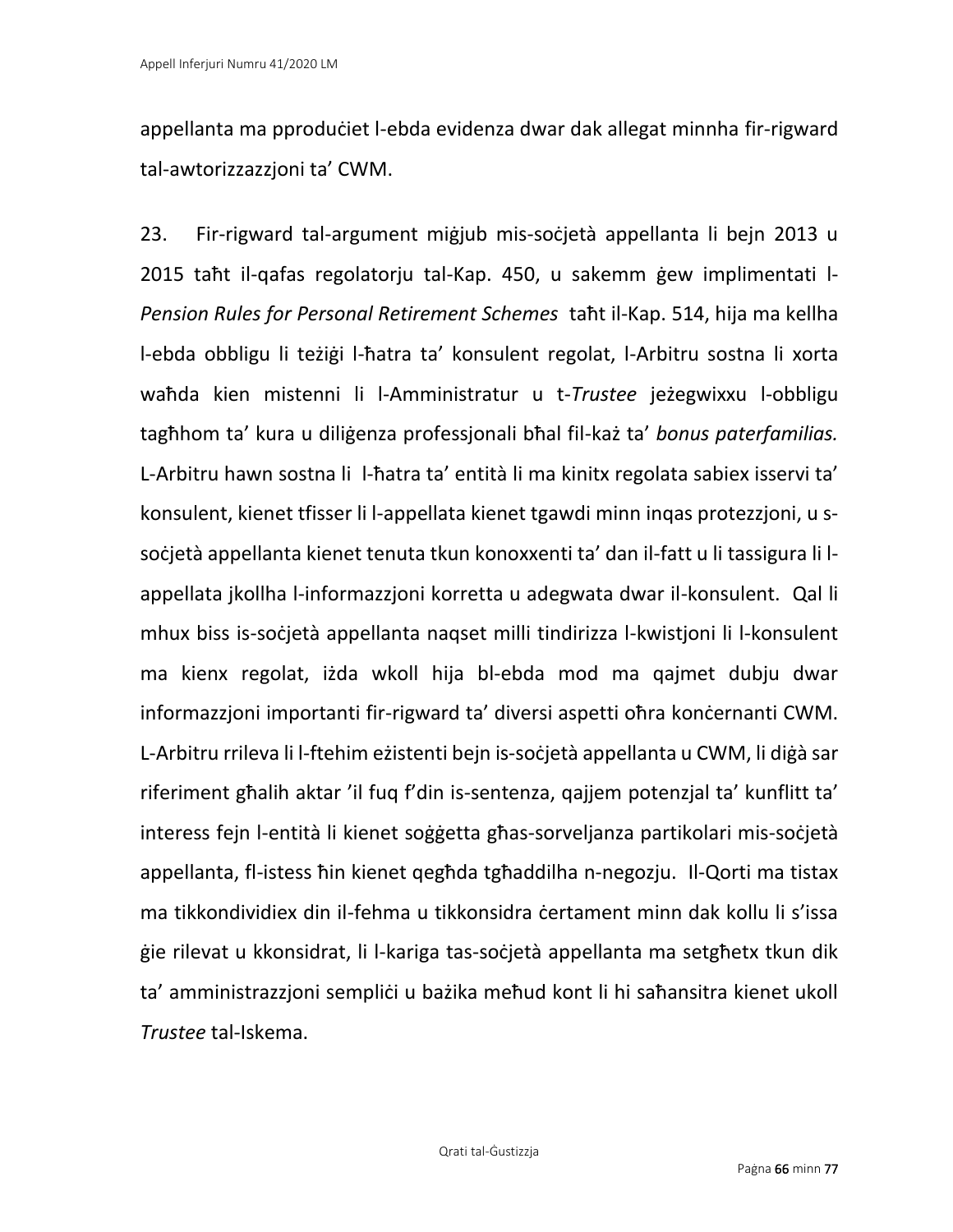appellanta ma pproduċiet l-ebda evidenza dwar dak allegat minnha fir-rigward tal-awtorizzazzjoni ta' CWM.

23. Fir-rigward tal-argument miġjub mis-soċjetà appellanta li bejn 2013 u 2015 taħt il-qafas regolatorju tal-Kap. 450, u sakemm ġew implimentati l-*Pension Rules for Personal Retirement Schemes* taħt il-Kap. 514, hija ma kellha l-ebda obbligu li teżiġi l-ħatra ta' konsulent regolat, l-Arbitru sostna li xorta waħda kien mistenni li l-Amministratur u t-*Trustee* jeżegwixxu l-obbligu tagħhom ta' kura u diliġenza professjonali bħal fil-każ ta' *bonus paterfamilias.* L-Arbitru hawn sostna li l-ħatra ta' entità li ma kinitx regolata sabiex isservi ta' konsulent, kienet tfisser li l-appellata kienet tgawdi minn inqas protezzjoni, u s-soċjetà appellanta kienet tenuta tkun konoxxenti ta' dan il-fatt u li tassigura li l-appellata jkollha l-informazzjoni korretta u adegwata dwar il-konsulent. Qal li mhux biss is-soċjetà appellanta naqset milli tindirizza l-kwistjoni li l-konsulent ma kienx regolat, iżda wkoll hija bl-ebda mod ma qajmet dubju dwar informazzjoni importanti fir-rigward ta' diversi aspetti oħra konċernanti CWM. L-Arbitru rrileva li l-ftehim eżistenti bejn is-soċjetà appellanta u CWM, li diġà sar riferiment għalih aktar 'il fuq f'din is-sentenza, qajjem potenzjal ta' kunflitt ta' interess fejn l-entità li kienet soġġetta għas-sorveljanza partikolari mis-soċjetà appellanta, fl-istess ħin kienet qegħda tgħaddilha n-negozju. Il-Qorti ma tistax ma tikkondividiex din il-fehma u tikkonsidra ċertament minn dak kollu li s'issa ġie rilevat u kkonsidrat, li l-kariga tas-soċjetà appellanta ma setgħetx tkun dik ta' amministrazzjoni sempliċi u bażika meħud kont li hi saħansitra kienet ukoll *Trustee* tal-Iskema.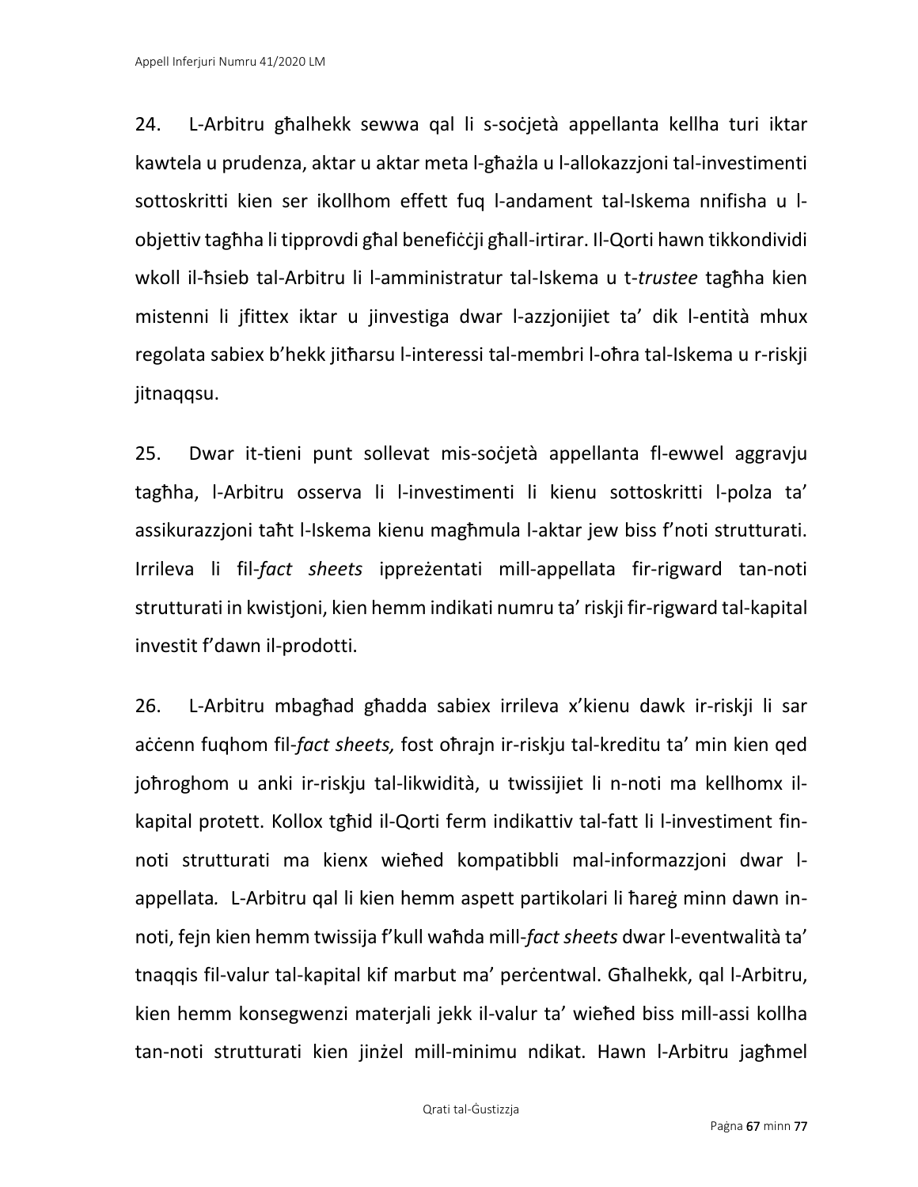24. L-Arbitru għalhekk sewwa qal li s-soċjetà appellanta kellha turi iktar kawtela u prudenza, aktar u aktar meta l-għażla u l-allokazzjoni tal-investimenti sottoskritti kien ser ikollhom effett fuq l-andament tal-Iskema nnifisha u l-objettiv tagħha li tipprovdi għal benefiċċji għall-irtirar. Il-Qorti hawn tikkondividi wkoll il-ħsieb tal-Arbitru li l-amministratur tal-Iskema u t-*trustee* tagħha kien mistenni li jfittex iktar u jinvestiga dwar l-azzjonijiet ta' dik l-entità mhux regolata sabiex b'hekk jitħarsu l-interessi tal-membri l-oħra tal-Iskema u r-riskji jitnaqqsu.

25. Dwar it-tieni punt sollevat mis-soċjetà appellanta fl-ewwel aggravju tagħha, l-Arbitru osserva li l-investimenti li kienu sottoskritti l-polza ta' assikurazzjoni taħt l-Iskema kienu magħmula l-aktar jew biss f'noti strutturati. Irrileva li fil-*fact sheets* ippreżentati mill-appellata fir-rigward tan-noti strutturati in kwistjoni, kien hemm indikati numru ta' riskji fir-rigward tal-kapital investit f'dawn il-prodotti.

26. L-Arbitru mbagħad għadda sabiex irrileva x'kienu dawk ir-riskji li sar aċċenn fuqhom fil-*fact sheets,* fost oħrajn ir-riskju tal-kreditu ta' min kien qed joħroghom u anki ir-riskju tal-likwidità, u twissijiet li n-noti ma kellhomx il-kapital protett. Kollox tgħid il-Qorti ferm indikattiv tal-fatt li l-investiment fin-noti strutturati ma kienx wieħed kompatibbli mal-informazzjoni dwar l-appellata. L-Arbitru qal li kien hemm aspett partikolari li ħareġ minn dawn in-noti, fejn kien hemm twissija f'kull waħda mill-*fact sheets* dwar l-eventwalità ta' tnaqqis fil-valur tal-kapital kif marbut ma' perċentwal. Għalhekk, qal l-Arbitru, kien hemm konsegwenzi materjali jekk il-valur ta' wieħed biss mill-assi kollha tan-noti strutturati kien jinżel mill-minimu ndikat. Hawn l-Arbitru jagħmel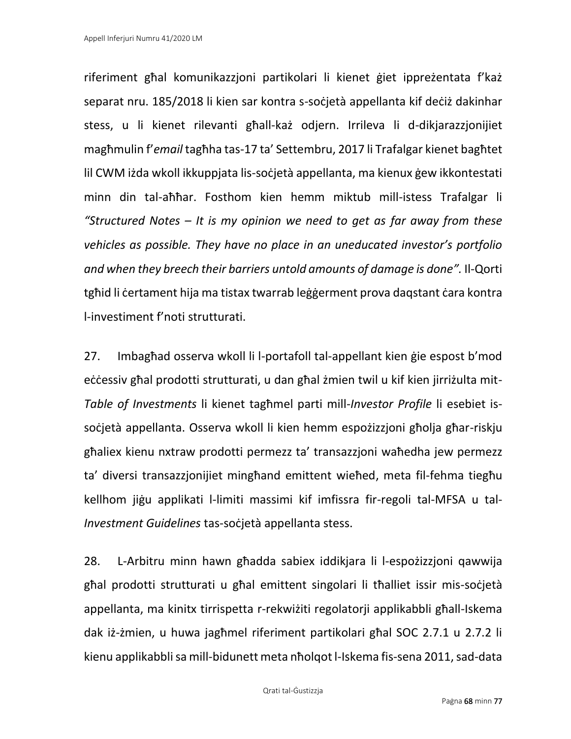riferiment għal komunikazzjoni partikolari li kienet ġiet ippreżentata f'każ separat nru. 185/2018 li kien sar kontra s-soċjetà appellanta kif deċiż dakinhar stess, u li kienet rilevanti għall-każ odjern. Irrileva li d-dikjarazzjonijiet magħmulin f'*email* tagħha tas-17 ta' Settembru, 2017 li Trafalgar kienet bagħtet lil CWM iżda wkoll ikkuppjata lis-soċjetà appellanta, ma kienux ġew ikkontestati minn din tal-aħħar. Fosthom kien hemm miktub mill-istess Trafalgar li *"Structured Notes – It is my opinion we need to get as far away from these vehicles as possible. They have no place in an uneducated investor's portfolio and when they breech their barriers untold amounts of damage is done".* Il-Qorti tgħid li ċertament hija ma tistax twarrab leġġerment prova daqstant ċara kontra l-investiment f'noti strutturati.

27. Imbagħad osserva wkoll li l-portafoll tal-appellant kien ġie espost b'mod eċċessiv għal prodotti strutturati, u dan għal żmien twil u kif kien jirriżulta mit-*Table of Investments* li kienet tagħmel parti mill-*Investor Profile* li esebiet is-soċjetà appellanta. Osserva wkoll li kien hemm espożizzjoni għolja għar-riskju għaliex kienu nxtraw prodotti permezz ta' transazzjoni waħedha jew permezz ta' diversi transazzjonijiet mingħand emittent wieħed, meta fil-fehma tiegħu kellhom jiġu applikati l-limiti massimi kif imfissra fir-regoli tal-MFSA u tal-*Investment Guidelines* tas-soċjetà appellanta stess.

28. L-Arbitru minn hawn għadda sabiex iddikjara li l-espożizzjoni qawwija għal prodotti strutturati u għal emittent singolari li tħalliet issir mis-soċjetà appellanta, ma kinitx tirrispetta r-rekwiżiti regolatorji applikabbli għall-Iskema dak iż-żmien, u huwa jagħmel riferiment partikolari għal SOC 2.7.1 u 2.7.2 li kienu applikabbli sa mill-bidunett meta nħolqot l-Iskema fis-sena 2011, sad-data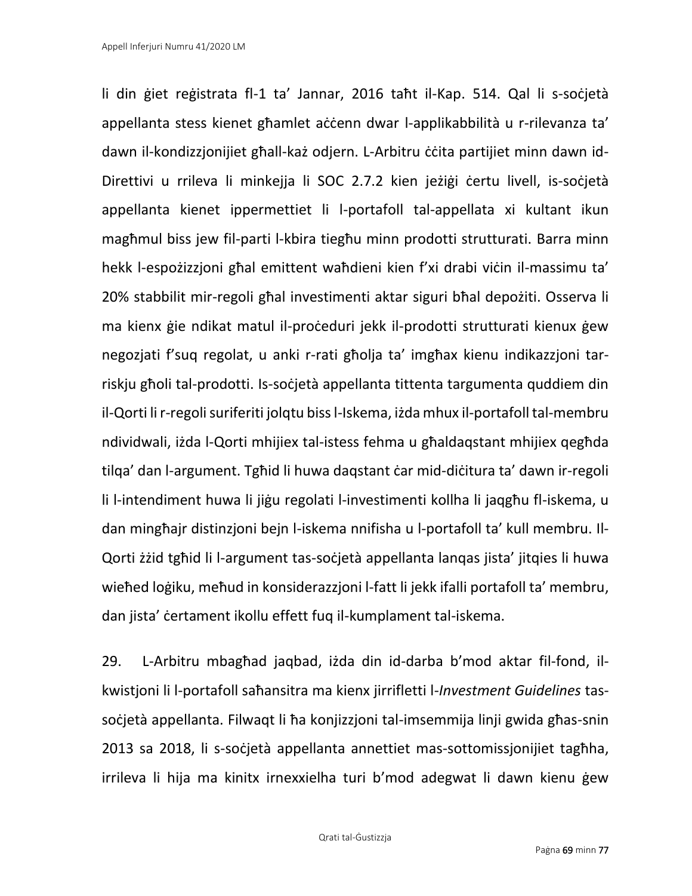li din ġiet reġistrata fl-1 ta' Jannar, 2016 taħt il-Kap. 514. Qal li s-soċjetà appellanta stess kienet għamlet aċċenn dwar l-applikabbilità u r-rilevanza ta' dawn il-kondizzjonijiet għall-każ odjern. L-Arbitru ċċita partijiet minn dawn id-Direttivi u rrileva li minkejja li SOC 2.7.2 kien jeżiġi ċertu livell, is-soċjetà appellanta kienet ippermettiet li l-portafoll tal-appellata xi kultant ikun magħmul biss jew fil-parti l-kbira tiegħu minn prodotti strutturati. Barra minn hekk l-espożizzjoni għal emittent waħdieni kien f'xi drabi viċin il-massimu ta' 20% stabbilit mir-regoli għal investimenti aktar siguri bħal depożiti. Osserva li ma kienx ġie ndikat matul il-proċeduri jekk il-prodotti strutturati kienux ġew negozjati f'suq regolat, u anki r-rati għolja ta' imgħax kienu indikazzjoni tar-riskju għoli tal-prodotti. Is-soċjetà appellanta tittenta targumenta quddiem din il-Qorti li r-regoli suriferiti jolqtu biss l-Iskema, iżda mhux il-portafoll tal-membru ndividwali, iżda l-Qorti mhijiex tal-istess fehma u għaldaqstant mhijiex qegħda tilqa' dan l-argument. Tgħid li huwa daqstant ċar mid-diċitura ta' dawn ir-regoli li l-intendiment huwa li jiġu regolati l-investimenti kollha li jaqgħu fl-iskema, u dan mingħajr distinzjoni bejn l-iskema nnifisha u l-portafoll ta' kull membru. Il-Qorti żżid tgħid li l-argument tas-soċjetà appellanta lanqas jista' jitqies li huwa wieħed loġiku, meħud in konsiderazzjoni l-fatt li jekk ifalli portafoll ta' membru, dan jista' ċertament ikollu effett fuq il-kumplament tal-iskema.

29. L-Arbitru mbagħad jaqbad, iżda din id-darba b'mod aktar fil-fond, il-kwistjoni li l-portafoll saħansitra ma kienx jirrifletti l-*Investment Guidelines* tas-soċjetà appellanta. Filwaqt li ħa konjizzjoni tal-imsemmija linji gwida għas-snin 2013 sa 2018, li s-soċjetà appellanta annettiet mas-sottomissjonijiet tagħha, irrileva li hija ma kinitx irnexxielha turi b'mod adegwat li dawn kienu ġew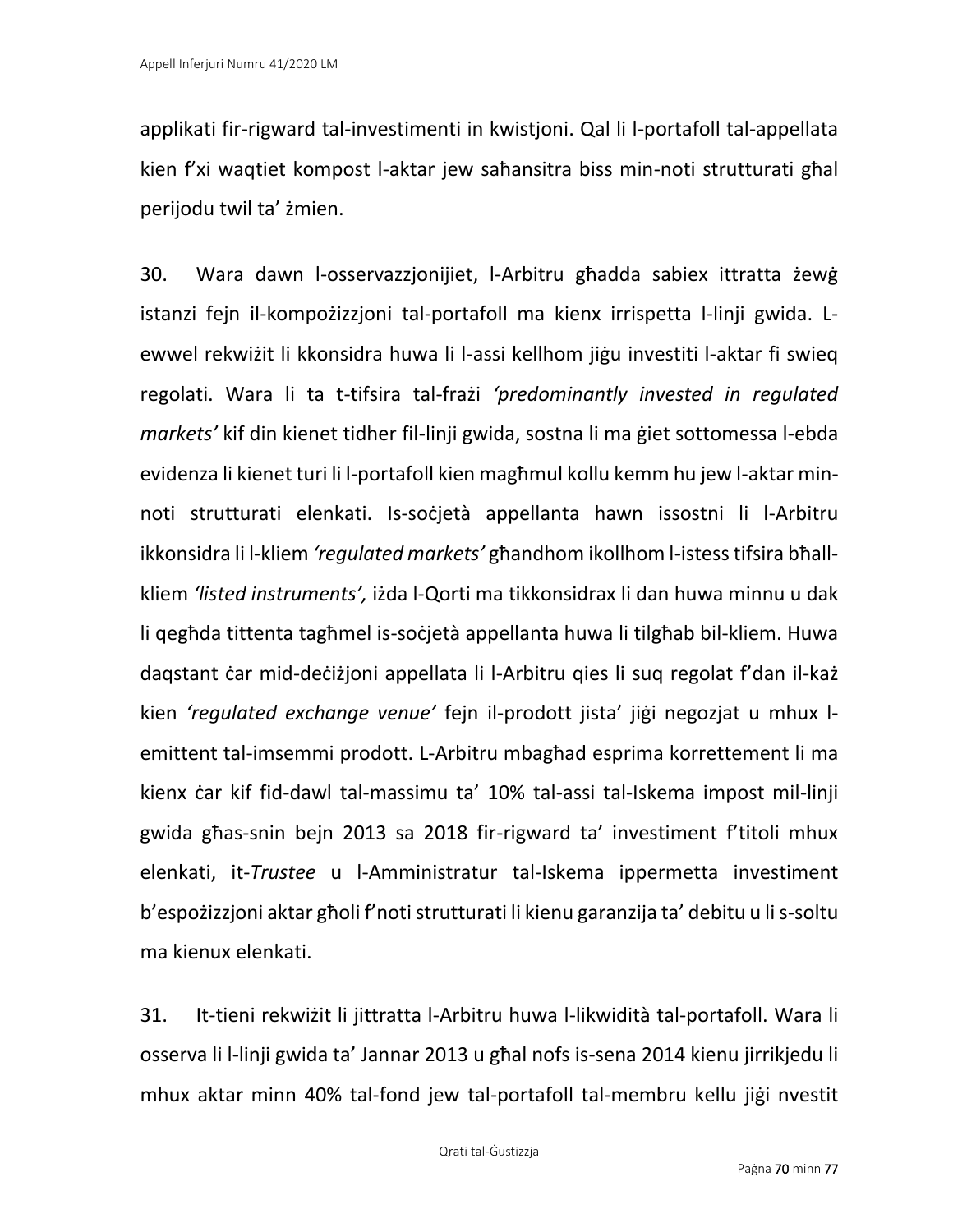applikati fir-rigward tal-investimenti in kwistjoni. Qal li l-portafoll tal-appellata kien f'xi waqtiet kompost l-aktar jew saħansitra biss min-noti strutturati għal perijodu twil ta' żmien.

30. Wara dawn l-osservazzjonijiet, l-Arbitru għadda sabiex ittratta żewġ istanzi fejn il-kompożizzjoni tal-portafoll ma kienx irrispetta l-linji gwida. L-ewwel rekwiżit li kkonsidra huwa li l-assi kellhom jiġu investiti l-aktar fi swieq regolati. Wara li ta t-tifsira tal-frażi *'predominantly invested in regulated markets'* kif din kienet tidher fil-linji gwida, sostna li ma ġiet sottomessa l-ebda evidenza li kienet turi li l-portafoll kien magħmul kollu kemm hu jew l-aktar min-noti strutturati elenkati. Is-soċjetà appellanta hawn issostni li l-Arbitru ikkonsidra li l-kliem *'regulated markets'* għandhom ikollhom l-istess tifsira bħall-kliem *'listed instruments',* iżda l-Qorti ma tikkonsidrax li dan huwa minnu u dak li qegħda tittenta tagħmel is-soċjetà appellanta huwa li tilgħab bil-kliem. Huwa daqstant ċar mid-deċiżjoni appellata li l-Arbitru qies li suq regolat f'dan il-każ kien *'regulated exchange venue'* fejn il-prodott jista' jiġi negozjat u mhux l-emittent tal-imsemmi prodott. L-Arbitru mbagħad esprima korrettement li ma kienx ċar kif fid-dawl tal-massimu ta' 10% tal-assi tal-Iskema impost mil-linji gwida għas-snin bejn 2013 sa 2018 fir-rigward ta' investiment f'titoli mhux elenkati, it-*Trustee* u l-Amministratur tal-Iskema ippermetta investiment b'espożizzjoni aktar għoli f'noti strutturati li kienu garanzija ta' debitu u li s-soltu ma kienux elenkati.

31. It-tieni rekwiżit li jittratta l-Arbitru huwa l-likwidità tal-portafoll. Wara li osserva li l-linji gwida ta' Jannar 2013 u għal nofs is-sena 2014 kienu jirrikjedu li mhux aktar minn 40% tal-fond jew tal-portafoll tal-membru kellu jiġi nvestit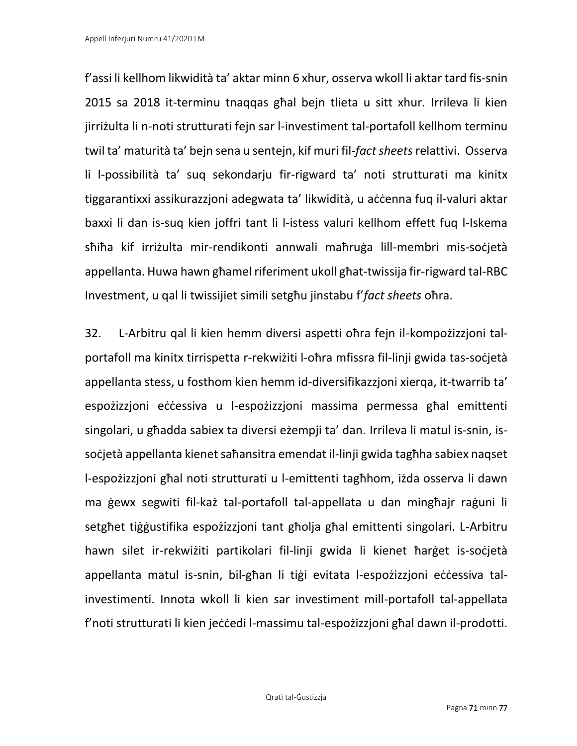f'assi li kellhom likwidità ta' aktar minn 6 xhur, osserva wkoll li aktar tard fis-snin 2015 sa 2018 it-terminu tnaqqas għal bejn tlieta u sitt xhur. Irrileva li kien jirriżulta li n-noti strutturati fejn sar l-investiment tal-portafoll kellhom terminu twil ta' maturità ta' bejn sena u sentejn, kif muri fil-*fact sheets* relattivi. Osserva li l-possibilità ta' suq sekondarju fir-rigward ta' noti strutturati ma kinitx tiggarantixxi assikurazzjoni adegwata ta' likwidità, u aċċenna fuq il-valuri aktar baxxi li dan is-suq kien joffri tant li l-istess valuri kellhom effett fuq l-Iskema sħiħa kif irriżulta mir-rendikonti annwali maħruġa lill-membri mis-soċjetà appellanta. Huwa hawn għamel riferiment ukoll għat-twissija fir-rigward tal-RBC Investment, u qal li twissijiet simili setgħu jinstabu f'*fact sheets* oħra.

32. L-Arbitru qal li kien hemm diversi aspetti oħra fejn il-kompożizzjoni tal-portafoll ma kinitx tirrispetta r-rekwiżiti l-oħra mfissra fil-linji gwida tas-soċjetà appellanta stess, u fosthom kien hemm id-diversifikazzjoni xierqa, it-twarrib ta' espożizzjoni eċċessiva u l-espożizzjoni massima permessa għal emittenti singolari, u għadda sabiex ta diversi eżempji ta' dan. Irrileva li matul is-snin, is-soċjetà appellanta kienet saħansitra emendat il-linji gwida tagħha sabiex naqset l-espożizzjoni għal noti strutturati u l-emittenti tagħhom, iżda osserva li dawn ma ġewx segwiti fil-każ tal-portafoll tal-appellata u dan mingħajr raġuni li setgħet tiġġustifika espożizzjoni tant għolja għal emittenti singolari. L-Arbitru hawn silet ir-rekwiżiti partikolari fil-linji gwida li kienet ħarġet is-soċjetà appellanta matul is-snin, bil-għan li tiġi evitata l-espożizzjoni eċċessiva tal-investimenti. Innota wkoll li kien sar investiment mill-portafoll tal-appellata f'noti strutturati li kien jeċċedi l-massimu tal-espożizzjoni għal dawn il-prodotti.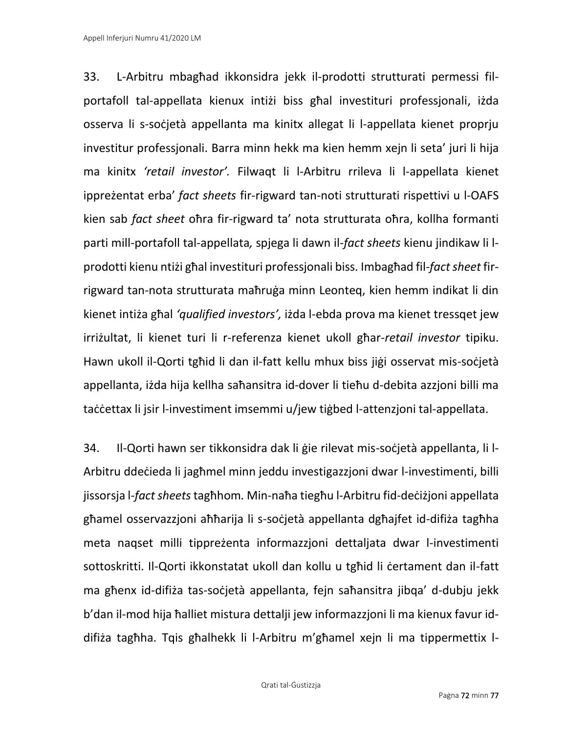33. L-Arbitru mbagħad ikkonsidra jekk il-prodotti strutturati permessi fil-portafoll tal-appellata kienux intiżi biss għal investituri professjonali, iżda osserva li s-soċjetà appellanta ma kinitx allegat li l-appellata kienet proprju investitur professjonali. Barra minn hekk ma kien hemm xejn li seta' juri li hija ma kinitx *'retail investor'.* Filwaqt li l-Arbitru rrileva li l-appellata kienet ippreżentat erba' *fact sheets* fir-rigward tan-noti strutturati rispettivi u l-OAFS kien sab *fact sheet* oħra fir-rigward ta' nota strutturata oħra, kollha formanti parti mill-portafoll tal-appellata*,* spjega li dawn il-*fact sheets* kienu jindikaw li l-prodotti kienu ntiżi għal investituri professjonali biss. Imbagħad fil-*fact sheet* fir-rigward tan-nota strutturata maħruġa minn Leonteq, kien hemm indikat li din kienet intiża għal *'qualified investors',* iżda l-ebda prova ma kienet tressqet jew irriżultat, li kienet turi li r-referenza kienet ukoll għar-*retail investor* tipiku. Hawn ukoll il-Qorti tgħid li dan il-fatt kellu mhux biss jiġi osservat mis-soċjetà appellanta, iżda hija kellha saħansitra id-dover li tieħu d-debita azzjoni billi ma taċċettax li jsir l-investiment imsemmi u/jew tiġbed l-attenzjoni tal-appellata.

34. Il-Qorti hawn ser tikkonsidra dak li ġie rilevat mis-soċjetà appellanta, li l-Arbitru ddeċieda li jagħmel minn jeddu investigazzjoni dwar l-investimenti, billi jissorsja l-*fact sheets* tagħhom*.* Min-naħa tiegħu l-Arbitru fid-deċiżjoni appellata għamel osservazzjoni aħħarija li s-soċjetà appellanta dgħajfet id-difiża tagħha meta naqset milli tippreżenta informazzjoni dettaljata dwar l-investimenti sottoskritti. Il-Qorti ikkonstatat ukoll dan kollu u tgħid li ċertament dan il-fatt ma għenx id-difiża tas-soċjetà appellanta, fejn saħansitra jibqa' d-dubju jekk b'dan il-mod hija ħalliet mistura dettalji jew informazzjoni li ma kienux favur id-difiża tagħha. Tqis għalhekk li l-Arbitru m'għamel xejn li ma tippermettix l-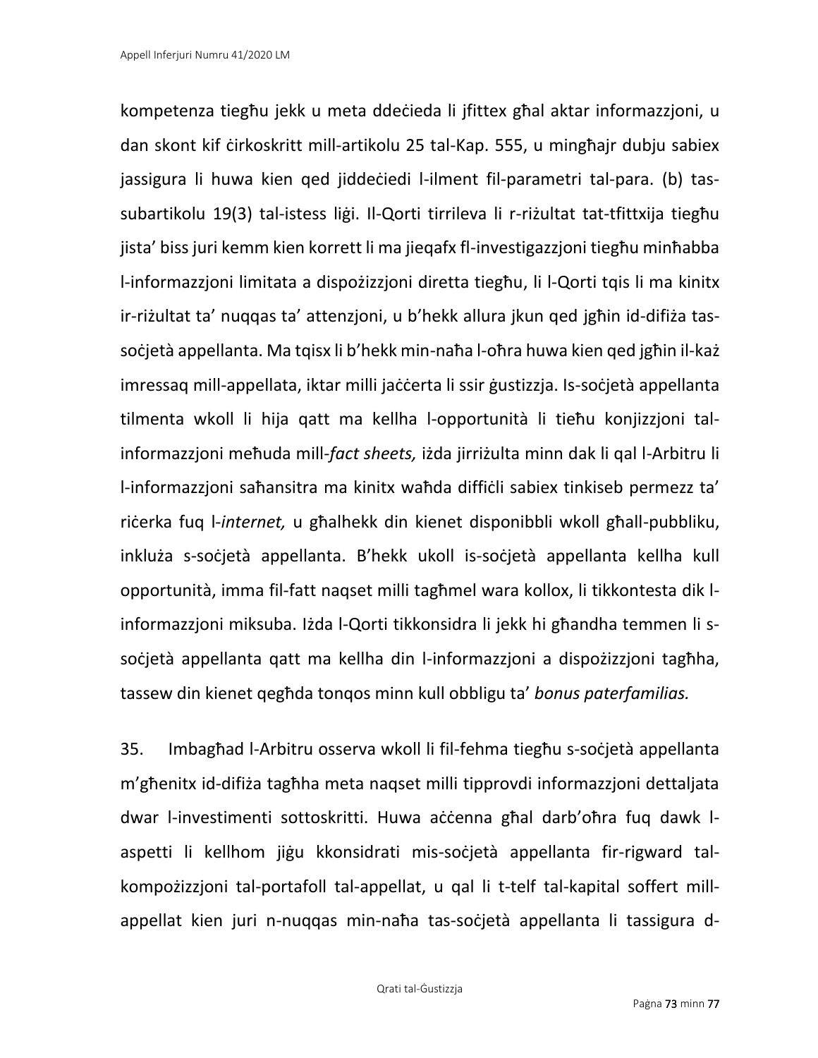kompetenza tiegħu jekk u meta ddeċieda li jfittex għal aktar informazzjoni, u dan skont kif ċirkoskritt mill-artikolu 25 tal-Kap. 555, u mingħajr dubju sabiex jassigura li huwa kien qed jiddeċiedi l-ilment fil-parametri tal-para. (b) tas-subartikolu 19(3) tal-istess liġi. Il-Qorti tirrileva li r-riżultat tat-tfittxija tiegħu jista' biss juri kemm kien korrett li ma jieqafx fl-investigazzjoni tiegħu minħabba l-informazzjoni limitata a dispożizzjoni diretta tiegħu, li l-Qorti tqis li ma kinitx ir-riżultat ta' nuqqas ta' attenzjoni, u b'hekk allura jkun qed jgħin id-difiża tas-soċjetà appellanta. Ma tqisx li b'hekk min-naħa l-oħra huwa kien qed jgħin il-każ imressaq mill-appellata, iktar milli jaċċerta li ssir ġustizzja. Is-soċjetà appellanta tilmenta wkoll li hija qatt ma kellha l-opportunità li tieħu konjizzjoni tal-informazzjoni meħuda mill-*fact sheets,* iżda jirriżulta minn dak li qal l-Arbitru li l-informazzjoni saħansitra ma kinitx waħda diffiċli sabiex tinkiseb permezz ta' riċerka fuq l-*internet,* u għalhekk din kienet disponibbli wkoll għall-pubbliku, inkluża s-soċjetà appellanta. B'hekk ukoll is-soċjetà appellanta kellha kull opportunità, imma fil-fatt naqset milli tagħmel wara kollox, li tikkontesta dik l-informazzjoni miksuba. Iżda l-Qorti tikkonsidra li jekk hi għandha temmen li s-soċjetà appellanta qatt ma kellha din l-informazzjoni a dispożizzjoni tagħha, tassew din kienet qegħda tonqos minn kull obbligu ta' *bonus paterfamilias.*

35. Imbagħad l-Arbitru osserva wkoll li fil-fehma tiegħu s-soċjetà appellanta m'għenitx id-difiża tagħha meta naqset milli tipprovdi informazzjoni dettaljata dwar l-investimenti sottoskritti. Huwa aċċenna għal darb'oħra fuq dawk l-aspetti li kellhom jiġu kkonsidrati mis-soċjetà appellanta fir-rigward tal-kompożizzjoni tal-portafoll tal-appellat, u qal li t-telf tal-kapital soffert mill-appellat kien juri n-nuqqas min-naħa tas-soċjetà appellanta li tassigura d-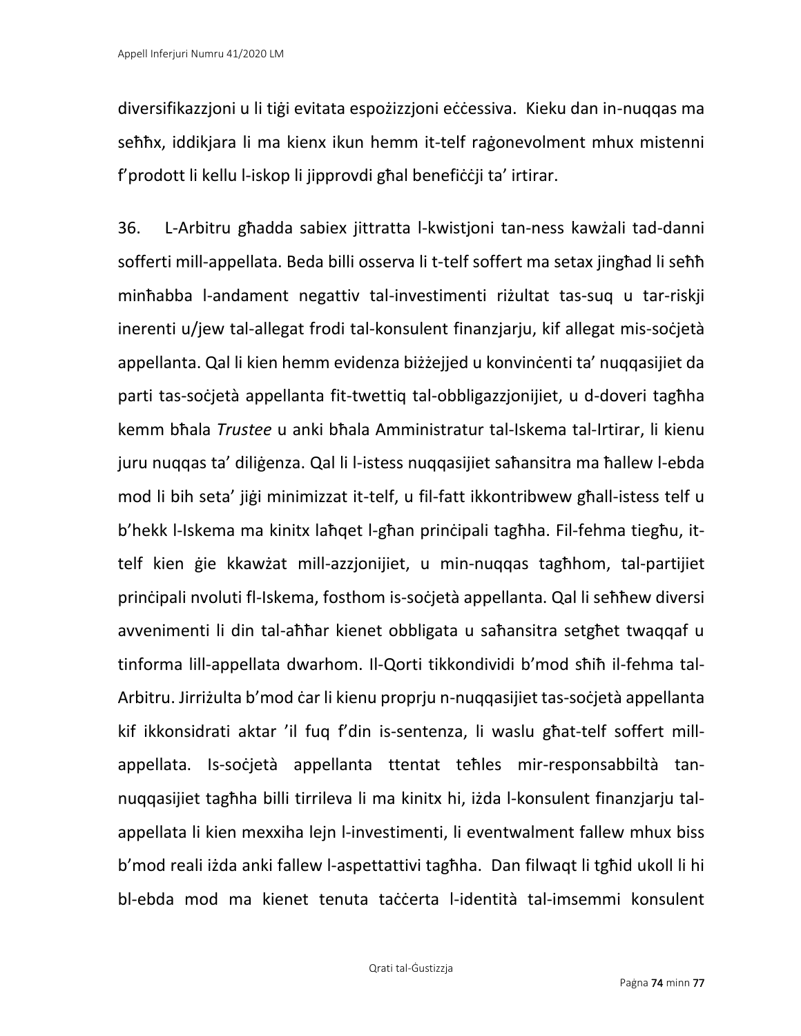diversifikazzjoni u li tiġi evitata espożizzjoni eċċessiva. Kieku dan in-nuqqas ma seħħx, iddikjara li ma kienx ikun hemm it-telf raġonevolment mhux mistenni f'prodott li kellu l-iskop li jipprovdi għal benefiċċji ta' irtirar.

36. L-Arbitru għadda sabiex jittratta l-kwistjoni tan-ness kawżali tad-danni sofferti mill-appellata. Beda billi osserva li t-telf soffert ma setax jingħad li seħħ minħabba l-andament negattiv tal-investimenti riżultat tas-suq u tar-riskji inerenti u/jew tal-allegat frodi tal-konsulent finanzjarju, kif allegat mis-soċjetà appellanta. Qal li kien hemm evidenza biżżejjed u konvinċenti ta' nuqqasijiet da parti tas-soċjetà appellanta fit-twettiq tal-obbligazzjonijiet, u d-doveri tagħha kemm bħala *Trustee* u anki bħala Amministratur tal-Iskema tal-Irtirar, li kienu juru nuqqas ta' diliġenza. Qal li l-istess nuqqasijiet saħansitra ma ħallew l-ebda mod li bih seta' jiġi minimizzat it-telf, u fil-fatt ikkontribwew għall-istess telf u b'hekk l-Iskema ma kinitx laħqet l-għan prinċipali tagħha. Fil-fehma tiegħu, it-telf kien ġie kkawżat mill-azzjonijiet, u min-nuqqas tagħhom, tal-partijiet prinċipali nvoluti fl-Iskema, fosthom is-soċjetà appellanta. Qal li seħħew diversi avvenimenti li din tal-aħħar kienet obbligata u saħansitra setgħet twaqqaf u tinforma lill-appellata dwarhom. Il-Qorti tikkondividi b'mod sħiħ il-fehma tal-Arbitru. Jirriżulta b'mod ċar li kienu proprju n-nuqqasijiet tas-soċjetà appellanta kif ikkonsidrati aktar 'il fuq f'din is-sentenza, li waslu għat-telf soffert mill-appellata. Is-soċjetà appellanta ttentat teħles mir-responsabbiltà tan-nuqqasijiet tagħha billi tirrileva li ma kinitx hi, iżda l-konsulent finanzjarju tal-appellata li kien mexxiha lejn l-investimenti, li eventwalment fallew mhux biss b'mod reali iżda anki fallew l-aspettattivi tagħha. Dan filwaqt li tgħid ukoll li hi bl-ebda mod ma kienet tenuta taċċerta l-identità tal-imsemmi konsulent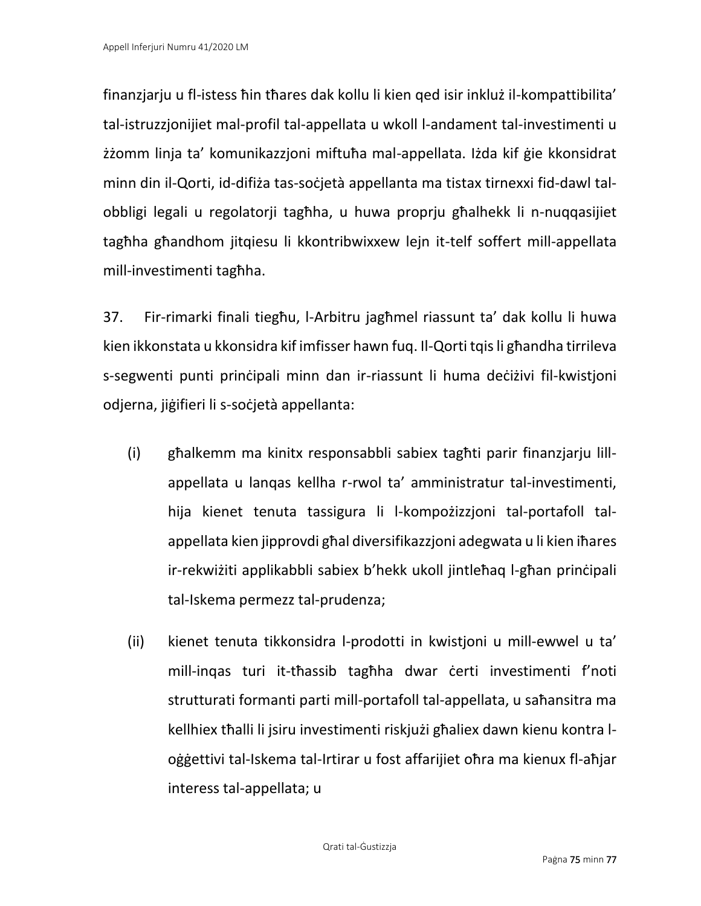finanzjarju u fl-istess ħin tħares dak kollu li kien qed isir inkluż il-kompattibilita' tal-istruzzjonijiet mal-profil tal-appellata u wkoll l-andament tal-investimenti u żżomm linja ta' komunikazzjoni miftuħa mal-appellata. Iżda kif ġie kkonsidrat minn din il-Qorti, id-difiża tas-soċjetà appellanta ma tistax tirnexxi fid-dawl tal-obbligi legali u regolatorji tagħha, u huwa proprju għalhekk li n-nuqqasijiet tagħha għandhom jitqiesu li kkontribwixxew lejn it-telf soffert mill-appellata mill-investimenti tagħha.

37. Fir-rimarki finali tiegħu, l-Arbitru jagħmel riassunt ta' dak kollu li huwa kien ikkonstata u kkonsidra kif imfisser hawn fuq. Il-Qorti tqis li għandha tirrileva s-segwenti punti prinċipali minn dan ir-riassunt li huma deċiżivi fil-kwistjoni odjerna, jiġifieri li s-soċjetà appellanta:

(i) għalkemm ma kinitx responsabbli sabiex tagħti parir finanzjarju lill-appellata u lanqas kellha r-rwol ta' amministratur tal-investimenti, hija kienet tenuta tassigura li l-kompożizzjoni tal-portafoll tal-appellata kien jipprovdi għal diversifikazzjoni adegwata u li kien iħares ir-rekwiżiti applikabbli sabiex b'hekk ukoll jintleħaq l-għan prinċipali tal-Iskema permezz tal-prudenza;

(ii) kienet tenuta tikkonsidra l-prodotti in kwistjoni u mill-ewwel u ta' mill-inqas turi it-tħassib tagħha dwar ċerti investimenti f'noti strutturati formanti parti mill-portafoll tal-appellata, u saħansitra ma kellhiex tħalli li jsiru investimenti riskjużi għaliex dawn kienu kontra l-oġġettivi tal-Iskema tal-Irtirar u fost affarijiet oħra ma kienux fl-aħjar interess tal-appellata; u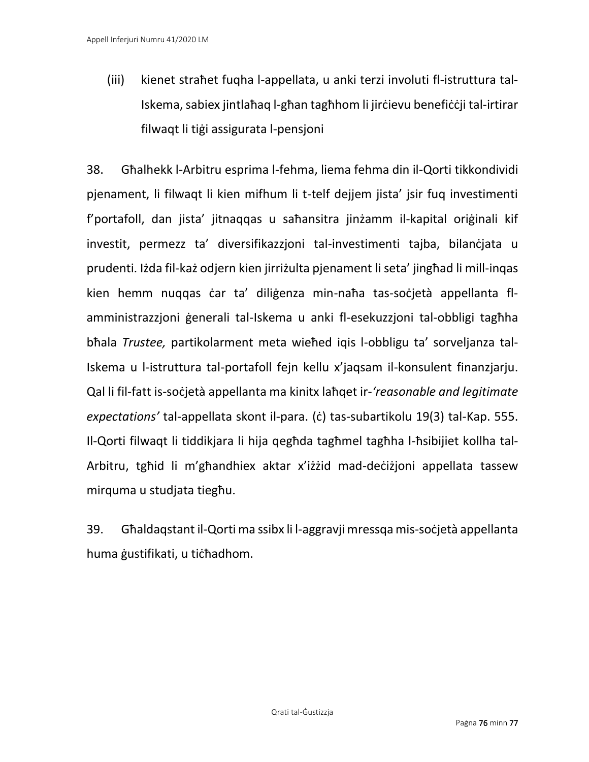(iii) kienet straħet fuqha l-appellata, u anki terzi involuti fl-istruttura tal-Iskema, sabiex jintlaħaq l-għan tagħhom li jirċievu benefiċċji tal-irtirar filwaqt li tiġi assigurata l-pensjoni

38. Għalhekk l-Arbitru esprima l-fehma, liema fehma din il-Qorti tikkondividi pjenament, li filwaqt li kien mifhum li t-telf dejjem jista' jsir fuq investimenti f'portafoll, dan jista' jitnaqqas u saħansitra jinżamm il-kapital oriġinali kif investit, permezz ta' diversifikazzjoni tal-investimenti tajba, bilanċjata u prudenti. Iżda fil-każ odjern kien jirriżulta pjenament li seta' jingħad li mill-inqas kien hemm nuqqas ċar ta' diliġenza min-naħa tas-soċjetà appellanta fl-amministrazzjoni ġenerali tal-Iskema u anki fl-esekuzzjoni tal-obbligi tagħha bħala *Trustee,* partikolarment meta wieħed iqis l-obbligu ta' sorveljanza tal-Iskema u l-istruttura tal-portafoll fejn kellu x'jaqsam il-konsulent finanzjarju. Qal li fil-fatt is-soċjetà appellanta ma kinitx laħqet ir-*'reasonable and legitimate expectations'* tal-appellata skont il-para. (ċ) tas-subartikolu 19(3) tal-Kap. 555. Il-Qorti filwaqt li tiddikjara li hija qegħda tagħmel tagħha l-ħsibijiet kollha tal-Arbitru, tgħid li m'għandhiex aktar x'iżżid mad-deċiżjoni appellata tassew mirquma u studjata tiegħu.

39. Għaldaqstant il-Qorti ma ssibx li l-aggravji mressqa mis-soċjetà appellanta huma ġustifikati, u tiċħadhom.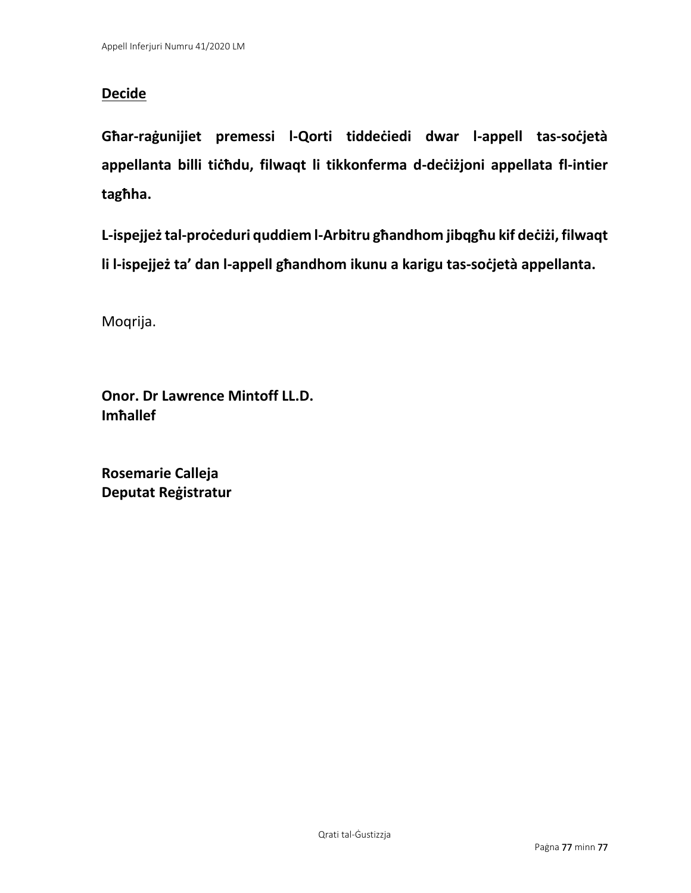## Decide

**Għar-raġunijiet premessi l-Qorti tiddeċiedi dwar l-appell tas-soċjetà appellanta billi tiċħdu, filwaqt li tikkonferma d-deċiżjoni appellata fl-intier tagħha.**

**L-ispejjeż tal-proċeduri quddiem l-Arbitru għandhom jibqgħu kif deċiżi, filwaqt li l-ispejjeż ta' dan l-appell għandhom ikunu a karigu tas-soċjetà appellanta.**

Moqrija.

**Onor. Dr Lawrence Mintoff LL.D.**
**Imħallef**

**Rosemarie Calleja**
**Deputat Reġistratur**